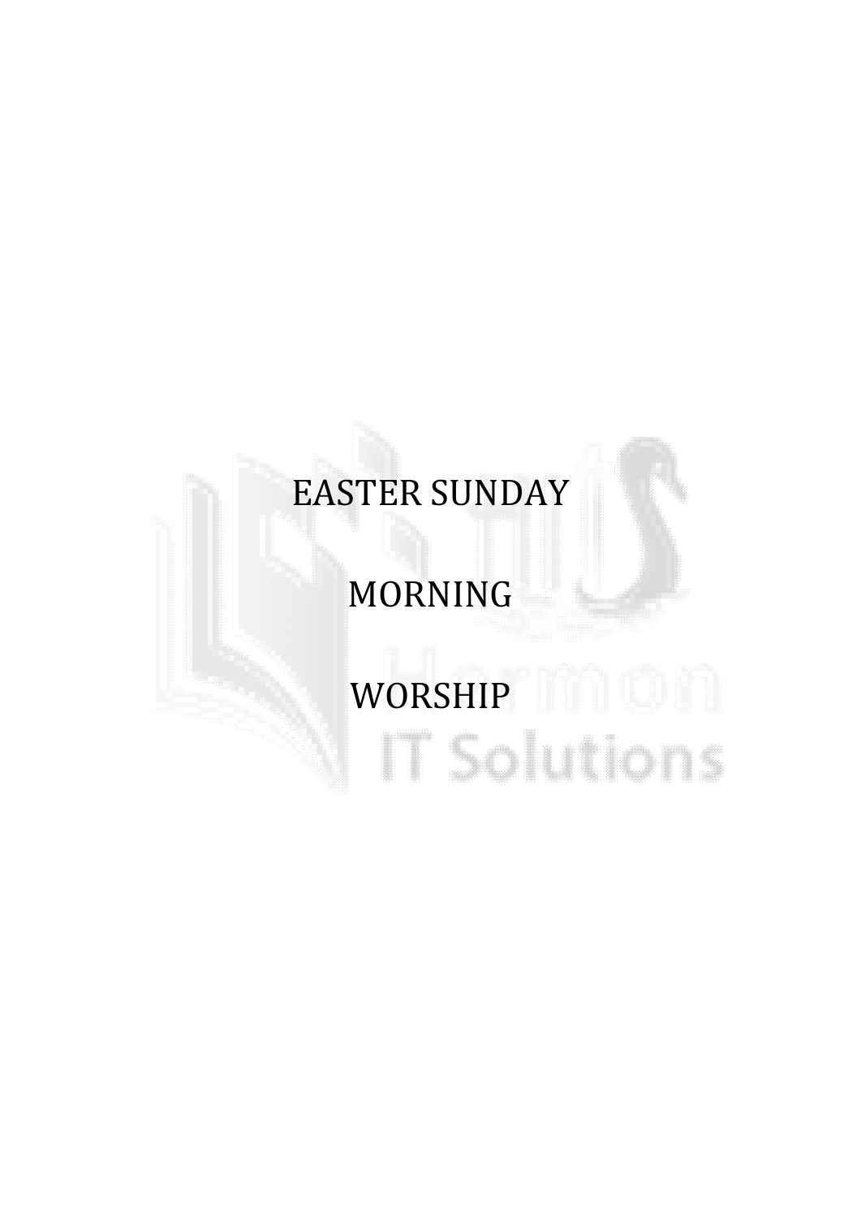# EASTER SUNDAY

# MORNING

# WORSHIP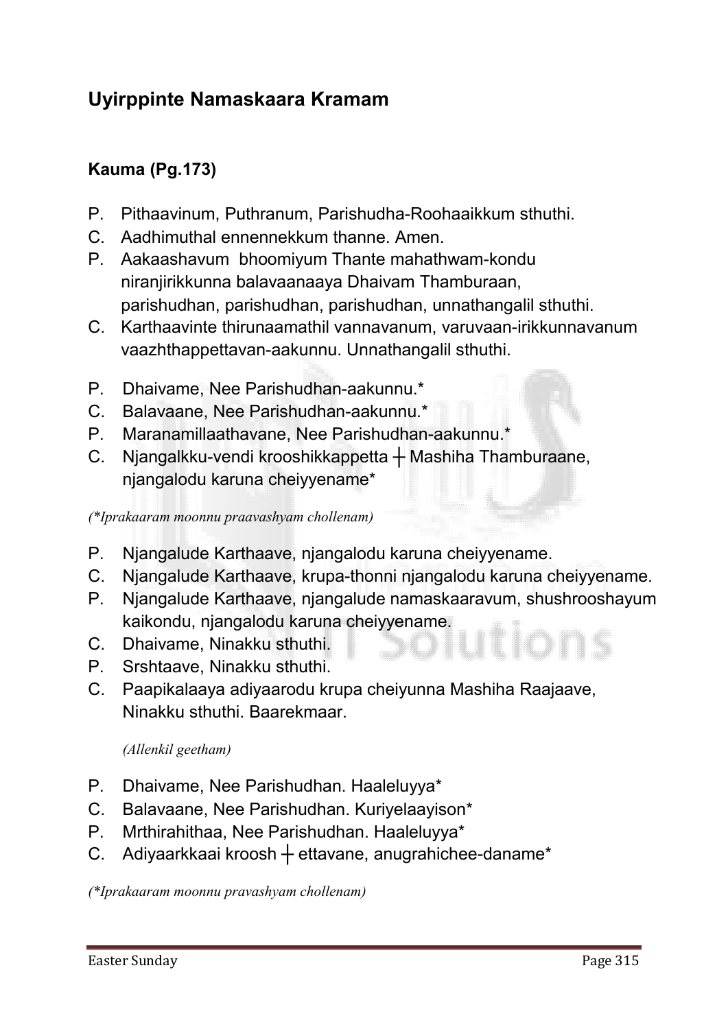## Uyirppinte Namaskaara Kramam

### Kauma (Pg.173)

P. Pithaavinum, Puthranum, Parishudha-Roohaaikkum sthuthi.
C. Aadhimuthal ennennekkum thanne. Amen.
P. Aakaashavum bhoomiyum Thante mahathwam-kondu niranjirikkunna balavaanaaya Dhaivam Thamburaan, parishudhan, parishudhan, parishudhan, unnathangalil sthuthi.
C. Karthaavinte thirunaamathil vannavanum, varuvaan-irikkunnavanum vaazhthappettavan-aakunnu. Unnathangalil sthuthi.

P. Dhaivame, Nee Parishudhan-aakunnu.*
C. Balavaane, Nee Parishudhan-aakunnu.*
P. Maranamillaathavane, Nee Parishudhan-aakunnu.*
C. Njangalkku-vendi krooshikkappetta ┼ Mashiha Thamburaane, njangalodu karuna cheiyyename*

*(\*Iprakaaram moonnu praavashyam chollenam)*

P. Njangalude Karthaave, njangalodu karuna cheiyyename.
C. Njangalude Karthaave, krupa-thonni njangalodu karuna cheiyyename.
P. Njangalude Karthaave, njangalude namaskaaravum, shushrooshayum kaikondu, njangalodu karuna cheiyyename.
C. Dhaivame, Ninakku sthuthi.
P. Srshtaave, Ninakku sthuthi.
C. Paapikalaaya adiyaarodu krupa cheiyunna Mashiha Raajaave, Ninakku sthuthi. Baarekmaar.

*(Allenkil geetham)*

P. Dhaivame, Nee Parishudhan. Haaleluyya*
C. Balavaane, Nee Parishudhan. Kuriyelaayison*
P. Mrthirahithaa, Nee Parishudhan. Haaleluyya*
C. Adiyaarkkaai kroosh ┼ ettavane, anugrahichee-daname*

*(\*Iprakaaram moonnu pravashyam chollenam)*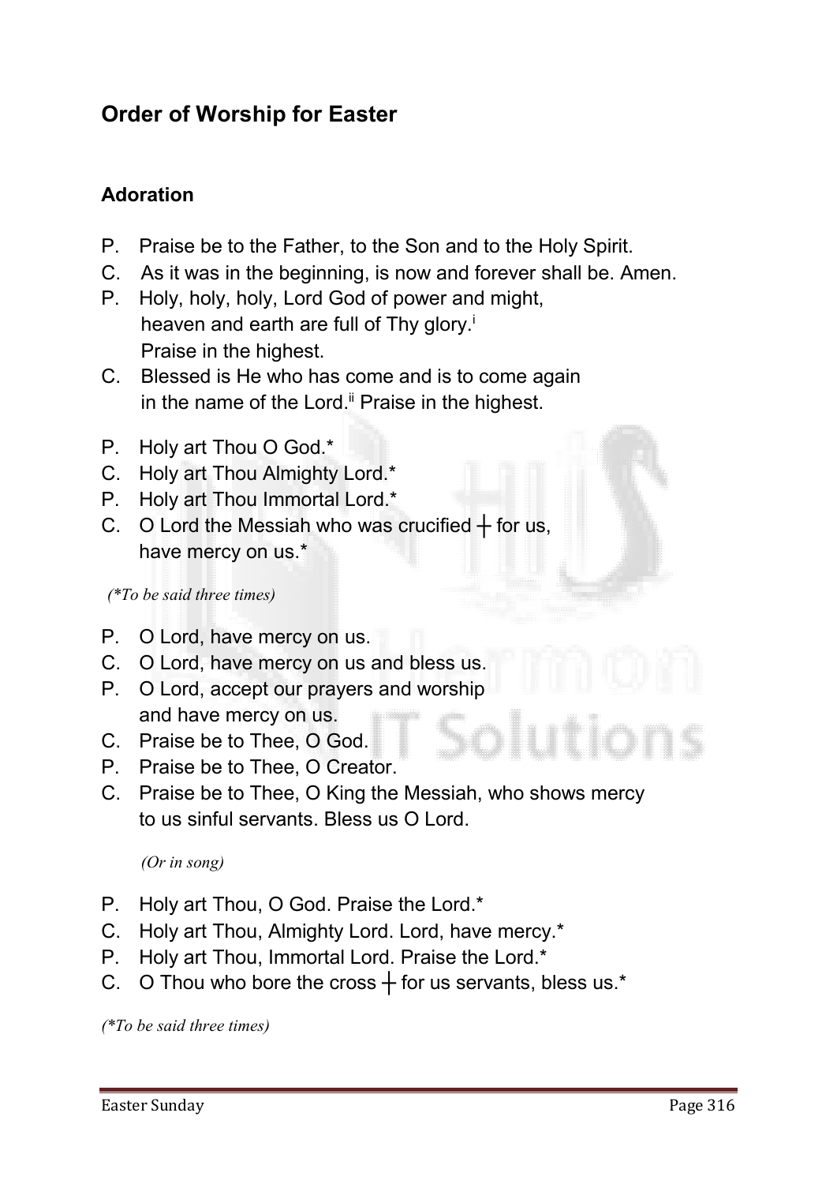## Order of Worship for Easter

### Adoration

P. Praise be to the Father, to the Son and to the Holy Spirit.

C. As it was in the beginning, is now and forever shall be. Amen.

P. Holy, holy, holy, Lord God of power and might,
heaven and earth are full of Thy glory.[i]
Praise in the highest.

C. Blessed is He who has come and is to come again
in the name of the Lord.[ii] Praise in the highest.

P. Holy art Thou O God.*

C. Holy art Thou Almighty Lord.*

P. Holy art Thou Immortal Lord.*

C. O Lord the Messiah who was crucified ┼ for us,
have mercy on us.*

*(*To be said three times)*

P. O Lord, have mercy on us.

C. O Lord, have mercy on us and bless us.

P. O Lord, accept our prayers and worship
and have mercy on us.

C. Praise be to Thee, O God.

P. Praise be to Thee, O Creator.

C. Praise be to Thee, O King the Messiah, who shows mercy
to us sinful servants. Bless us O Lord.

*(Or in song)*

P. Holy art Thou, O God. Praise the Lord.*

C. Holy art Thou, Almighty Lord. Lord, have mercy.*

P. Holy art Thou, Immortal Lord. Praise the Lord.*

C. O Thou who bore the cross ┼ for us servants, bless us.*

*(*To be said three times)*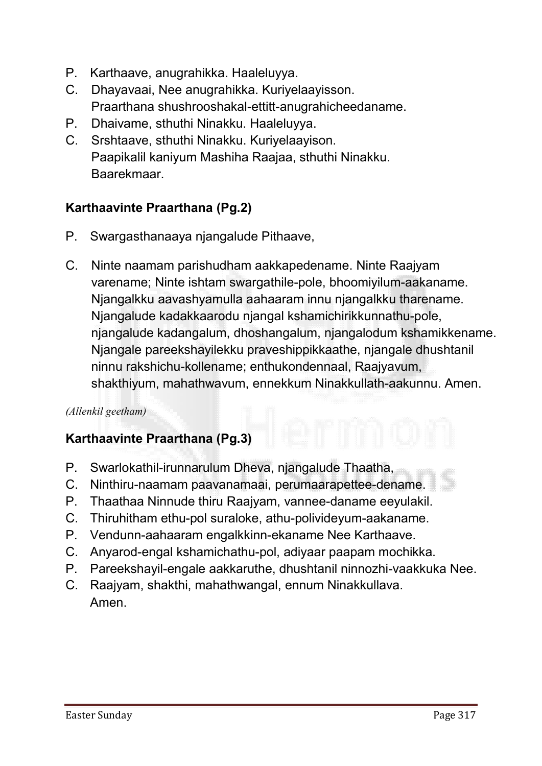P. Karthaave, anugrahikka. Haaleluyya.

C. Dhayavaai, Nee anugrahikka. Kuriyelaayisson.
Praarthana shushrooshakal-ettitt-anugrahicheedaname.

P. Dhaivame, sthuthi Ninakku. Haaleluyya.

C. Srshtaave, sthuthi Ninakku. Kuriyelaayison.
Paapikalil kaniyum Mashiha Raajaa, sthuthi Ninakku.
Baarekmaar.

**Karthaavinte Praarthana (Pg.2)**

P. Swargasthanaaya njangalude Pithaave,

C. Ninte naamam parishudham aakkapedename. Ninte Raajyam varename; Ninte ishtam swargathile-pole, bhoomiyilum-aakaname. Njangalkku aavashyamulla aahaaram innu njangalkku tharename. Njangalude kadakkaarodu njangal kshamichirikkunnathu-pole, njangalude kadangalum, dhoshangalum, njangalodum kshamikkename. Njangale pareekshayilekku praveshippikkaathe, njangale dhushtanil ninnu rakshichu-kollename; enthukondennaal, Raajyavum, shakthiyum, mahathwavum, ennekkum Ninakkullath-aakunnu. Amen.

*(Allenkil geetham)*

**Karthaavinte Praarthana (Pg.3)**

P. Swarlokathil-irunnarulum Dheva, njangalude Thaatha,

C. Ninthiru-naamam paavanamaai, perumaarapettee-dename.

P. Thaathaa Ninnude thiru Raajyam, vannee-daname eeyulakil.

C. Thiruhitham ethu-pol suraloke, athu-polivideyum-aakaname.

P. Vendunn-aahaaram engalkkinn-ekaname Nee Karthaave.

C. Anyarod-engal kshamichathu-pol, adiyaar paapam mochikka.

P. Pareekshayil-engale aakkaruthe, dhushtanil ninnozhi-vaakkuka Nee.

C. Raajyam, shakthi, mahathwangal, ennum Ninakkullava.
Amen.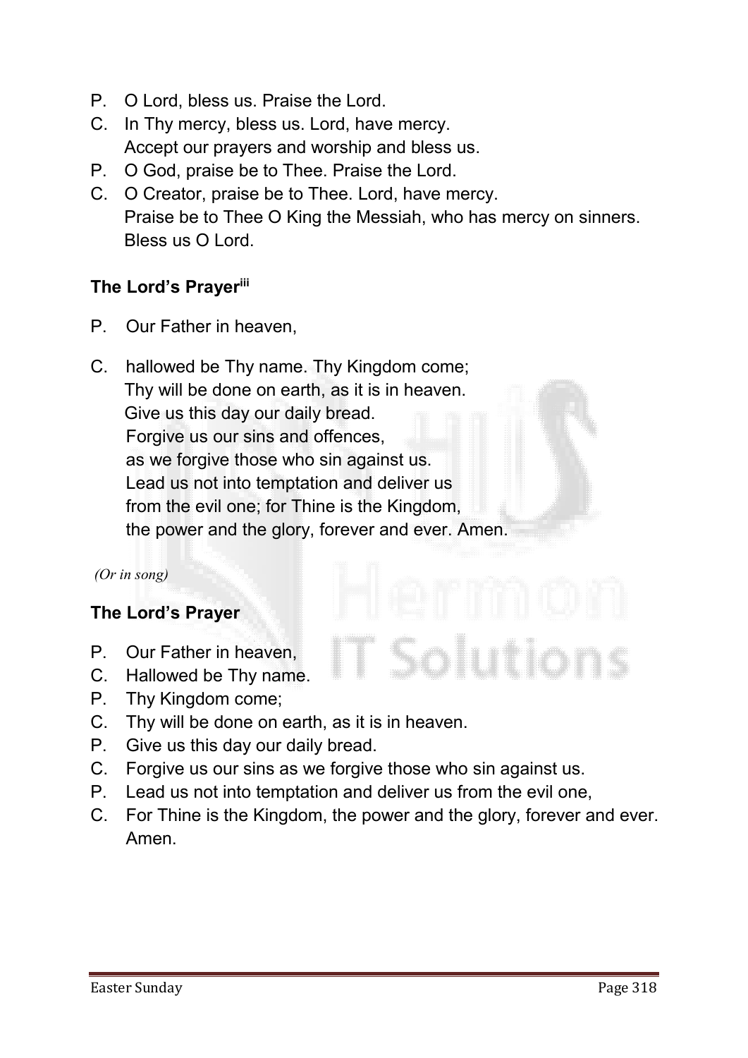P. O Lord, bless us. Praise the Lord.
C. In Thy mercy, bless us. Lord, have mercy.
   Accept our prayers and worship and bless us.
P. O God, praise be to Thee. Praise the Lord.
C. O Creator, praise be to Thee. Lord, have mercy.
   Praise be to Thee O King the Messiah, who has mercy on sinners.
   Bless us O Lord.

**The Lord's Prayer**[iii]

P. Our Father in heaven,

C. hallowed be Thy name. Thy Kingdom come;
   Thy will be done on earth, as it is in heaven.
   Give us this day our daily bread.
   Forgive us our sins and offences,
   as we forgive those who sin against us.
   Lead us not into temptation and deliver us
   from the evil one; for Thine is the Kingdom,
   the power and the glory, forever and ever. Amen.

*(Or in song)*

**The Lord's Prayer**

P. Our Father in heaven,
C. Hallowed be Thy name.
P. Thy Kingdom come;
C. Thy will be done on earth, as it is in heaven.
P. Give us this day our daily bread.
C. Forgive us our sins as we forgive those who sin against us.
P. Lead us not into temptation and deliver us from the evil one,
C. For Thine is the Kingdom, the power and the glory, forever and ever.
   Amen.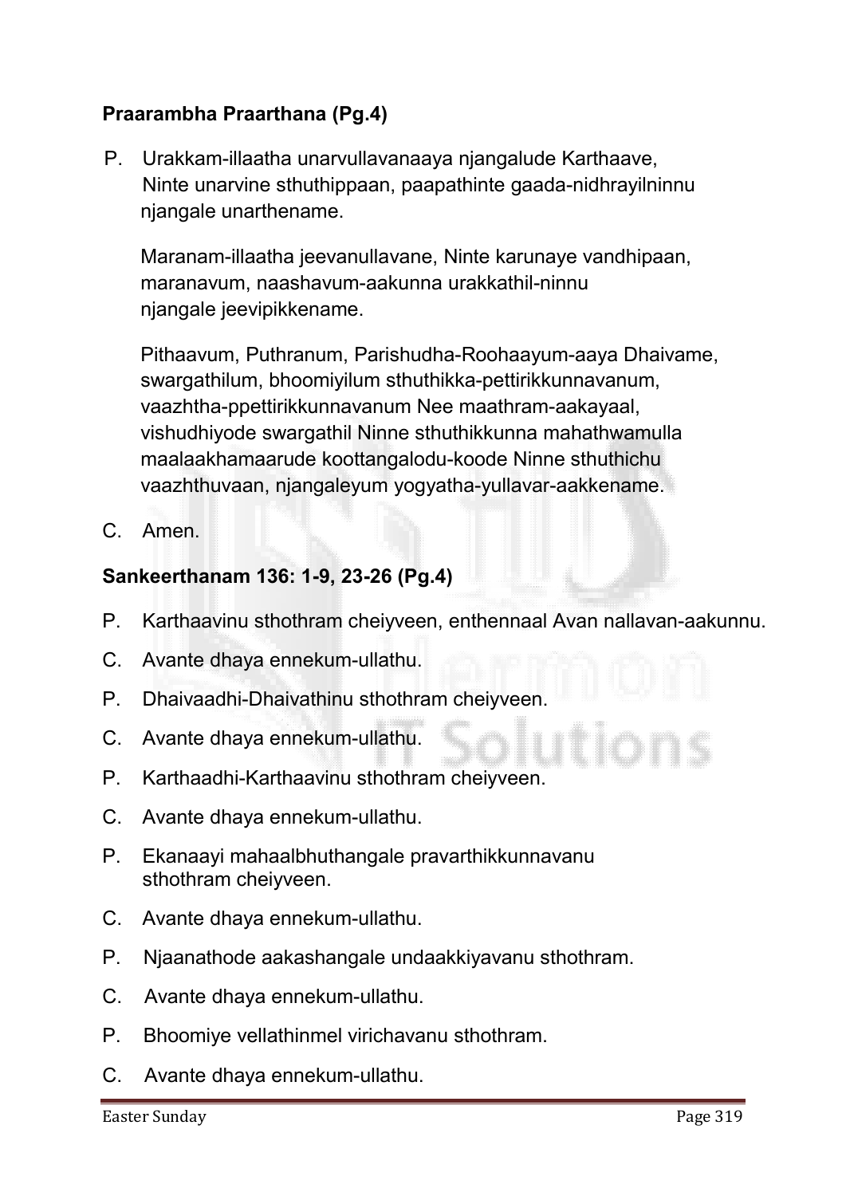**Praarambha Praarthana (Pg.4)**

P. Urakkam-illaatha unarvullavanaaya njangalude Karthaave,
Ninte unarvine sthuthippaan, paapathinte gaada-nidhrayilninnu njangale unarthename.

Maranam-illaatha jeevanullavane, Ninte karunaye vandhipaan, maranavum, naashavum-aakunna urakkathil-ninnu njangale jeevipikkename.

Pithaavum, Puthranum, Parishudha-Roohaayum-aaya Dhaivame, swargathilum, bhoomiyilum sthuthikka-pettirikkunnavanum, vaazhtha-ppettirikkunnavanum Nee maathram-aakayaal, vishudhiyode swargathil Ninne sthuthikkunna mahathwamulla maalaakhamaarude koottangalodu-koode Ninne sthuthichu vaazhthuvaan, njangaleyum yogyatha-yullavar-aakkename.

C. Amen.

**Sankeerthanam 136: 1-9, 23-26 (Pg.4)**

P. Karthaavinu sthothram cheiyveen, enthennaal Avan nallavan-aakunnu.

C. Avante dhaya ennekum-ullathu.

P. Dhaivaadhi-Dhaivathinu sthothram cheiyveen.

C. Avante dhaya ennekum-ullathu.

P. Karthaadhi-Karthaavinu sthothram cheiyveen.

C. Avante dhaya ennekum-ullathu.

P. Ekanaayi mahaalbhuthangale pravarthikkunnavanu sthothram cheiyveen.

C. Avante dhaya ennekum-ullathu.

P. Njaanathode aakashangale undaakkiyavanu sthothram.

C. Avante dhaya ennekum-ullathu.

P. Bhoomiye vellathinmel virichavanu sthothram.

C. Avante dhaya ennekum-ullathu.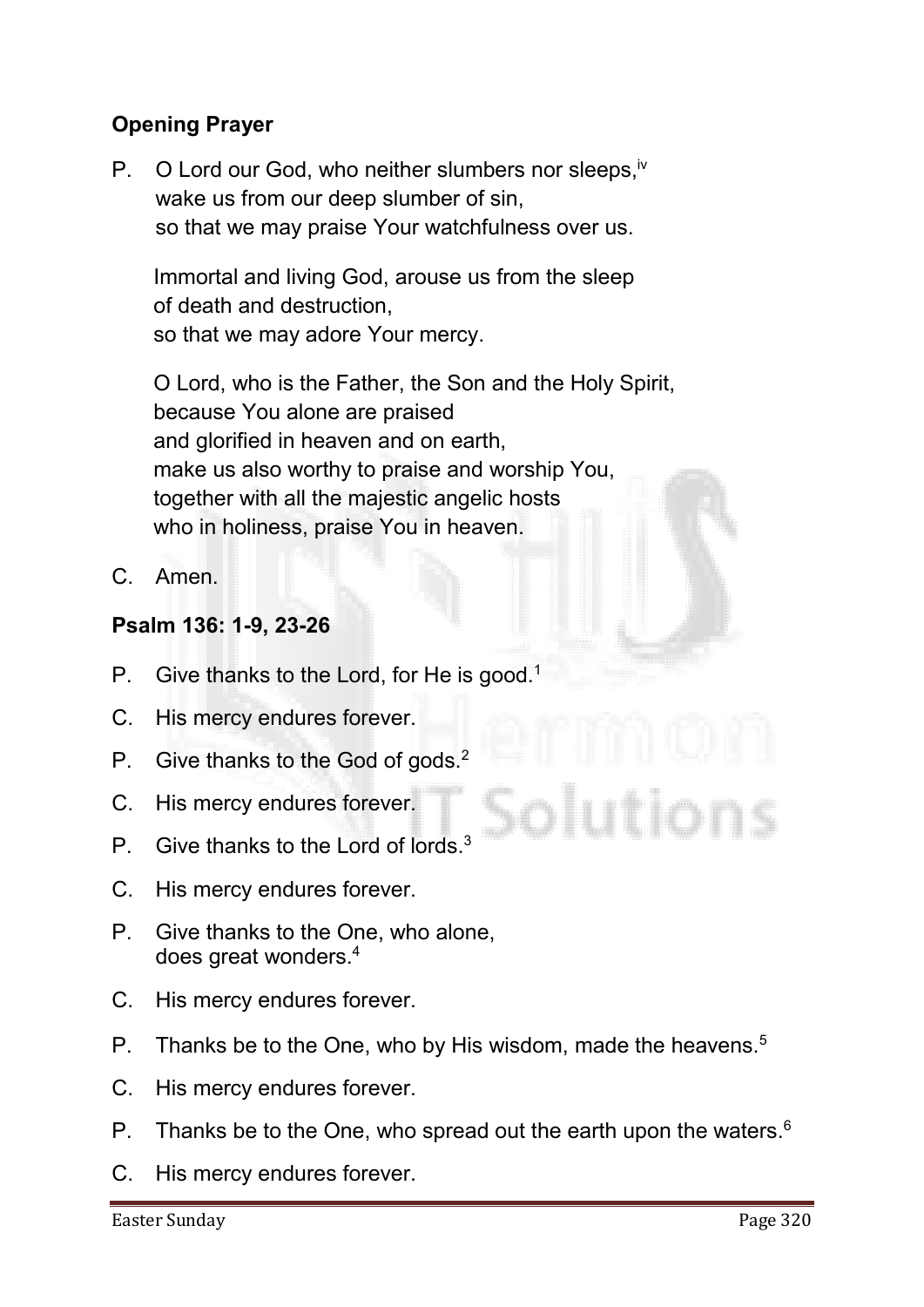**Opening Prayer**

P. O Lord our God, who neither slumbers nor sleeps,[iv]
wake us from our deep slumber of sin,
so that we may praise Your watchfulness over us.

Immortal and living God, arouse us from the sleep
of death and destruction,
so that we may adore Your mercy.

O Lord, who is the Father, the Son and the Holy Spirit,
because You alone are praised
and glorified in heaven and on earth,
make us also worthy to praise and worship You,
together with all the majestic angelic hosts
who in holiness, praise You in heaven.

C. Amen.

**Psalm 136: 1-9, 23-26**

P. Give thanks to the Lord, for He is good.[1]

C. His mercy endures forever.

P. Give thanks to the God of gods.[2]

C. His mercy endures forever.

P. Give thanks to the Lord of lords.[3]

C. His mercy endures forever.

P. Give thanks to the One, who alone,
does great wonders.[4]

C. His mercy endures forever.

P. Thanks be to the One, who by His wisdom, made the heavens.[5]

C. His mercy endures forever.

P. Thanks be to the One, who spread out the earth upon the waters.[6]

C. His mercy endures forever.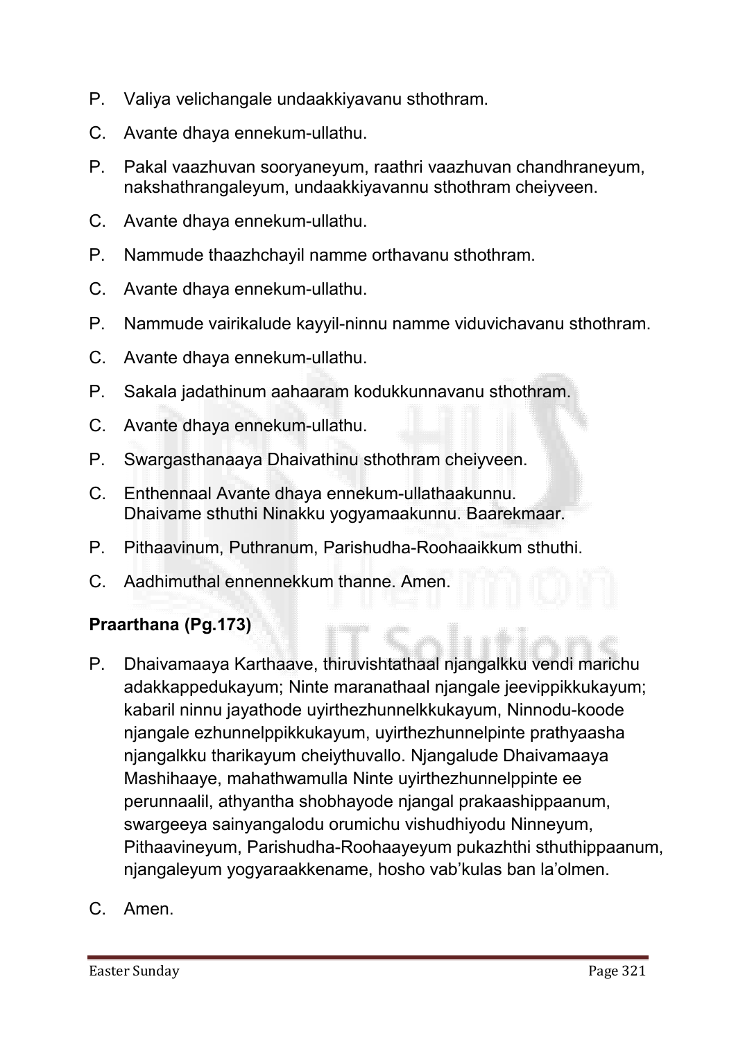P. Valiya velichangale undaakkiyavanu sthothram.

C. Avante dhaya ennekum-ullathu.

P. Pakal vaazhuvan sooryaneyum, raathri vaazhuvan chandhraneyum, nakshathrangaleyum, undaakkiyavannu sthothram cheiyveen.

C. Avante dhaya ennekum-ullathu.

P. Nammude thaazhchayil namme orthavanu sthothram.

C. Avante dhaya ennekum-ullathu.

P. Nammude vairikalude kayyil-ninnu namme viduvichavanu sthothram.

C. Avante dhaya ennekum-ullathu.

P. Sakala jadathinum aahaaram kodukkunnavanu sthothram.

C. Avante dhaya ennekum-ullathu.

P. Swargasthanaaya Dhaivathinu sthothram cheiyveen.

C. Enthennaal Avante dhaya ennekum-ullathaakunnu.
Dhaivame sthuthi Ninakku yogyamaakunnu. Baarekmaar.

P. Pithaavinum, Puthranum, Parishudha-Roohaaikkum sthuthi.

C. Aadhimuthal ennennekkum thanne. Amen.

**Praarthana (Pg.173)**

P. Dhaivamaaya Karthaave, thiruvishtathaal njangalkku vendi marichu adakkappedukayum; Ninte maranathaal njangale jeevippikkukayum; kabaril ninnu jayathode uyirthezhunnelkkukayum, Ninnodu-koode njangale ezhunnelppikkukayum, uyirthezhunnelpinte prathyaasha njangalkku tharikayum cheiythuvallo. Njangalude Dhaivamaaya Mashihaaye, mahathwamulla Ninte uyirthezhunnelppinte ee perunnaalil, athyantha shobhayode njangal prakaashippaanum, swargeeya sainyangalodu orumichu vishudhiyodu Ninneyum, Pithaavineyum, Parishudha-Roohaayeyum pukazhthi sthuthippaanum, njangaleyum yogyaraakkename, hosho vab'kulas ban la'olmen.

C. Amen.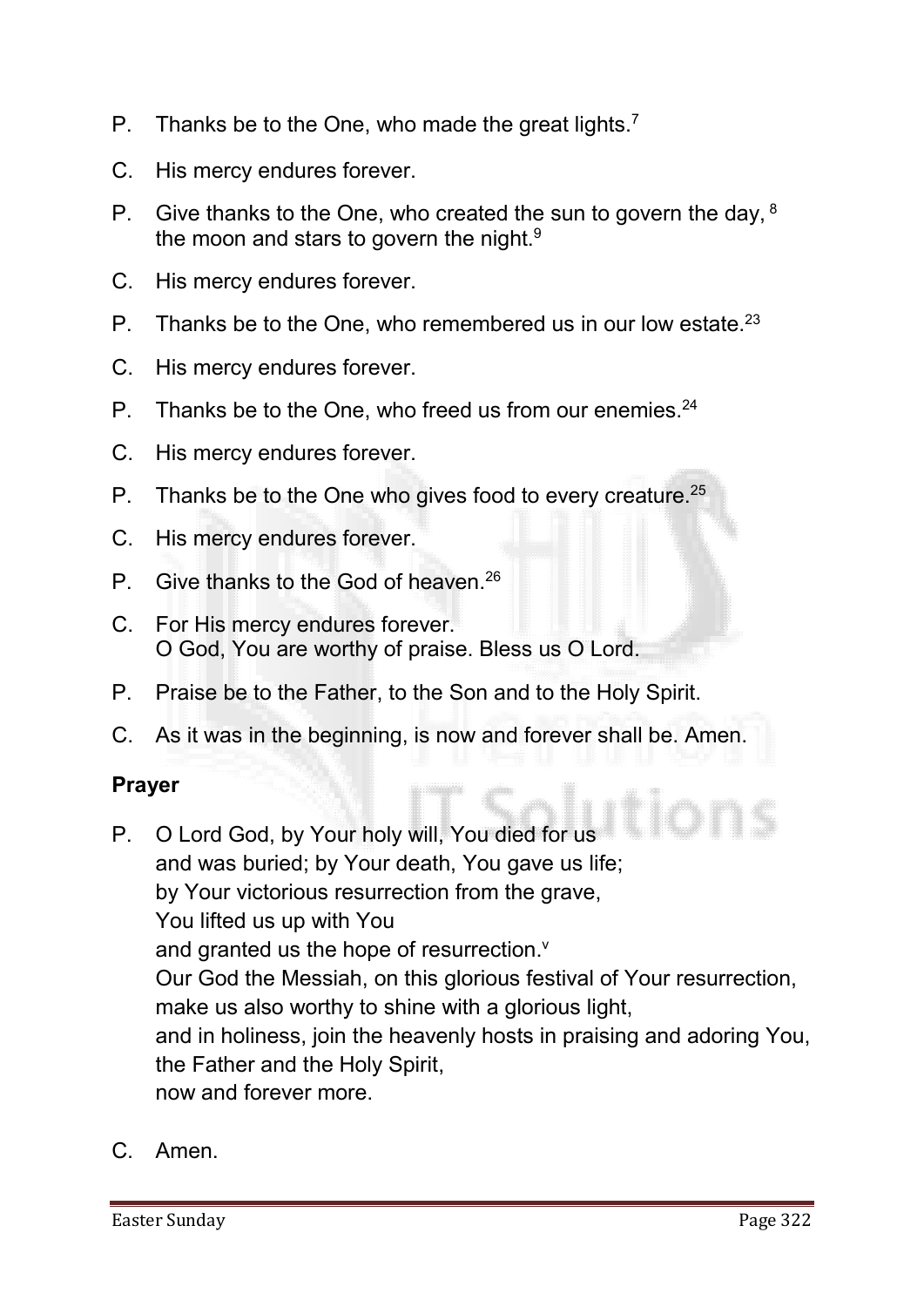P. Thanks be to the One, who made the great lights.[7]

C. His mercy endures forever.

P. Give thanks to the One, who created the sun to govern the day, [8] the moon and stars to govern the night.[9]

C. His mercy endures forever.

P. Thanks be to the One, who remembered us in our low estate.[23]

C. His mercy endures forever.

P. Thanks be to the One, who freed us from our enemies.[24]

C. His mercy endures forever.

P. Thanks be to the One who gives food to every creature.[25]

C. His mercy endures forever.

P. Give thanks to the God of heaven.[26]

C. For His mercy endures forever.
O God, You are worthy of praise. Bless us O Lord.

P. Praise be to the Father, to the Son and to the Holy Spirit.

C. As it was in the beginning, is now and forever shall be. Amen.

**Prayer**

P. O Lord God, by Your holy will, You died for us
and was buried; by Your death, You gave us life;
by Your victorious resurrection from the grave,
You lifted us up with You
and granted us the hope of resurrection.[v]
Our God the Messiah, on this glorious festival of Your resurrection,
make us also worthy to shine with a glorious light,
and in holiness, join the heavenly hosts in praising and adoring You,
the Father and the Holy Spirit,
now and forever more.

C. Amen.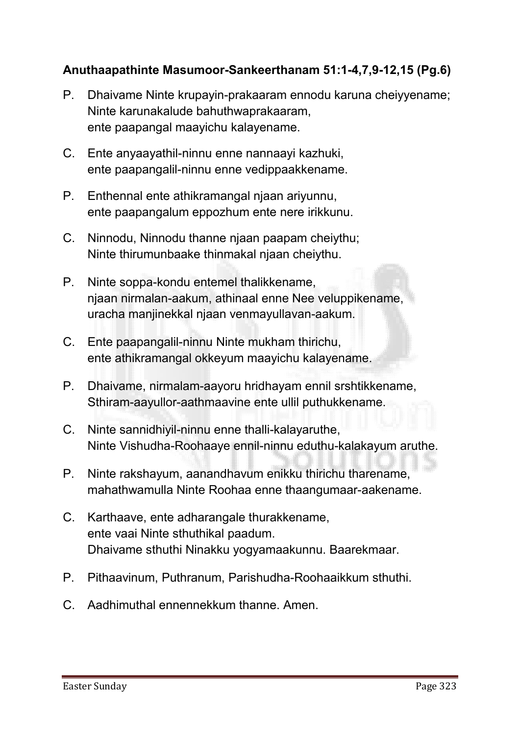**Anuthaapathinte Masumoor-Sankeerthanam 51:1-4,7,9-12,15 (Pg.6)**

P. Dhaivame Ninte krupayin-prakaaram ennodu karuna cheiyyename;
Ninte karunakalude bahuthwaprakaaram,
ente paapangal maayichu kalayename.

C. Ente anyaayathil-ninnu enne nannaayi kazhuki,
ente paapangalil-ninnu enne vedippaakkename.

P. Enthennal ente athikramangal njaan ariyunnu,
ente paapangalum eppozhum ente nere irikkunu.

C. Ninnodu, Ninnodu thanne njaan paapam cheiythu;
Ninte thirumunbaake thinmakal njaan cheiythu.

P. Ninte soppa-kondu entemel thalikkename,
njaan nirmalan-aakum, athinaal enne Nee veluppikename,
uracha manjinekkal njaan venmayullavan-aakum.

C. Ente paapangalil-ninnu Ninte mukham thirichu,
ente athikramangal okkeyum maayichu kalayename.

P. Dhaivame, nirmalam-aayoru hridhayam ennil srshtikkename,
Sthiram-aayullor-aathmaavine ente ullil puthukkename.

C. Ninte sannidhiyil-ninnu enne thalli-kalayaruthe,
Ninte Vishudha-Roohaaye ennil-ninnu eduthu-kalakayum aruthe.

P. Ninte rakshayum, aanandhavum enikku thirichu tharename,
mahathwamulla Ninte Roohaa enne thaangumaar-aakename.

C. Karthaave, ente adharangale thurakkename,
ente vaai Ninte sthuthikal paadum.
Dhaivame sthuthi Ninakku yogyamaakunnu. Baarekmaar.

P. Pithaavinum, Puthranum, Parishudha-Roohaaikkum sthuthi.

C. Aadhimuthal ennennekkum thanne. Amen.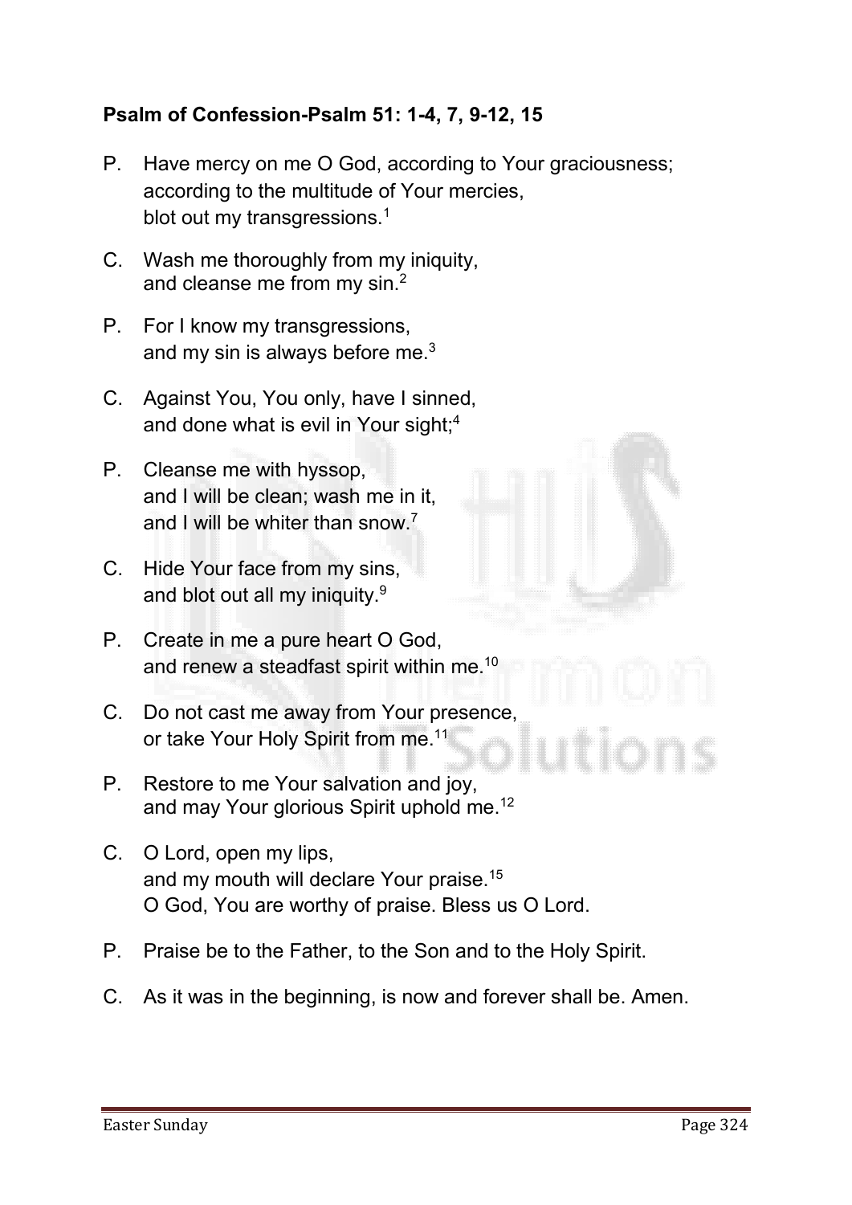**Psalm of Confession-Psalm 51: 1-4, 7, 9-12, 15**

P. Have mercy on me O God, according to Your graciousness;
according to the multitude of Your mercies,
blot out my transgressions.[1]

C. Wash me thoroughly from my iniquity,
and cleanse me from my sin.[2]

P. For I know my transgressions,
and my sin is always before me.[3]

C. Against You, You only, have I sinned,
and done what is evil in Your sight;[4]

P. Cleanse me with hyssop,
and I will be clean; wash me in it,
and I will be whiter than snow.[7]

C. Hide Your face from my sins,
and blot out all my iniquity.[9]

P. Create in me a pure heart O God,
and renew a steadfast spirit within me.[10]

C. Do not cast me away from Your presence,
or take Your Holy Spirit from me.[11]

P. Restore to me Your salvation and joy,
and may Your glorious Spirit uphold me.[12]

C. O Lord, open my lips,
and my mouth will declare Your praise.[15]
O God, You are worthy of praise. Bless us O Lord.

P. Praise be to the Father, to the Son and to the Holy Spirit.

C. As it was in the beginning, is now and forever shall be. Amen.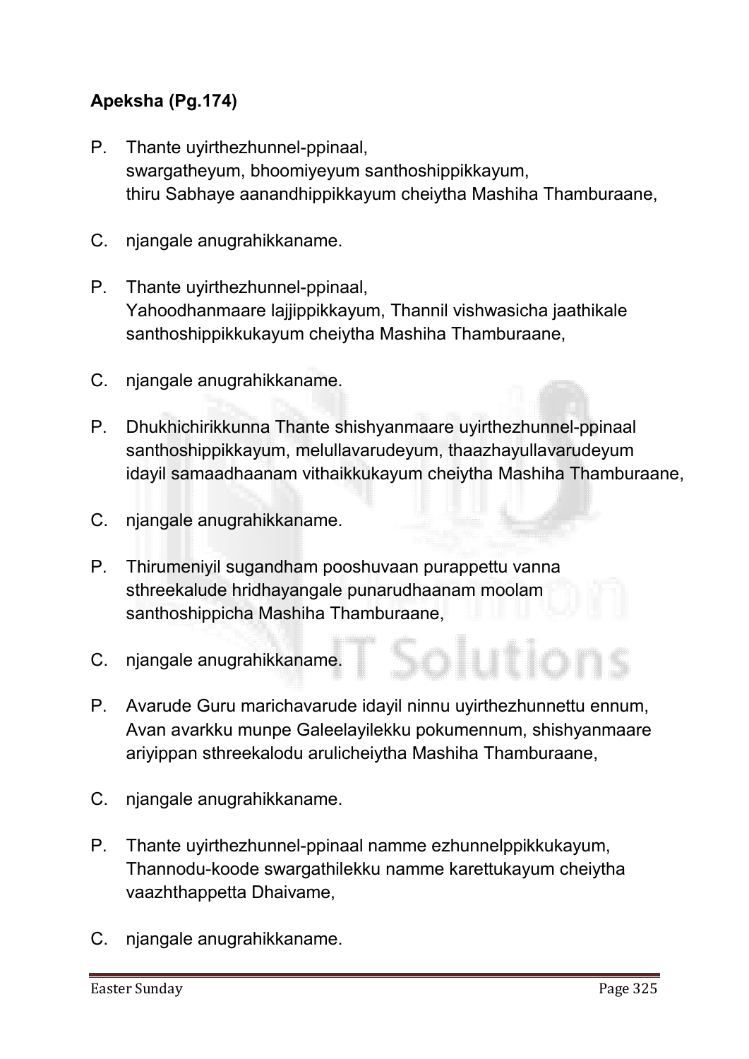**Apeksha (Pg.174)**

P. Thante uyirthezhunnel-ppinaal,
swargatheyum, bhoomiyeyum santhoshippikkayum,
thiru Sabhaye aanandhippikkayum cheiytha Mashiha Thamburaane,

C. njangale anugrahikkaname.

P. Thante uyirthezhunnel-ppinaal,
Yahoodhanmaare lajjippikkayum, Thannil vishwasicha jaathikale santhoshippikkukayum cheiytha Mashiha Thamburaane,

C. njangale anugrahikkaname.

P. Dhukhichirikkunna Thante shishyanmaare uyirthezhunnel-ppinaal santhoshippikkayum, melullavarudeyum, thaazhayullavarudeyum idayil samaadhaanam vithaikkukayum cheiytha Mashiha Thamburaane,

C. njangale anugrahikkaname.

P. Thirumeniyil sugandham pooshuvaan purappettu vanna sthreekalude hridhayangale punarudhaanam moolam santhoshippicha Mashiha Thamburaane,

C. njangale anugrahikkaname.

P. Avarude Guru marichavarude idayil ninnu uyirthezhunnettu ennum, Avan avarkku munpe Galeelayilekku pokumennum, shishyanmaare ariyippan sthreekalodu arulicheiytha Mashiha Thamburaane,

C. njangale anugrahikkaname.

P. Thante uyirthezhunnel-ppinaal namme ezhunnelppikkukayum, Thannodu-koode swargathilekku namme karettukayum cheiytha vaazhthappetta Dhaivame,

C. njangale anugrahikkaname.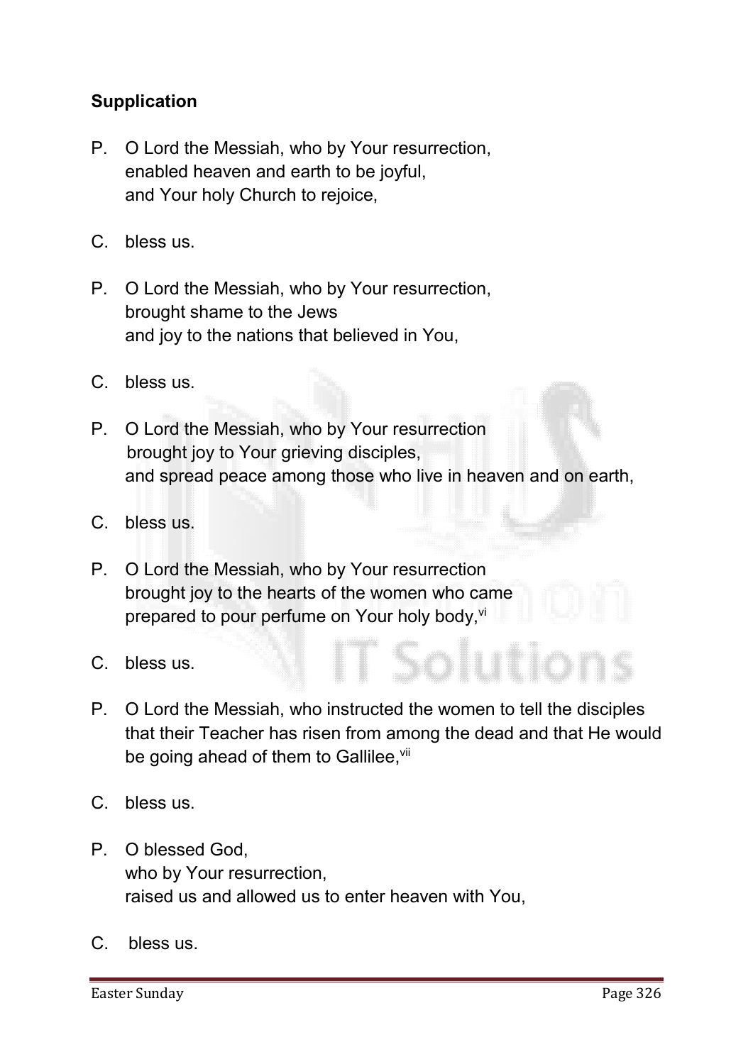**Supplication**

P. O Lord the Messiah, who by Your resurrection,
enabled heaven and earth to be joyful,
and Your holy Church to rejoice,

C. bless us.

P. O Lord the Messiah, who by Your resurrection,
brought shame to the Jews
and joy to the nations that believed in You,

C. bless us.

P. O Lord the Messiah, who by Your resurrection
brought joy to Your grieving disciples,
and spread peace among those who live in heaven and on earth,

C. bless us.

P. O Lord the Messiah, who by Your resurrection
brought joy to the hearts of the women who came
prepared to pour perfume on Your holy body,[vi]

C. bless us.

P. O Lord the Messiah, who instructed the women to tell the disciples that their Teacher has risen from among the dead and that He would be going ahead of them to Gallilee,[vii]

C. bless us.

P. O blessed God,
who by Your resurrection,
raised us and allowed us to enter heaven with You,

C. bless us.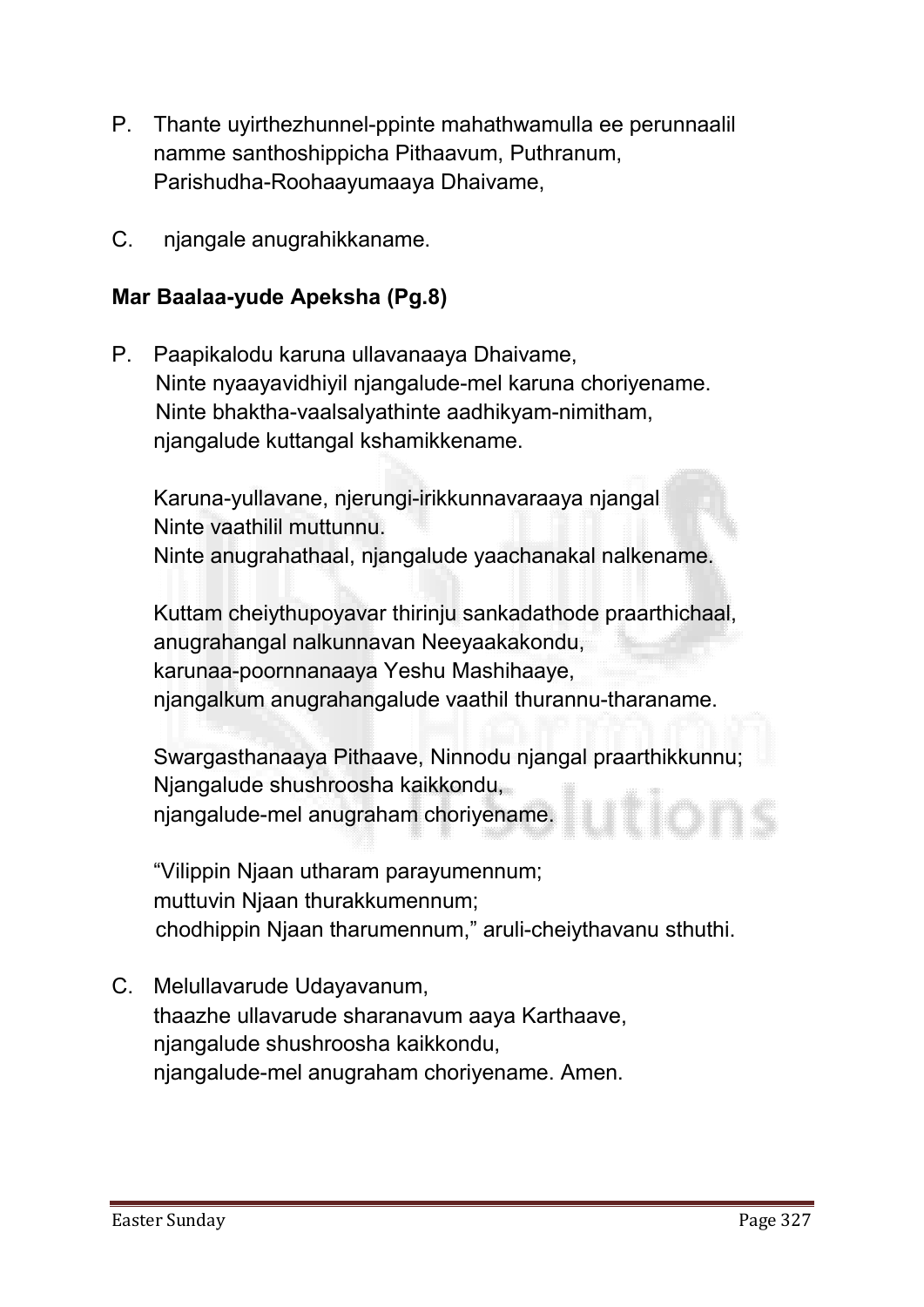P. Thante uyirthezhunnel-ppinte mahathwamulla ee perunnaalil namme santhoshippicha Pithaavum, Puthranum, Parishudha-Roohaayumaaya Dhaivame,

C. njangale anugrahikkaname.

**Mar Baalaa-yude Apeksha (Pg.8)**

P. Paapikalodu karuna ullavanaaya Dhaivame,
Ninte nyaayavidhiyil njangalude-mel karuna choriyename.
Ninte bhaktha-vaalsalyathinte aadhikyam-nimitham,
njangalude kuttangal kshamikkename.

Karuna-yullavane, njerungi-irikkunnavaraaya njangal
Ninte vaathilil muttunnu.
Ninte anugrahathaal, njangalude yaachanakal nalkename.

Kuttam cheiythupoyavar thirinju sankadathode praarthichaal,
anugrahangal nalkunnavan Neeyaakakondu,
karunaa-poornnanaaya Yeshu Mashihaaye,
njangalkum anugrahangalude vaathil thurannu-tharaname.

Swargasthanaaya Pithaave, Ninnodu njangal praarthikkunnu;
Njangalude shushroosha kaikkondu,
njangalude-mel anugraham choriyename.

"Vilippin Njaan utharam parayumennum;
muttuvin Njaan thurakkumennum;
chodhippin Njaan tharumennum," aruli-cheiythavanu sthuthi.

C. Melullavarude Udayavanum,
thaazhe ullavarude sharanavum aaya Karthaave,
njangalude shushroosha kaikkondu,
njangalude-mel anugraham choriyename. Amen.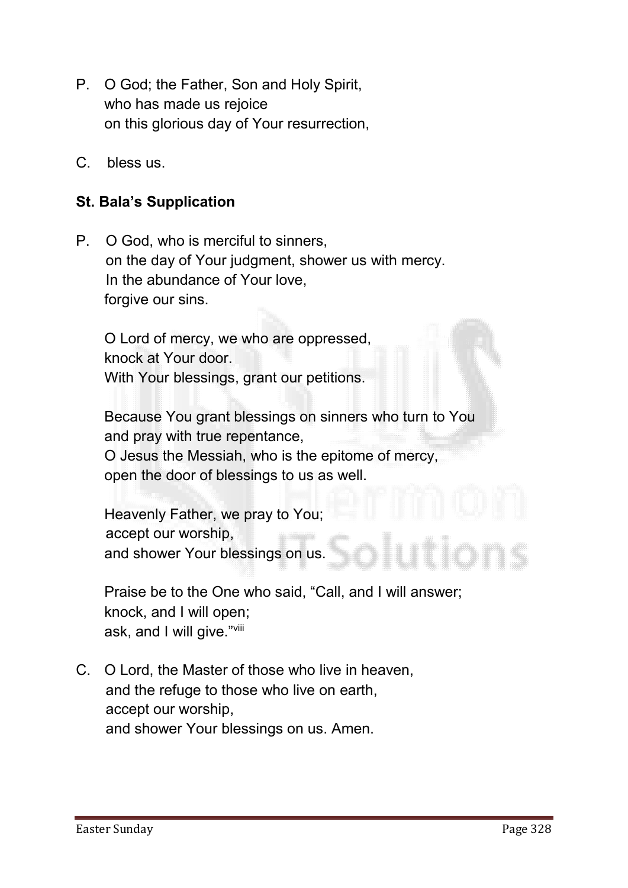P. O God; the Father, Son and Holy Spirit,
who has made us rejoice
on this glorious day of Your resurrection,

C. bless us.

**St. Bala's Supplication**

P. O God, who is merciful to sinners,
on the day of Your judgment, shower us with mercy.
In the abundance of Your love,
forgive our sins.

O Lord of mercy, we who are oppressed,
knock at Your door.
With Your blessings, grant our petitions.

Because You grant blessings on sinners who turn to You
and pray with true repentance,
O Jesus the Messiah, who is the epitome of mercy,
open the door of blessings to us as well.

Heavenly Father, we pray to You;
accept our worship,
and shower Your blessings on us.

Praise be to the One who said, "Call, and I will answer;
knock, and I will open;
ask, and I will give."[viii]

C. O Lord, the Master of those who live in heaven,
and the refuge to those who live on earth,
accept our worship,
and shower Your blessings on us. Amen.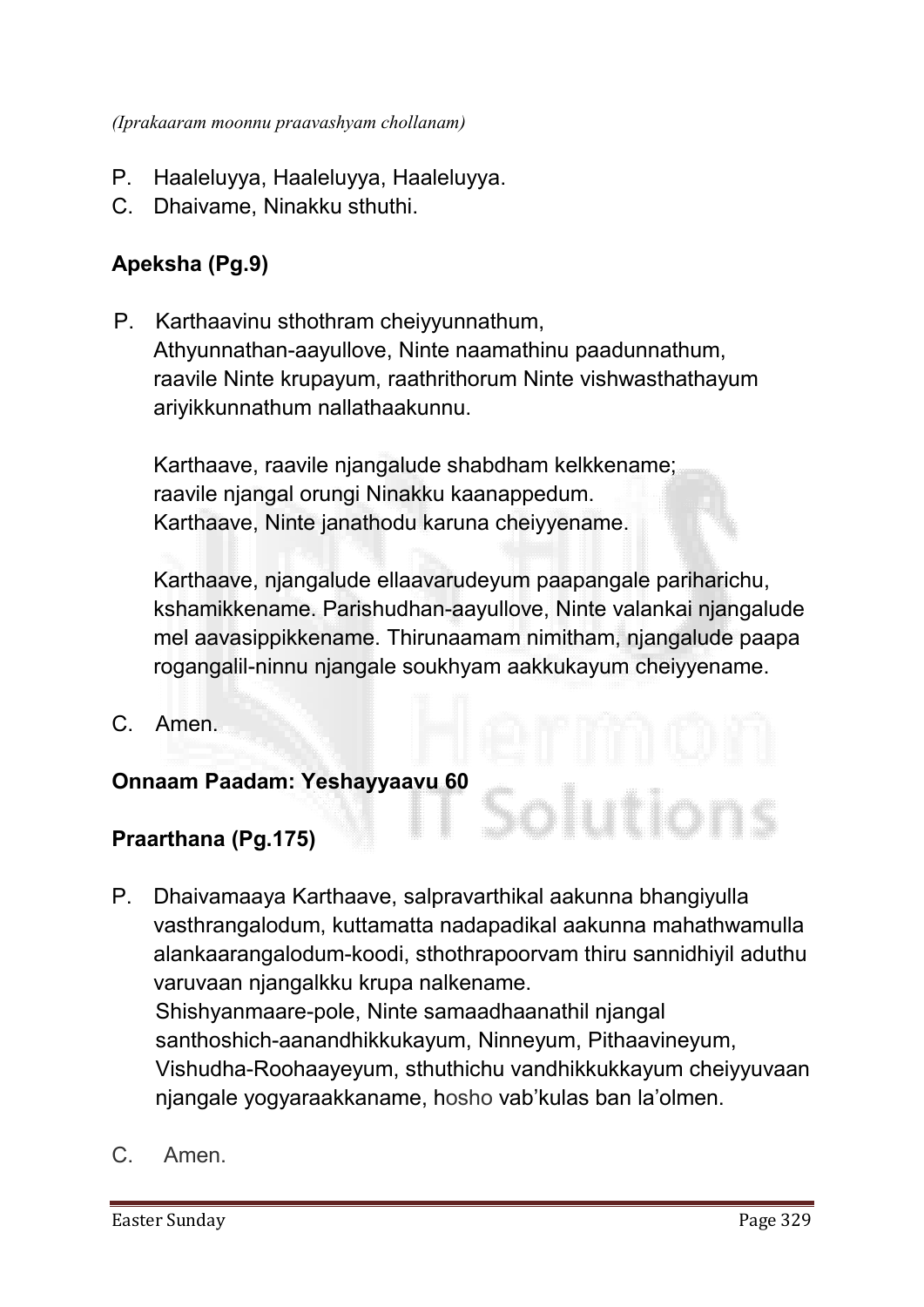*(Iprakaaram moonnu praavashyam chollanam)*

P. Haaleluyya, Haaleluyya, Haaleluyya.
C. Dhaivame, Ninakku sthuthi.

**Apeksha (Pg.9)**

P. Karthaavinu sthothram cheiyyunnathum,
Athyunnathan-aayullove, Ninte naamathinu paadunnathum,
raavile Ninte krupayum, raathrithorum Ninte vishwasthathayum
ariyikkunnathum nallathaakunnu.

Karthaave, raavile njangalude shabdham kelkkename;
raavile njangal orungi Ninakku kaanappedum.
Karthaave, Ninte janathodu karuna cheiyyename.

Karthaave, njangalude ellaavarudeyum paapangale pariharichu,
kshamikkename. Parishudhan-aayullove, Ninte valankai njangalude
mel aavasippikkename. Thirunaamam nimitham, njangalude paapa
rogangalil-ninnu njangale soukhyam aakkukayum cheiyyename.

C. Amen.

**Onnaam Paadam: Yeshayyaavu 60**

**Praarthana (Pg.175)**

P. Dhaivamaaya Karthaave, salpravarthikal aakunna bhangiyulla
vasthrangalodum, kuttamatta nadapadikal aakunna mahathwamulla
alankaarangalodum-koodi, sthothrapoorvam thiru sannidhiyil aduthu
varuvaan njangalkku krupa nalkename.
Shishyanmaare-pole, Ninte samaadhaanathil njangal
santhoshich-aanandhikkukayum, Ninneyum, Pithaavineyum,
Vishudha-Roohaayeyum, sthuthichu vandhikkukkayum cheiyyuvaan
njangale yogyaraakkaname, hosho vab'kulas ban la'olmen.

C. Amen.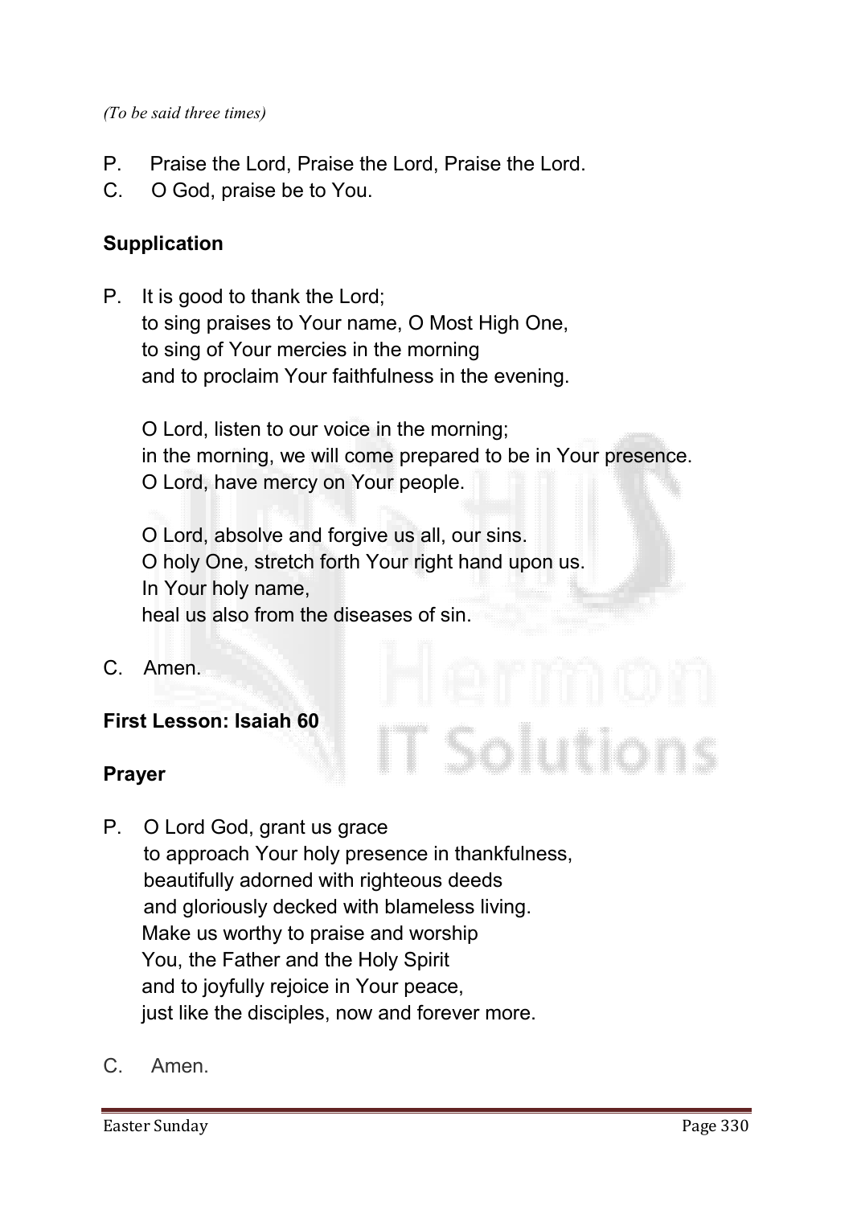*(To be said three times)*

P. Praise the Lord, Praise the Lord, Praise the Lord.
C. O God, praise be to You.

**Supplication**

P. It is good to thank the Lord;
to sing praises to Your name, O Most High One,
to sing of Your mercies in the morning
and to proclaim Your faithfulness in the evening.

O Lord, listen to our voice in the morning;
in the morning, we will come prepared to be in Your presence.
O Lord, have mercy on Your people.

O Lord, absolve and forgive us all, our sins.
O holy One, stretch forth Your right hand upon us.
In Your holy name,
heal us also from the diseases of sin.

C. Amen.

**First Lesson: Isaiah 60**

**Prayer**

P. O Lord God, grant us grace
to approach Your holy presence in thankfulness,
beautifully adorned with righteous deeds
and gloriously decked with blameless living.
Make us worthy to praise and worship
You, the Father and the Holy Spirit
and to joyfully rejoice in Your peace,
just like the disciples, now and forever more.

C. Amen.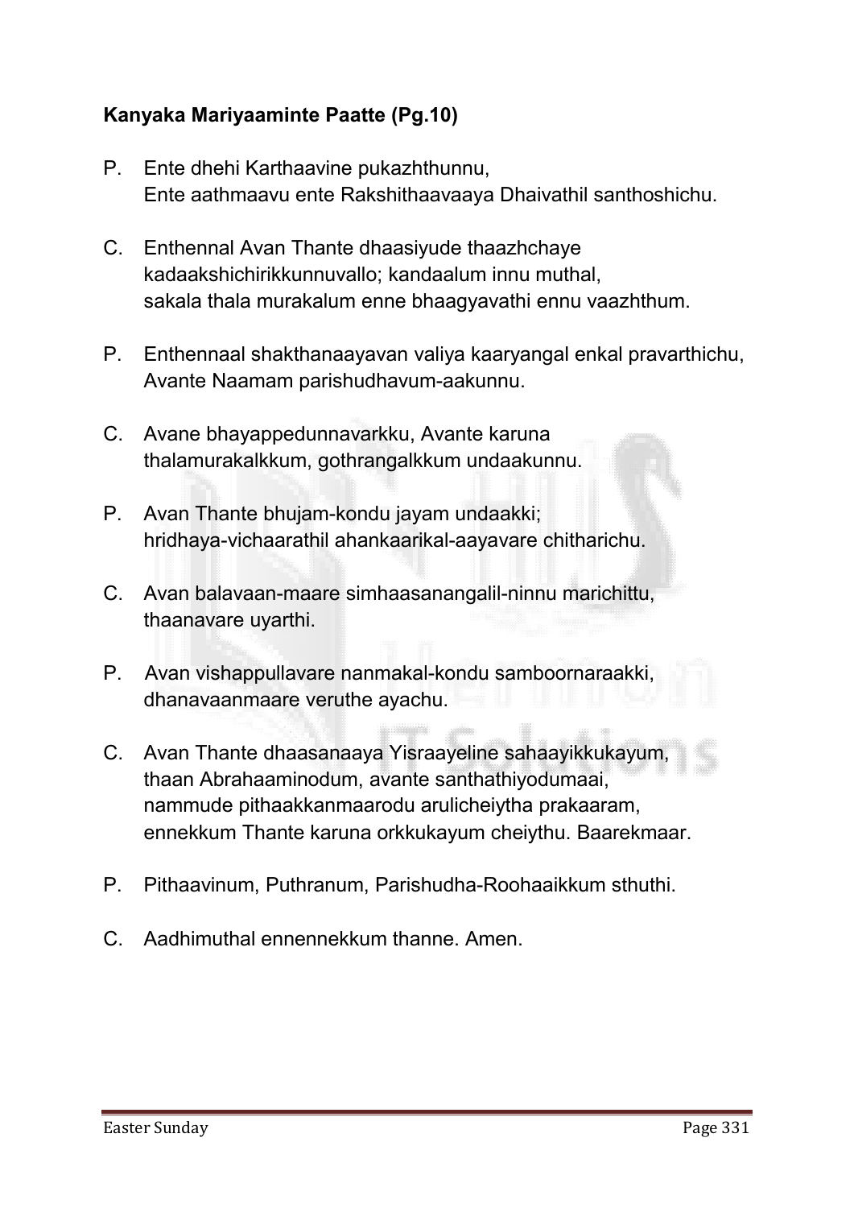**Kanyaka Mariyaaminte Paatte (Pg.10)**

P. Ente dhehi Karthaavine pukazhthunnu,
Ente aathmaavu ente Rakshithaavaaya Dhaivathil santhoshichu.

C. Enthennal Avan Thante dhaasiyude thaazhchaye
kadaakshichirikkunnuvallo; kandaalum innu muthal,
sakala thala murakalum enne bhaagyavathi ennu vaazhthum.

P. Enthennaal shakthanaayavan valiya kaaryangal enkal pravarthichu,
Avante Naamam parishudhavum-aakunnu.

C. Avane bhayappedunnavarkku, Avante karuna
thalamurakalkkum, gothrangalkkum undaakunnu.

P. Avan Thante bhujam-kondu jayam undaakki;
hridhaya-vichaarathil ahankaarikal-aayavare chitharichu.

C. Avan balavaan-maare simhaasanangalil-ninnu marichittu,
thaanavare uyarthi.

P. Avan vishappullavare nanmakal-kondu samboornaraakki,
dhanavaanmaare veruthe ayachu.

C. Avan Thante dhaasanaaya Yisraayeline sahaayikkukayum,
thaan Abrahaaminodum, avante santhathiyodumaai,
nammude pithaakkanmaarodu arulicheiytha prakaaram,
ennekkum Thante karuna orkkukayum cheiythu. Baarekmaar.

P. Pithaavinum, Puthranum, Parishudha-Roohaaikkum sthuthi.

C. Aadhimuthal ennennekkum thanne. Amen.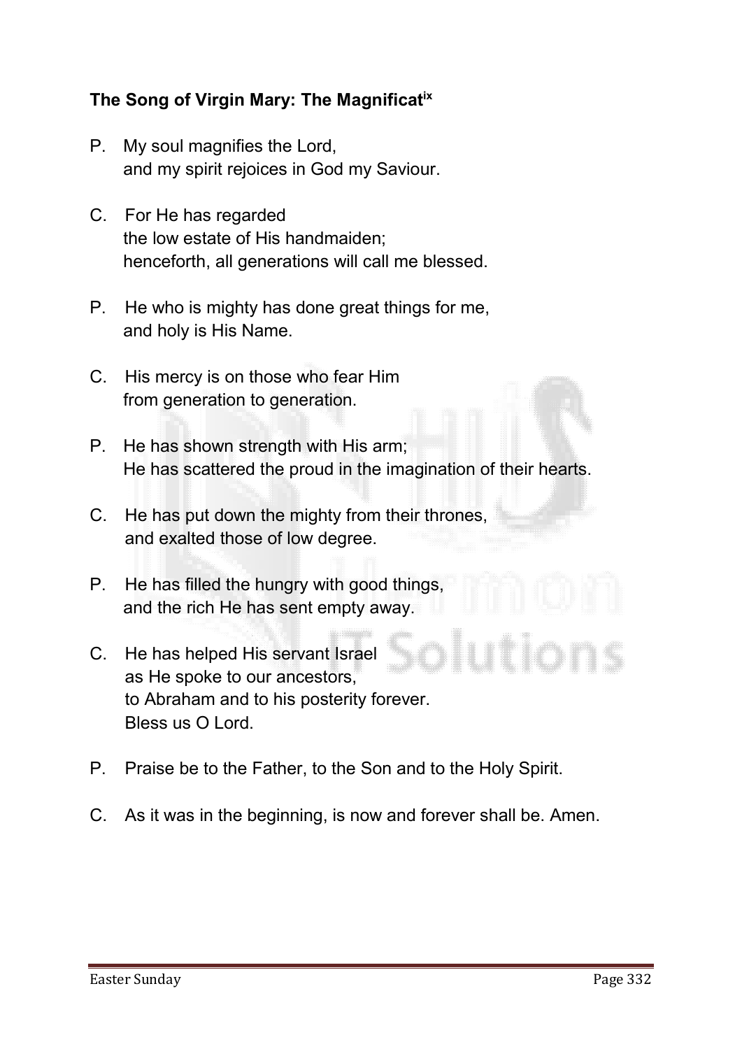**The Song of Virgin Mary: The Magnificat**[ix]

P. My soul magnifies the Lord,
and my spirit rejoices in God my Saviour.

C. For He has regarded
the low estate of His handmaiden;
henceforth, all generations will call me blessed.

P. He who is mighty has done great things for me,
and holy is His Name.

C. His mercy is on those who fear Him
from generation to generation.

P. He has shown strength with His arm;
He has scattered the proud in the imagination of their hearts.

C. He has put down the mighty from their thrones,
and exalted those of low degree.

P. He has filled the hungry with good things,
and the rich He has sent empty away.

C. He has helped His servant Israel
as He spoke to our ancestors,
to Abraham and to his posterity forever.
Bless us O Lord.

P. Praise be to the Father, to the Son and to the Holy Spirit.

C. As it was in the beginning, is now and forever shall be. Amen.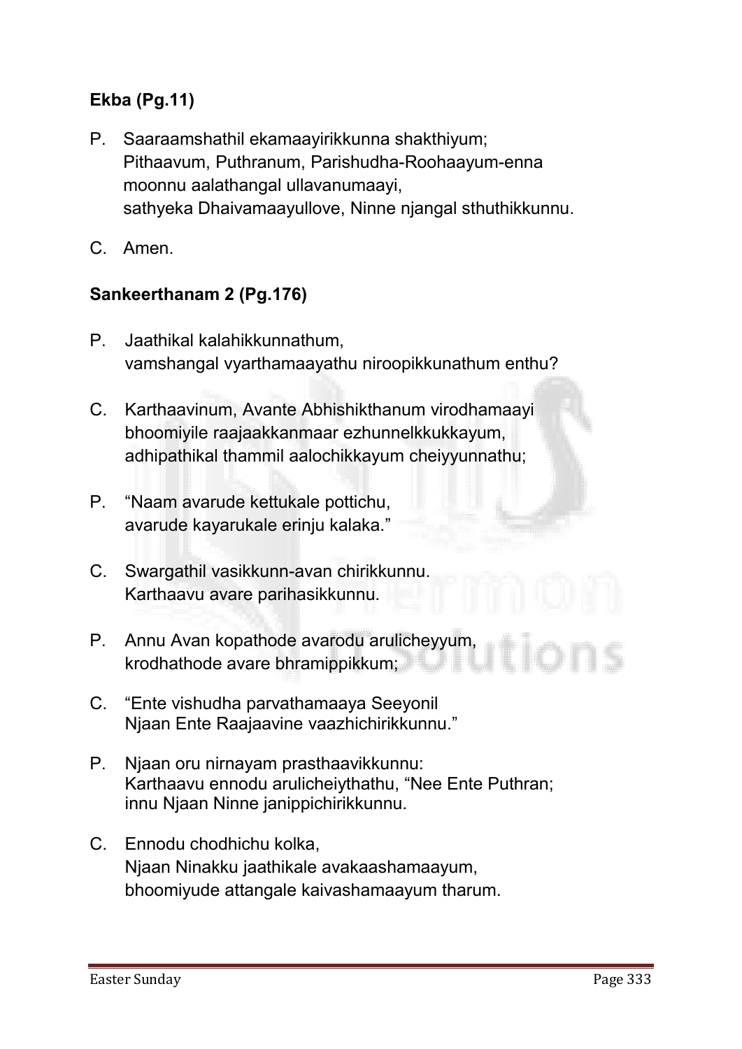**Ekba (Pg.11)**

P. Saaraamshathil ekamaayirikkunna shakthiyum;
Pithaavum, Puthranum, Parishudha-Roohaayum-enna
moonnu aalathangal ullavanumaayi,
sathyeka Dhaivamaayullove, Ninne njangal sthuthikkunnu.

C. Amen.

**Sankeerthanam 2 (Pg.176)**

P. Jaathikal kalahikkunnathum,
vamshangal vyarthamaayathu niroopikkunathum enthu?

C. Karthaavinum, Avante Abhishikthanum virodhamaayi
bhoomiyile raajaakkanmaar ezhunnelkkukkayum,
adhipathikal thammil aalochikkayum cheiyyunnathu;

P. “Naam avarude kettukale pottichu,
avarude kayarukale erinju kalaka.”

C. Swargathil vasikkunn-avan chirikkunnu.
Karthaavu avare parihasikkunnu.

P. Annu Avan kopathode avarodu arulicheyyum,
krodhathode avare bhramippikkum;

C. “Ente vishudha parvathamaaya Seeyonil
Njaan Ente Raajaavine vaazhichirikkunnu.”

P. Njaan oru nirnayam prasthaavikkunnu:
Karthaavu ennodu arulicheiythathu, “Nee Ente Puthran;
innu Njaan Ninne janippichirikkunnu.

C. Ennodu chodhichu kolka,
Njaan Ninakku jaathikale avakaashamaayum,
bhoomiyude attangale kaivashamaayum tharum.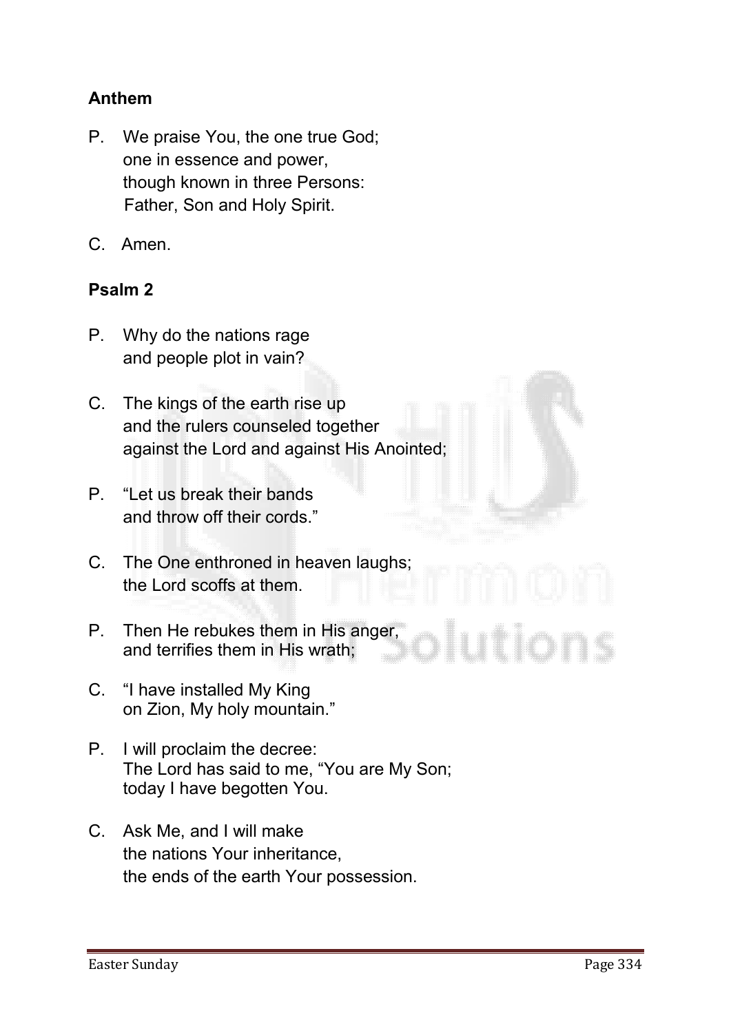**Anthem**

P. We praise You, the one true God;
one in essence and power,
though known in three Persons:
Father, Son and Holy Spirit.

C. Amen.

**Psalm 2**

P. Why do the nations rage
and people plot in vain?

C. The kings of the earth rise up
and the rulers counseled together
against the Lord and against His Anointed;

P. "Let us break their bands
and throw off their cords."

C. The One enthroned in heaven laughs;
the Lord scoffs at them.

P. Then He rebukes them in His anger,
and terrifies them in His wrath;

C. "I have installed My King
on Zion, My holy mountain."

P. I will proclaim the decree:
The Lord has said to me, "You are My Son;
today I have begotten You.

C. Ask Me, and I will make
the nations Your inheritance,
the ends of the earth Your possession.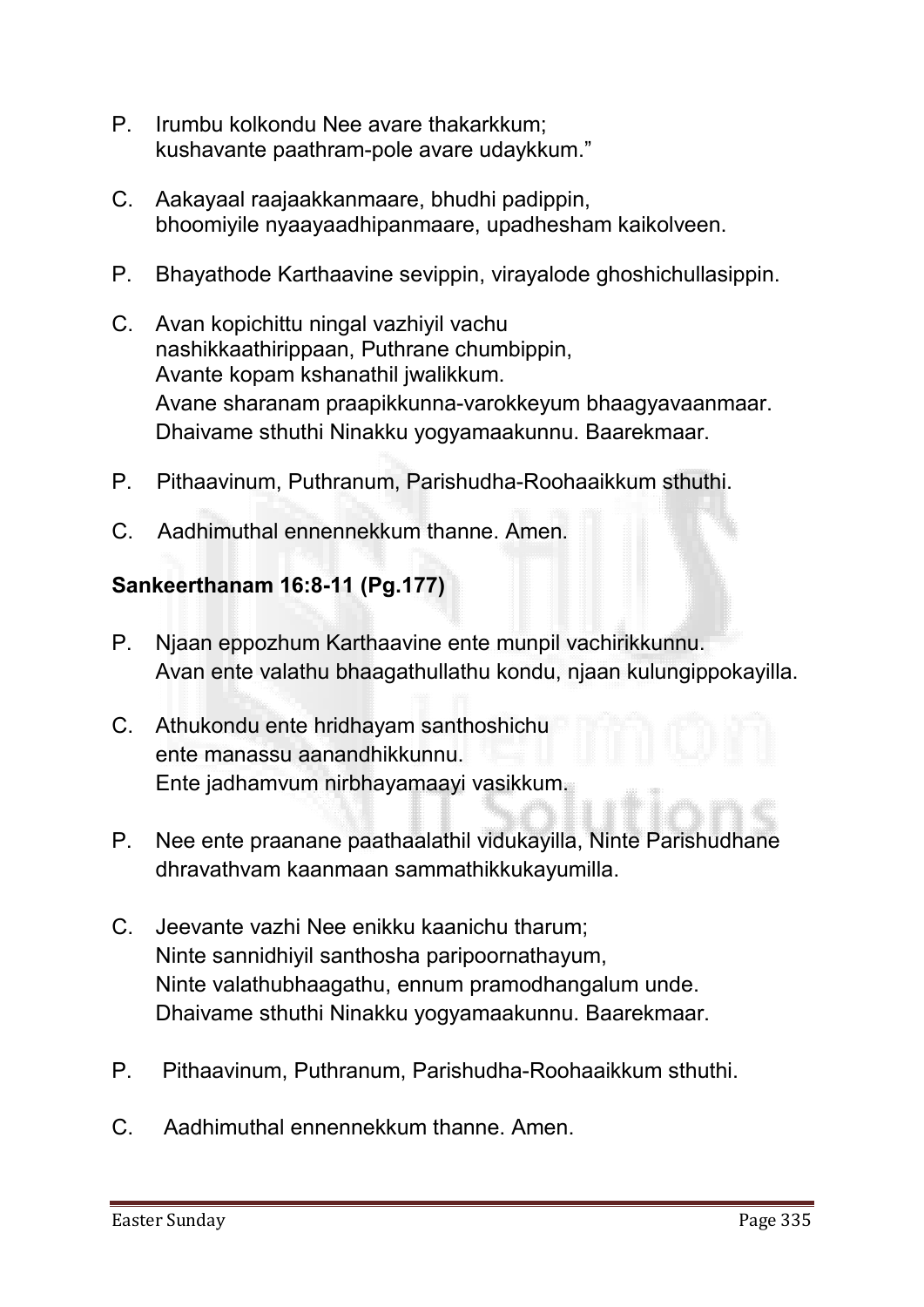P. Irumbu kolkondu Nee avare thakarkkum;
kushavante paathram-pole avare udaykkum."

C. Aakayaal raajaakkanmaare, bhudhi padippin,
bhoomiyile nyaayaadhipanmaare, upadhesham kaikolveen.

P. Bhayathode Karthaavine sevippin, virayalode ghoshichullasippin.

C. Avan kopichittu ningal vazhiyil vachu
nashikkaathirippaan, Puthrane chumbippin,
Avante kopam kshanathil jwalikkum.
Avane sharanam praapikkunna-varokkeyum bhaagyavaanmaar.
Dhaivame sthuthi Ninakku yogyamaakunnu. Baarekmaar.

P. Pithaavinum, Puthranum, Parishudha-Roohaaikkum sthuthi.

C. Aadhimuthal ennennekkum thanne. Amen.

**Sankeerthanam 16:8-11 (Pg.177)**

P. Njaan eppozhum Karthaavine ente munpil vachirikkunnu.
Avan ente valathu bhaagathullathu kondu, njaan kulungippokayilla.

C. Athukondu ente hridhayam santhoshichu
ente manassu aanandhikkunnu.
Ente jadhamvum nirbhayamaayi vasikkum.

P. Nee ente praanane paathaalathil vidukayilla, Ninte Parishudhane
dhravathvam kaanmaan sammathikkukayumilla.

C. Jeevante vazhi Nee enikku kaanichu tharum;
Ninte sannidhiyil santhosha paripoornathayum,
Ninte valathubhaagathu, ennum pramodhangalum unde.
Dhaivame sthuthi Ninakku yogyamaakunnu. Baarekmaar.

P. Pithaavinum, Puthranum, Parishudha-Roohaaikkum sthuthi.

C. Aadhimuthal ennennekkum thanne. Amen.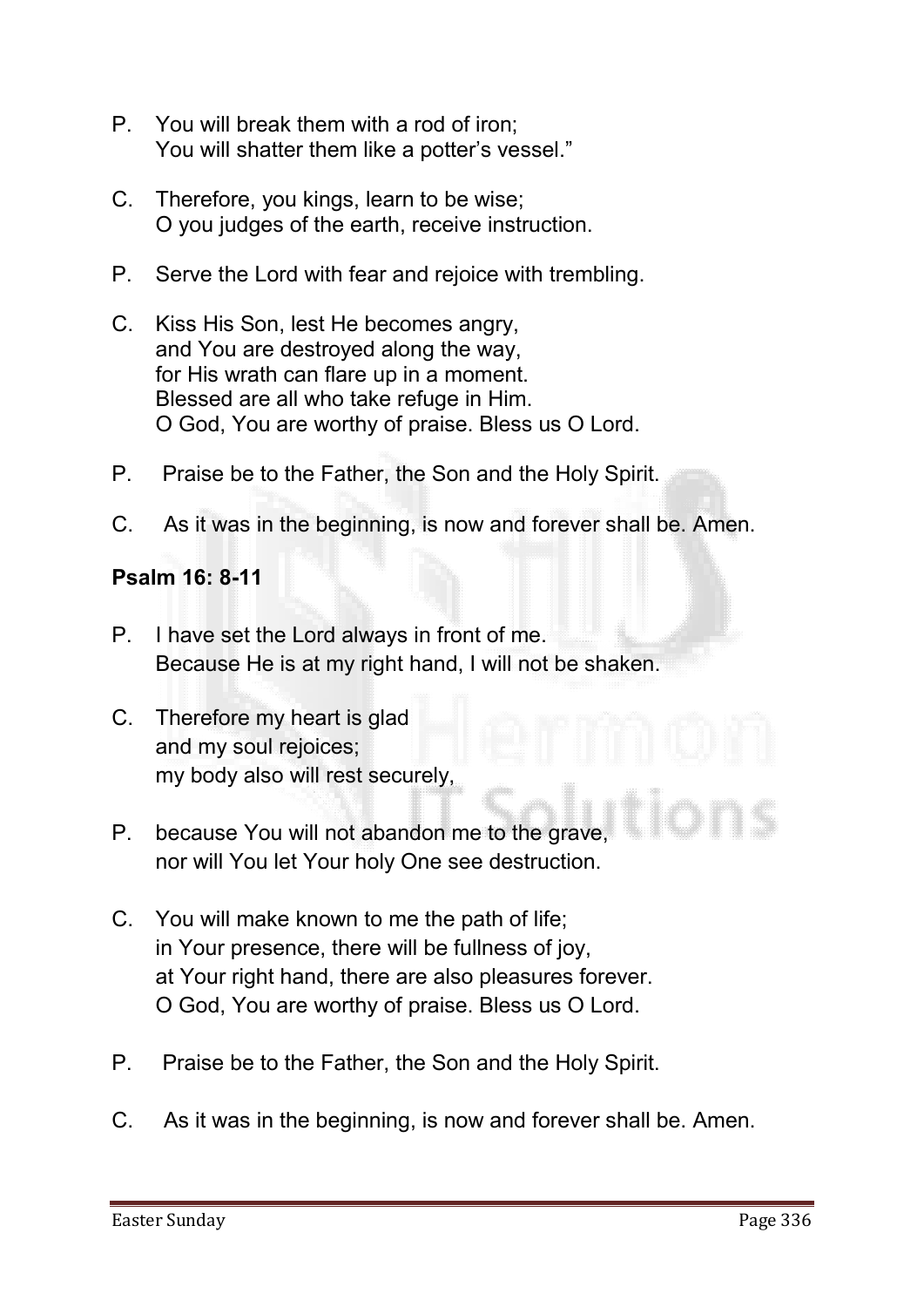P. You will break them with a rod of iron;
You will shatter them like a potter's vessel."

C. Therefore, you kings, learn to be wise;
O you judges of the earth, receive instruction.

P. Serve the Lord with fear and rejoice with trembling.

C. Kiss His Son, lest He becomes angry,
and You are destroyed along the way,
for His wrath can flare up in a moment.
Blessed are all who take refuge in Him.
O God, You are worthy of praise. Bless us O Lord.

P. Praise be to the Father, the Son and the Holy Spirit.

C. As it was in the beginning, is now and forever shall be. Amen.

**Psalm 16: 8-11**

P. I have set the Lord always in front of me.
Because He is at my right hand, I will not be shaken.

C. Therefore my heart is glad
and my soul rejoices;
my body also will rest securely,

P. because You will not abandon me to the grave,
nor will You let Your holy One see destruction.

C. You will make known to me the path of life;
in Your presence, there will be fullness of joy,
at Your right hand, there are also pleasures forever.
O God, You are worthy of praise. Bless us O Lord.

P. Praise be to the Father, the Son and the Holy Spirit.

C. As it was in the beginning, is now and forever shall be. Amen.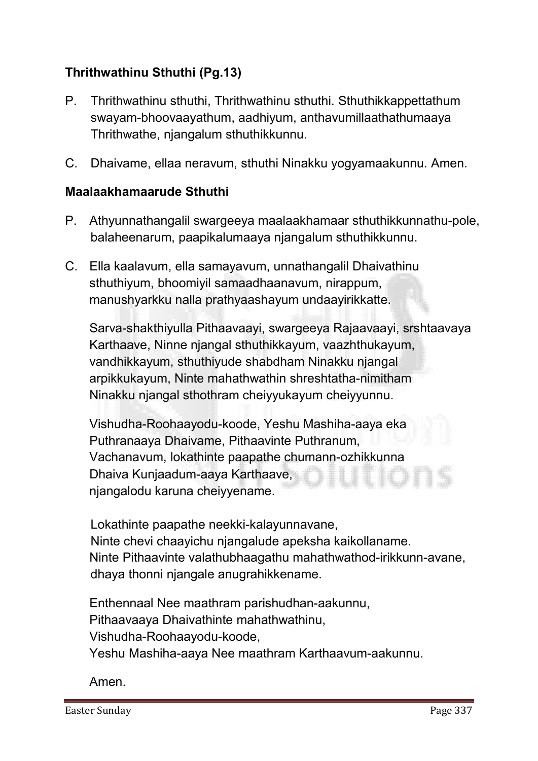**Thrithwathinu Sthuthi (Pg.13)**

P. Thrithwathinu sthuthi, Thrithwathinu sthuthi. Sthuthikkappettathum swayam-bhoovaayathum, aadhiyum, anthavumillaathathumaaya Thrithwathe, njangalum sthuthikkunnu.

C. Dhaivame, ellaa neravum, sthuthi Ninakku yogyamaakunnu. Amen.

**Maalaakhamaarude Sthuthi**

P. Athyunnathangalil swargeeya maalaakhamaar sthuthikkunnathu-pole, balaheenarum, paapikalumaaya njangalum sthuthikkunnu.

C. Ella kaalavum, ella samayavum, unnathangalil Dhaivathinu sthuthiyum, bhoomiyil samaadhaanavum, nirappum, manushyarkku nalla prathyaashayum undaayirikkatte.

Sarva-shakthiyulla Pithaavaayi, swargeeya Rajaavaayi, srshtaavaya Karthaave, Ninne njangal sthuthikkayum, vaazhthukayum, vandhikkayum, sthuthiyude shabdham Ninakku njangal arpikkukayum, Ninte mahathwathin shreshtatha-nimitham Ninakku njangal sthothram cheiyyukayum cheiyyunnu.

Vishudha-Roohaayodu-koode, Yeshu Mashiha-aaya eka Puthranaaya Dhaivame, Pithaavinte Puthranum, Vachanavum, lokathinte paapathe chumann-ozhikkunna Dhaiva Kunjaadum-aaya Karthaave, njangalodu karuna cheiyyename.

Lokathinte paapathe neekki-kalayunnavane,
Ninte chevi chaayichu njangalude apeksha kaikollaname.
Ninte Pithaavinte valathubhaagathu mahathwathod-irikkunn-avane,
dhaya thonni njangale anugrahikkename.

Enthennaal Nee maathram parishudhan-aakunnu,
Pithaavaaya Dhaivathinte mahathwathinu,
Vishudha-Roohaayodu-koode,
Yeshu Mashiha-aaya Nee maathram Karthaavum-aakunnu.

Amen.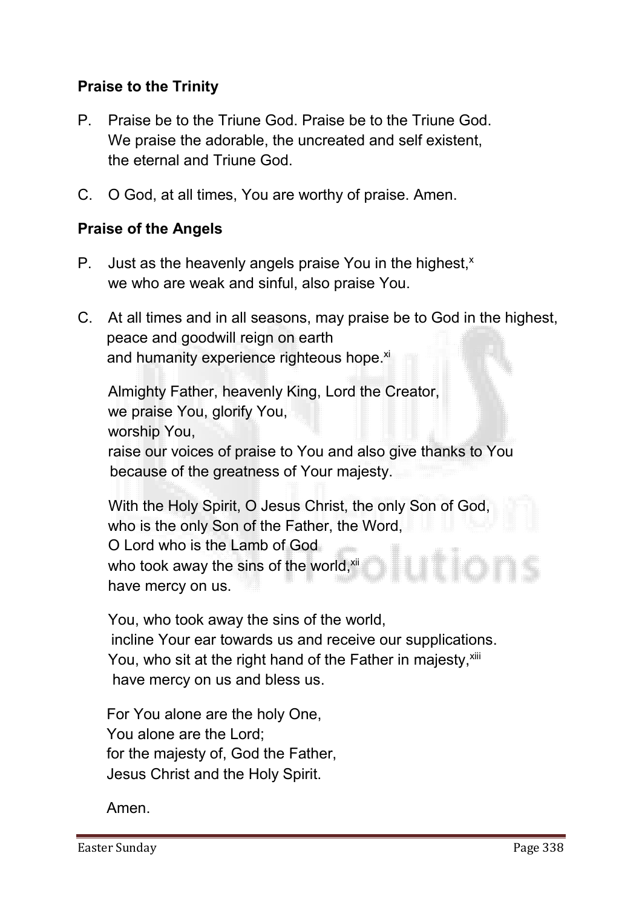**Praise to the Trinity**

P. Praise be to the Triune God. Praise be to the Triune God.
We praise the adorable, the uncreated and self existent,
the eternal and Triune God.

C. O God, at all times, You are worthy of praise. Amen.

**Praise of the Angels**

P. Just as the heavenly angels praise You in the highest,[x]
we who are weak and sinful, also praise You.

C. At all times and in all seasons, may praise be to God in the highest,
peace and goodwill reign on earth
and humanity experience righteous hope.[xi]

Almighty Father, heavenly King, Lord the Creator,
we praise You, glorify You,
worship You,
raise our voices of praise to You and also give thanks to You
because of the greatness of Your majesty.

With the Holy Spirit, O Jesus Christ, the only Son of God,
who is the only Son of the Father, the Word,
O Lord who is the Lamb of God
who took away the sins of the world,[xii]
have mercy on us.

You, who took away the sins of the world,
incline Your ear towards us and receive our supplications.
You, who sit at the right hand of the Father in majesty,[xiii]
have mercy on us and bless us.

For You alone are the holy One,
You alone are the Lord;
for the majesty of, God the Father,
Jesus Christ and the Holy Spirit.

Amen.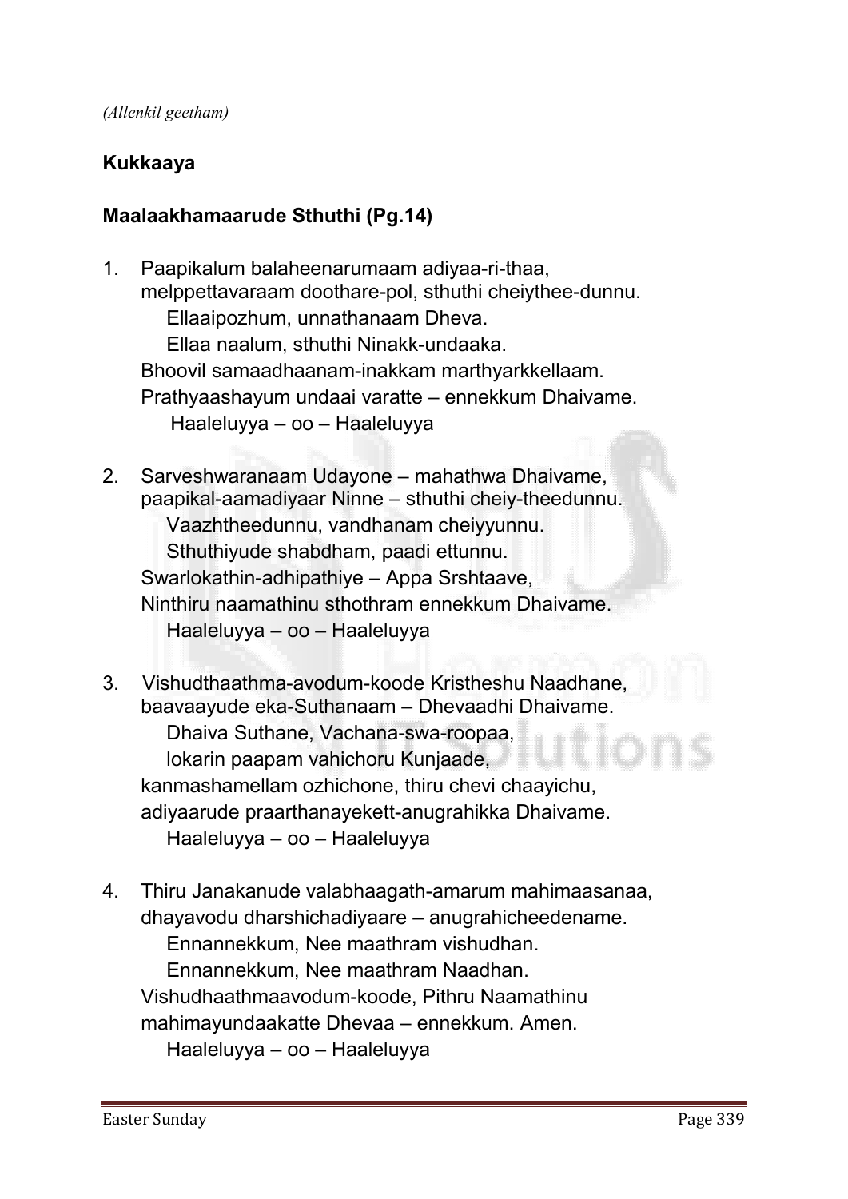*(Allenkil geetham)*

**Kukkaaya**

**Maalaakhamaarude Sthuthi (Pg.14)**

1. Paapikalum balaheenarumaam adiyaa-ri-thaa,
   melppettavaraam doothare-pol, sthuthi cheiythee-dunnu.
   Ellaaipozhum, unnathanaam Dheva.
   Ellaa naalum, sthuthi Ninakk-undaaka.
   Bhoovil samaadhaanam-inakkam marthyarkkellaam.
   Prathyaashayum undaai varatte – ennekkum Dhaivame.
   Haaleluyya – oo – Haaleluyya

2. Sarveshwaranaam Udayone – mahathwa Dhaivame,
   paapikal-aamadiyaar Ninne – sthuthi cheiy-theedunnu.
   Vaazhtheedunnu, vandhanam cheiyyunnu.
   Sthuthiyude shabdham, paadi ettunnu.
   Swarlokathin-adhipathiye – Appa Srshtaave,
   Ninthiru naamathinu sthothram ennekkum Dhaivame.
   Haaleluyya – oo – Haaleluyya

3. Vishudthaathma-avodum-koode Kristheshu Naadhane,
   baavaayude eka-Suthanaam – Dhevaadhi Dhaivame.
   Dhaiva Suthane, Vachana-swa-roopaa,
   lokarin paapam vahichoru Kunjaade,
   kanmashamellam ozhichone, thiru chevi chaayichu,
   adiyaarude praarthanayekett-anugrahikka Dhaivame.
   Haaleluyya – oo – Haaleluyya

4. Thiru Janakanude valabhaagath-amarum mahimaasanaa,
   dhayavodu dharshichadiyaare – anugrahicheedename.
   Ennannekkum, Nee maathram vishudhan.
   Ennannekkum, Nee maathram Naadhan.
   Vishudhaathmaavodum-koode, Pithru Naamathinu
   mahimayundaakatte Dhevaa – ennekkum. Amen.
   Haaleluyya – oo – Haaleluyya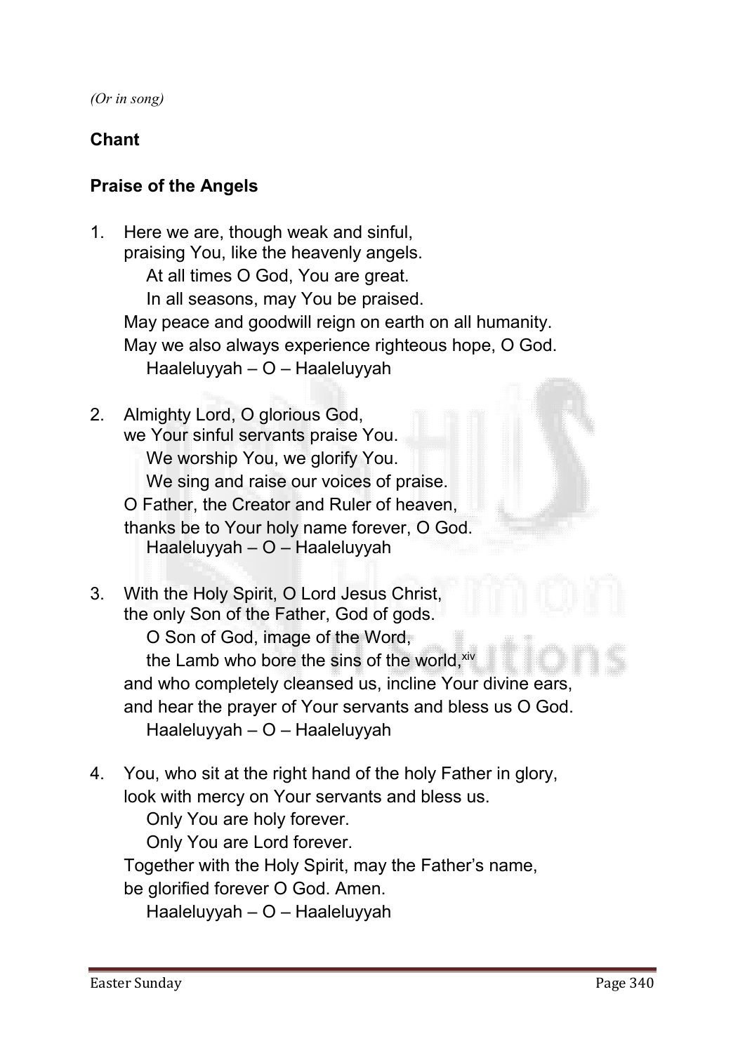*(Or in song)*

**Chant**

**Praise of the Angels**

1. Here we are, though weak and sinful,
   praising You, like the heavenly angels.
   At all times O God, You are great.
   In all seasons, may You be praised.
   May peace and goodwill reign on earth on all humanity.
   May we also always experience righteous hope, O God.
   Haaleluyyah – O – Haaleluyyah

2. Almighty Lord, O glorious God,
   we Your sinful servants praise You.
   We worship You, we glorify You.
   We sing and raise our voices of praise.
   O Father, the Creator and Ruler of heaven,
   thanks be to Your holy name forever, O God.
   Haaleluyyah – O – Haaleluyyah

3. With the Holy Spirit, O Lord Jesus Christ,
   the only Son of the Father, God of gods.
   O Son of God, image of the Word,
   the Lamb who bore the sins of the world,[xiv]
   and who completely cleansed us, incline Your divine ears,
   and hear the prayer of Your servants and bless us O God.
   Haaleluyyah – O – Haaleluyyah

4. You, who sit at the right hand of the holy Father in glory,
   look with mercy on Your servants and bless us.
   Only You are holy forever.
   Only You are Lord forever.
   Together with the Holy Spirit, may the Father's name,
   be glorified forever O God. Amen.
   Haaleluyyah – O – Haaleluyyah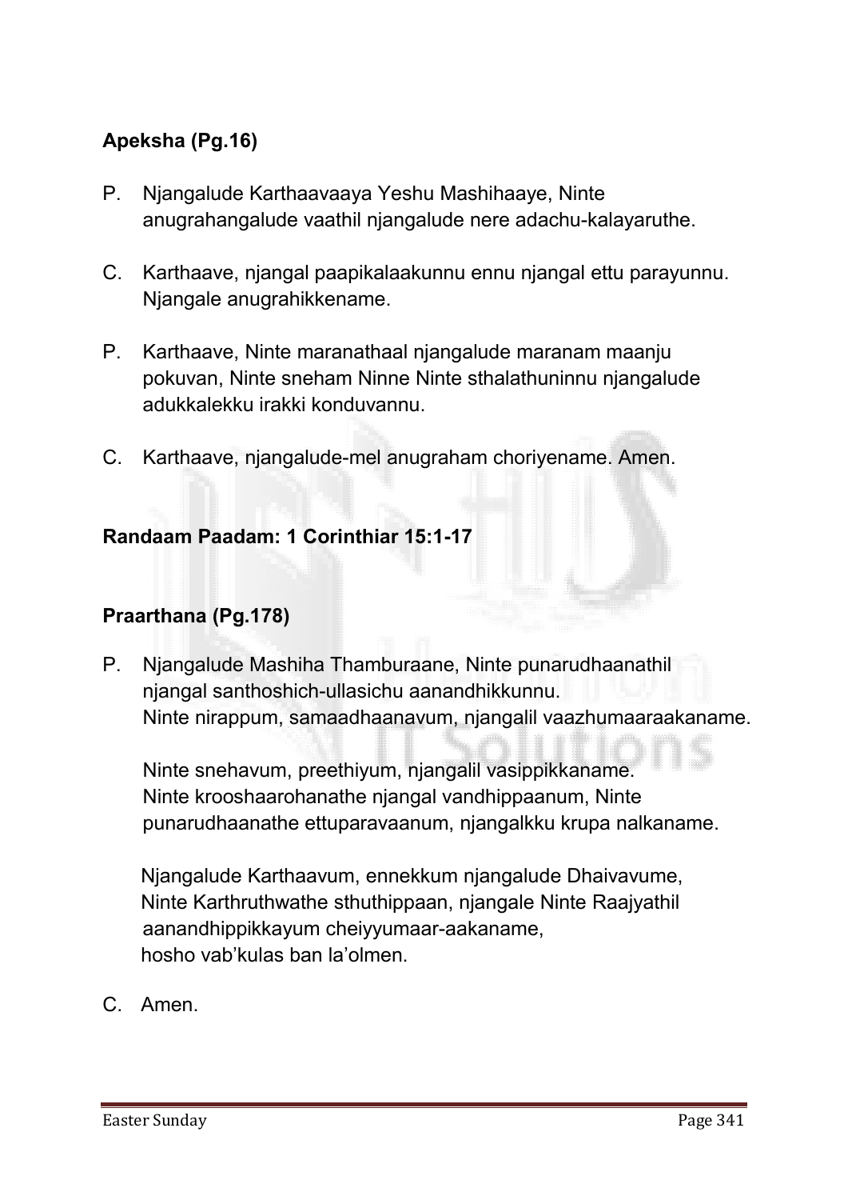**Apeksha (Pg.16)**

P. Njangalude Karthaavaaya Yeshu Mashihaaye, Ninte anugrahangalude vaathil njangalude nere adachu-kalayaruthe.

C. Karthaave, njangal paapikalaakunnu ennu njangal ettu parayunnu. Njangale anugrahikkename.

P. Karthaave, Ninte maranathaal njangalude maranam maanju pokuvan, Ninte sneham Ninne Ninte sthalathuninnu njangalude adukkalekku irakki konduvannu.

C. Karthaave, njangalude-mel anugraham choriyename. Amen.

**Randaam Paadam: 1 Corinthiar 15:1-17**

**Praarthana (Pg.178)**

P. Njangalude Mashiha Thamburaane, Ninte punarudhaanathil njangal santhoshich-ullasichu aanandhikkunnu.
Ninte nirappum, samaadhaanavum, njangalil vaazhumaaraakaname.

Ninte snehavum, preethiyum, njangalil vasippikkaname.
Ninte krooshaarohanathe njangal vandhippaanum, Ninte punarudhaanathe ettuparavaanum, njangalkku krupa nalkaname.

Njangalude Karthaavum, ennekkum njangalude Dhaivavume, Ninte Karthruthwathe sthuthippaan, njangale Ninte Raajyathil aanandhippikkayum cheiyyumaar-aakaname,
hosho vab'kulas ban la'olmen.

C. Amen.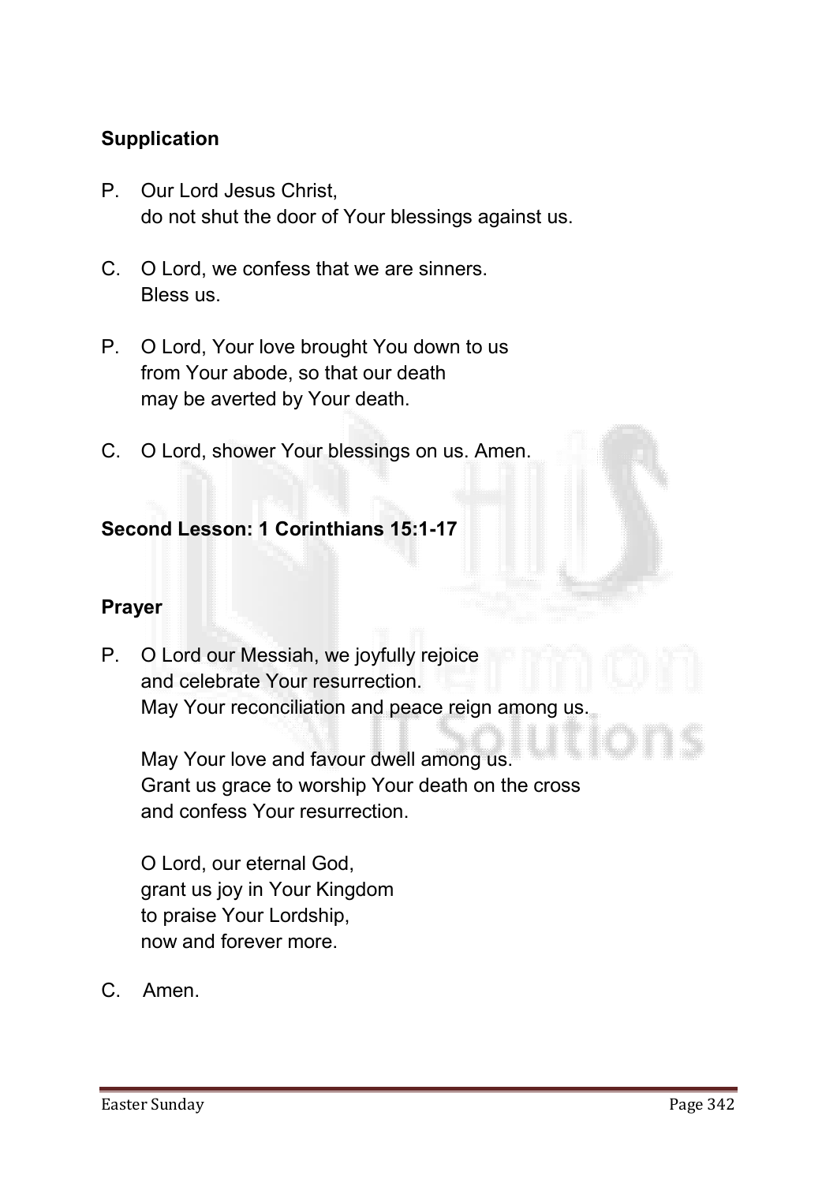**Supplication**

P. Our Lord Jesus Christ,
do not shut the door of Your blessings against us.

C. O Lord, we confess that we are sinners.
Bless us.

P. O Lord, Your love brought You down to us
from Your abode, so that our death
may be averted by Your death.

C. O Lord, shower Your blessings on us. Amen.

**Second Lesson: 1 Corinthians 15:1-17**

**Prayer**

P. O Lord our Messiah, we joyfully rejoice
and celebrate Your resurrection.
May Your reconciliation and peace reign among us.

May Your love and favour dwell among us.
Grant us grace to worship Your death on the cross
and confess Your resurrection.

O Lord, our eternal God,
grant us joy in Your Kingdom
to praise Your Lordship,
now and forever more.

C. Amen.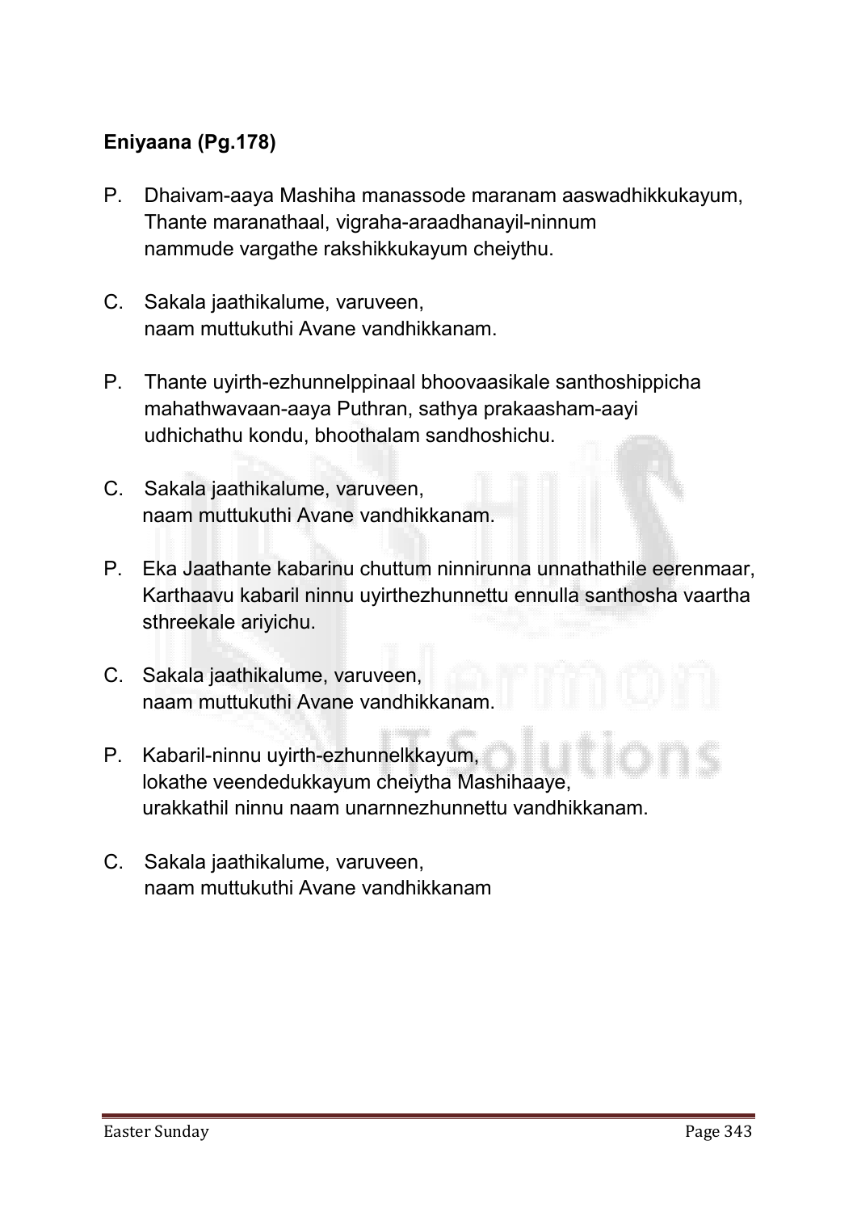**Eniyaana (Pg.178)**

P. Dhaivam-aaya Mashiha manassode maranam aaswadhikkukayum,
Thante maranathaal, vigraha-araadhanayil-ninnum
nammude vargathe rakshikkukayum cheiythu.

C. Sakala jaathikalume, varuveen,
naam muttukuthi Avane vandhikkanam.

P. Thante uyirth-ezhunnelppinaal bhoovaasikale santhoshippicha
mahathwavaan-aaya Puthran, sathya prakaasham-aayi
udhichathu kondu, bhoothalam sandhoshichu.

C. Sakala jaathikalume, varuveen,
naam muttukuthi Avane vandhikkanam.

P. Eka Jaathante kabarinu chuttum ninnirunna unnathathile eerenmaar,
Karthaavu kabaril ninnu uyirthezhunnettu ennulla santhosha vaartha
sthreekale ariyichu.

C. Sakala jaathikalume, varuveen,
naam muttukuthi Avane vandhikkanam.

P. Kabaril-ninnu uyirth-ezhunnelkkayum,
lokathe veendedukkayum cheiytha Mashihaaye,
urakkathil ninnu naam unarnnezhunnettu vandhikkanam.

C. Sakala jaathikalume, varuveen,
naam muttukuthi Avane vandhikkanam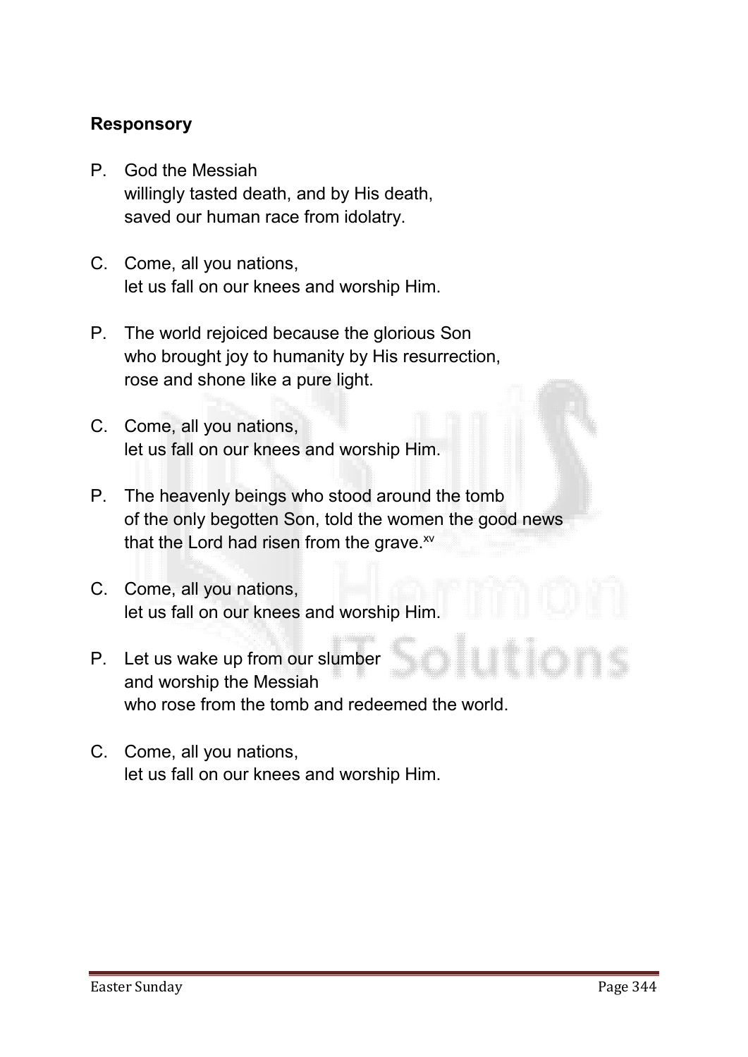**Responsory**

P. God the Messiah
willingly tasted death, and by His death,
saved our human race from idolatry.

C. Come, all you nations,
let us fall on our knees and worship Him.

P. The world rejoiced because the glorious Son
who brought joy to humanity by His resurrection,
rose and shone like a pure light.

C. Come, all you nations,
let us fall on our knees and worship Him.

P. The heavenly beings who stood around the tomb
of the only begotten Son, told the women the good news
that the Lord had risen from the grave.[xv]

C. Come, all you nations,
let us fall on our knees and worship Him.

P. Let us wake up from our slumber
and worship the Messiah
who rose from the tomb and redeemed the world.

C. Come, all you nations,
let us fall on our knees and worship Him.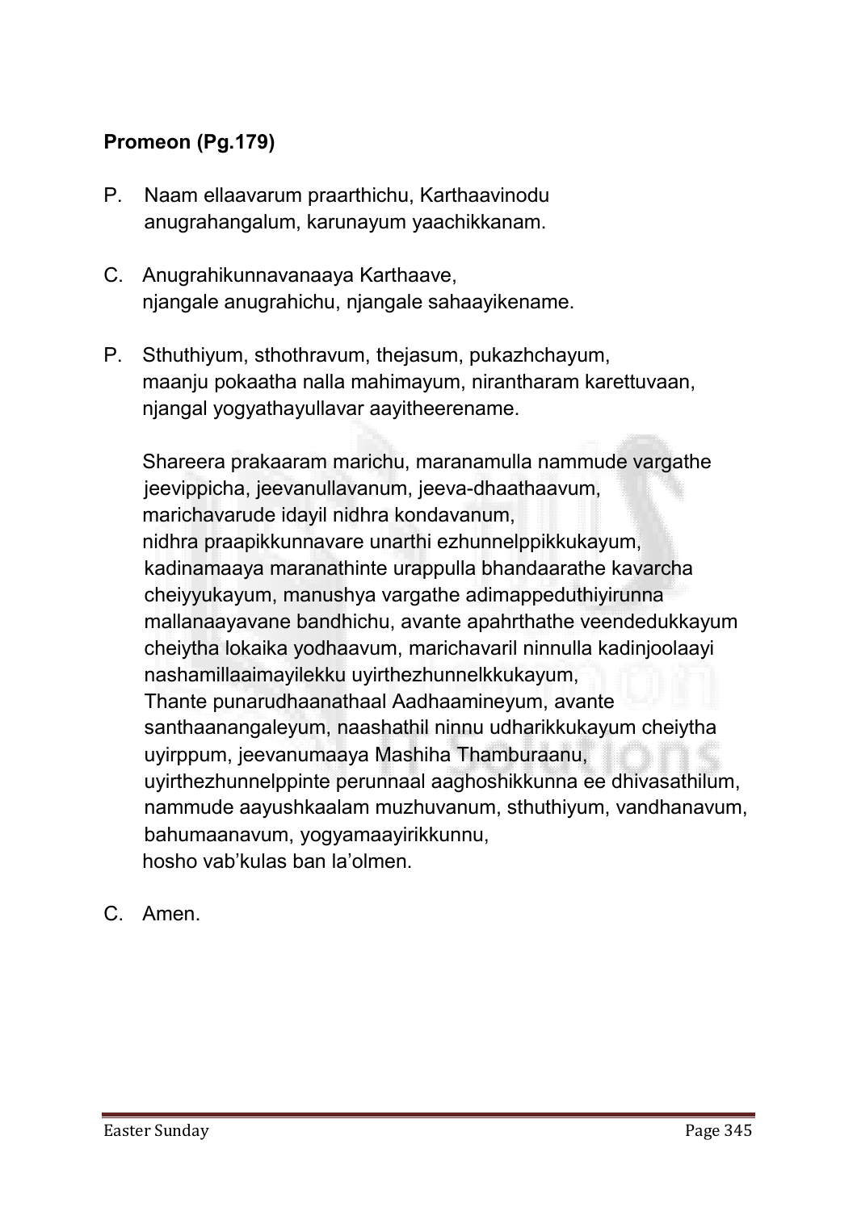**Promeon (Pg.179)**

P. Naam ellaavarum praarthichu, Karthaavinodu anugrahangalum, karunayum yaachikkanam.

C. Anugrahikunnavanaaya Karthaave, njangale anugrahichu, njangale sahaayikename.

P. Sthuthiyum, sthothravum, thejasum, pukazhchayum, maanju pokaatha nalla mahimayum, nirantharam karettuvaan, njangal yogyathayullavar aayitheerename.

Shareera prakaaram marichu, maranamulla nammude vargathe jeevippicha, jeevanullavanum, jeeva-dhaathaavum, marichavarude idayil nidhra kondavanum, nidhra praapikkunnavare unarthi ezhunnelppikkukayum, kadinamaaya maranathinte urappulla bhandaarathe kavarcha cheiyyukayum, manushya vargathe adimappeduthiyirunna mallanaayavane bandhichu, avante apahrthathe veendedukkayum cheiytha lokaika yodhaavum, marichavaril ninnulla kadinjoolaayi nashamillaaimayilekku uyirthezhunnelkkukayum, Thante punarudhaanathaal Aadhaamineyum, avante santhaanangaleyum, naashathil ninnu udharikkukayum cheiytha uyirppum, jeevanumaaya Mashiha Thamburaanu, uyirthezhunnelppinte perunnaal aaghoshikkunna ee dhivasathilum, nammude aayushkaalam muzhuvanum, sthuthiyum, vandhanavum, bahumaanavum, yogyamaayirikkunnu, hosho vab'kulas ban la'olmen.

C. Amen.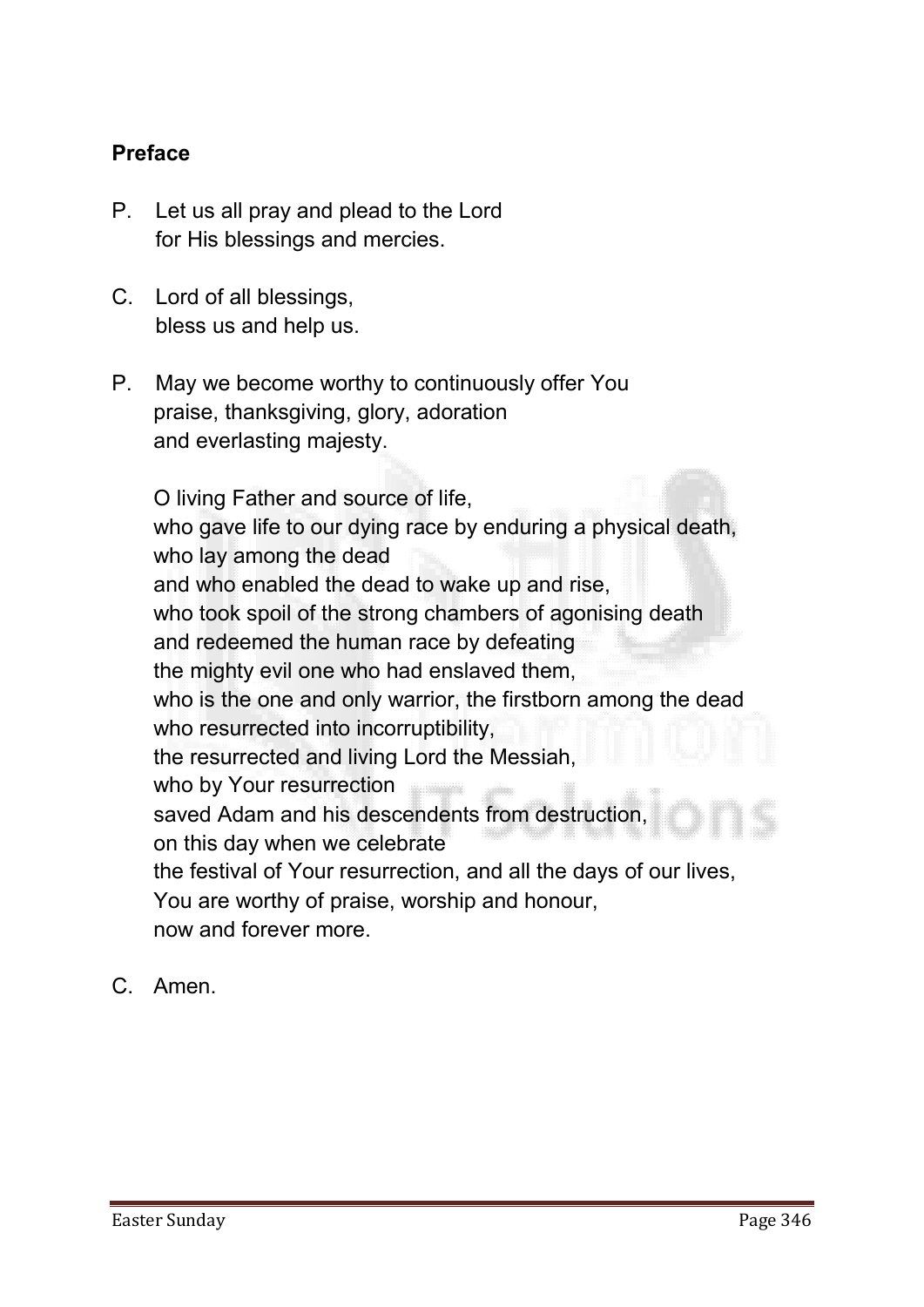**Preface**

P. Let us all pray and plead to the Lord
for His blessings and mercies.

C. Lord of all blessings,
bless us and help us.

P. May we become worthy to continuously offer You
praise, thanksgiving, glory, adoration
and everlasting majesty.

O living Father and source of life,
who gave life to our dying race by enduring a physical death,
who lay among the dead
and who enabled the dead to wake up and rise,
who took spoil of the strong chambers of agonising death
and redeemed the human race by defeating
the mighty evil one who had enslaved them,
who is the one and only warrior, the firstborn among the dead
who resurrected into incorruptibility,
the resurrected and living Lord the Messiah,
who by Your resurrection
saved Adam and his descendents from destruction,
on this day when we celebrate
the festival of Your resurrection, and all the days of our lives,
You are worthy of praise, worship and honour,
now and forever more.

C. Amen.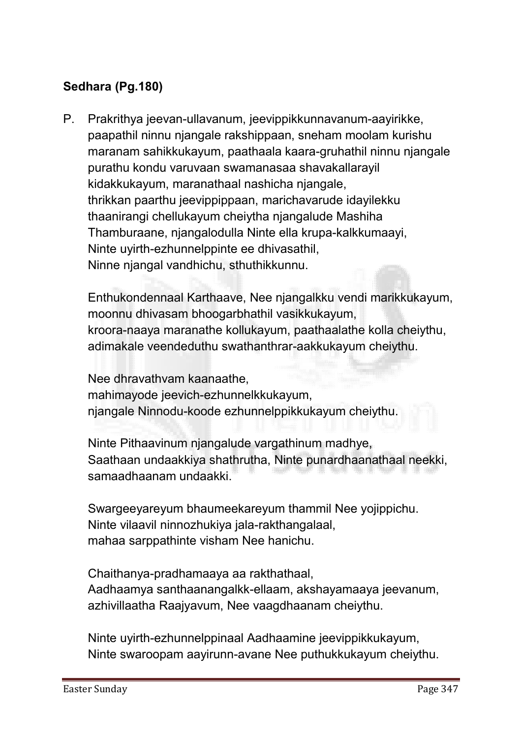**Sedhara (Pg.180)**

P. Prakrithya jeevan-ullavanum, jeevippikkunnavanum-aayirikke, paapathil ninnu njangale rakshippaan, sneham moolam kurishu maranam sahikkukayum, paathaala kaara-gruhathil ninnu njangale purathu kondu varuvaan swamanasaa shavakallarayil kidakkukayum, maranathaal nashicha njangale, thrikkan paarthu jeevippippaan, marichavarude idayilekku thaanirangi chellukayum cheiytha njangalude Mashiha Thamburaane, njangalodulla Ninte ella krupa-kalkkumaayi, Ninte uyirth-ezhunnelppinte ee dhivasathil, Ninne njangal vandhichu, sthuthikkunnu.

Enthukondennaal Karthaave, Nee njangalkku vendi marikkukayum, moonnu dhivasam bhoogarbhathil vasikkukayum, kroora-naaya maranathe kollukayum, paathaalathe kolla cheiythu, adimakale veendeduthu swathanthrar-aakkukayum cheiythu.

Nee dhravathvam kaanaathe, mahimayode jeevich-ezhunnelkkukayum, njangale Ninnodu-koode ezhunnelppikkukayum cheiythu.

Ninte Pithaavinum njangalude vargathinum madhye, Saathaan undaakkiya shathrutha, Ninte punardhaanathaal neekki, samaadhaanam undaakki.

Swargeeyareyum bhaumeekareyum thammil Nee yojippichu. Ninte vilaavil ninnozhukiya jala-rakthangalaal, mahaa sarppathinte visham Nee hanichu.

Chaithanya-pradhamaaya aa rakthathaal, Aadhaamya santhaanangalkk-ellaam, akshayamaaya jeevanum, azhivillaatha Raajyavum, Nee vaagdhaanam cheiythu.

Ninte uyirth-ezhunnelppinaal Aadhaamine jeevippikkukayum, Ninte swaroopam aayirunn-avane Nee puthukkukayum cheiythu.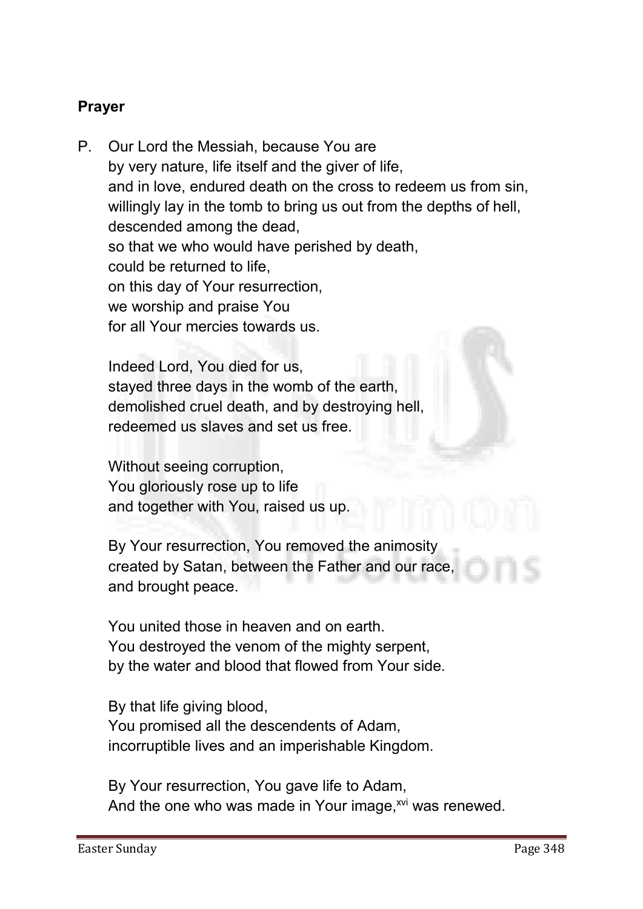**Prayer**

P. Our Lord the Messiah, because You are
by very nature, life itself and the giver of life,
and in love, endured death on the cross to redeem us from sin,
willingly lay in the tomb to bring us out from the depths of hell,
descended among the dead,
so that we who would have perished by death,
could be returned to life,
on this day of Your resurrection,
we worship and praise You
for all Your mercies towards us.

Indeed Lord, You died for us,
stayed three days in the womb of the earth,
demolished cruel death, and by destroying hell,
redeemed us slaves and set us free.

Without seeing corruption,
You gloriously rose up to life
and together with You, raised us up.

By Your resurrection, You removed the animosity
created by Satan, between the Father and our race,
and brought peace.

You united those in heaven and on earth.
You destroyed the venom of the mighty serpent,
by the water and blood that flowed from Your side.

By that life giving blood,
You promised all the descendents of Adam,
incorruptible lives and an imperishable Kingdom.

By Your resurrection, You gave life to Adam,
And the one who was made in Your image,[xvi] was renewed.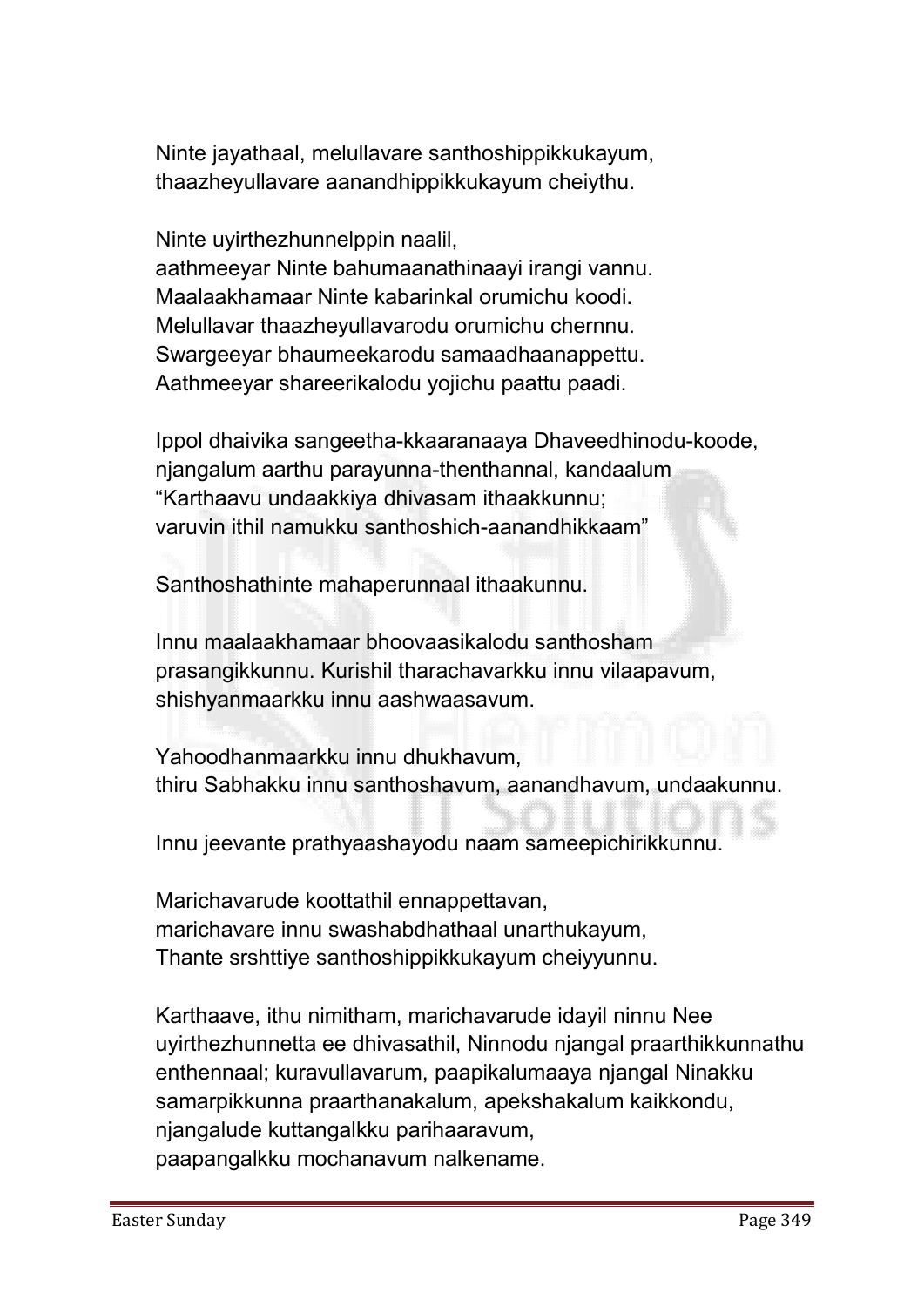Ninte jayathaal, melullavare santhoshippikkukayum,
thaazheyullavare aanandhippikkukayum cheiythu.

Ninte uyirthezhunnelppin naalil,
aathmeeyar Ninte bahumaanathinaayi irangi vannu.
Maalaakhamaar Ninte kabarinkal orumichu koodi.
Melullavar thaazheyullavarodu orumichu chernnu.
Swargeeyar bhaumeekarodu samaadhaanappettu.
Aathmeeyar shareerikalodu yojichu paattu paadi.

Ippol dhaivika sangeetha-kkaaranaaya Dhaveedhinodu-koode,
njangalum aarthu parayunna-thenthannal, kandaalum
"Karthaavu undaakkiya dhivasam ithaakkunnu;
varuvin ithil namukku santhoshich-aanandhikkaam"

Santhoshathinte mahaperunnaal ithaakunnu.

Innu maalaakhamaar bhoovaasikalodu santhosham
prasangikkunnu. Kurishil tharachavarkku innu vilaapavum,
shishyanmaarkku innu aashwaasavum.

Yahoodhanmaarkku innu dhukhavum,
thiru Sabhakku innu santhoshavum, aanandhavum, undaakunnu.

Innu jeevante prathyaashayodu naam sameepichirikkunnu.

Marichavarude koottathil ennappettavan,
marichavare innu swashabdhathaal unarthukayum,
Thante srshttiye santhoshippikkukayum cheiyyunnu.

Karthaave, ithu nimitham, marichavarude idayil ninnu Nee
uyirthezhunnetta ee dhivasathil, Ninnodu njangal praarthikkunnathu
enthennaal; kuravullavarum, paapikalumaaya njangal Ninakku
samarpikkunna praarthanakalum, apekshakalum kaikkondu,
njangalude kuttangalkku parihaaravum,
paapangalkku mochanavum nalkename.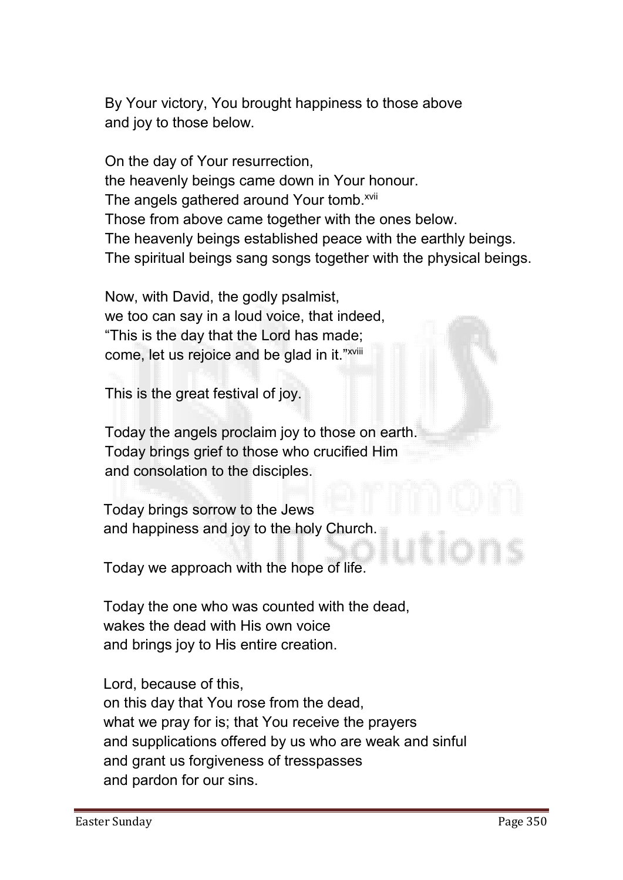By Your victory, You brought happiness to those above
and joy to those below.

On the day of Your resurrection,
the heavenly beings came down in Your honour.
The angels gathered around Your tomb.[xvii]
Those from above came together with the ones below.
The heavenly beings established peace with the earthly beings.
The spiritual beings sang songs together with the physical beings.

Now, with David, the godly psalmist,
we too can say in a loud voice, that indeed,
"This is the day that the Lord has made;
come, let us rejoice and be glad in it."[xviii]

This is the great festival of joy.

Today the angels proclaim joy to those on earth.
Today brings grief to those who crucified Him
and consolation to the disciples.

Today brings sorrow to the Jews
and happiness and joy to the holy Church.

Today we approach with the hope of life.

Today the one who was counted with the dead,
wakes the dead with His own voice
and brings joy to His entire creation.

Lord, because of this,
on this day that You rose from the dead,
what we pray for is; that You receive the prayers
and supplications offered by us who are weak and sinful
and grant us forgiveness of tresspasses
and pardon for our sins.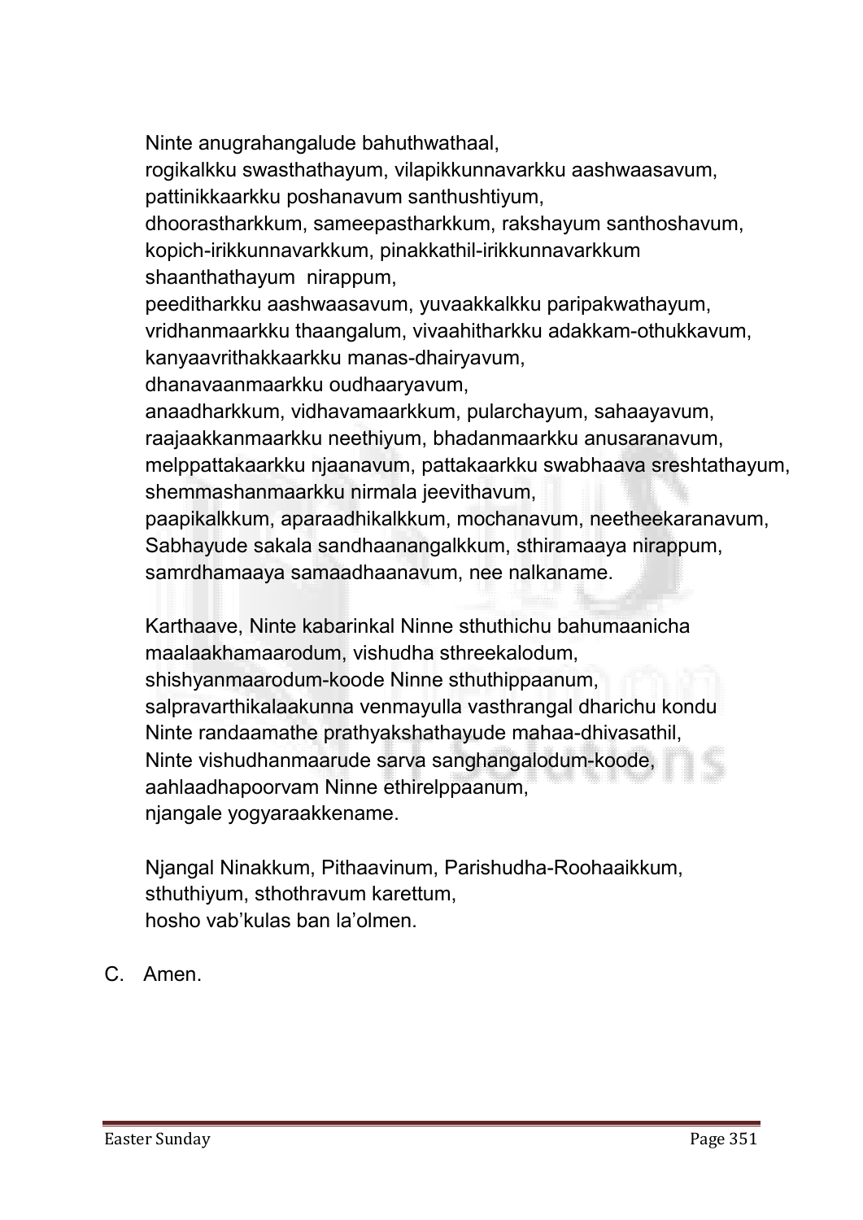Ninte anugrahangalude bahuthwathaal,
rogikalkku swasthathayum, vilapikkunnavarkku aashwaasavum,
pattinikkaarkku poshanavum santhushtiyum,
dhoorastharkkum, sameepastharkkum, rakshayum santhoshavum,
kopich-irikkunnavarkkum, pinakkathil-irikkunnavarkkum
shaanthathayum nirappum,
peeditharkku aashwaasavum, yuvaakkalkku paripakwathayum,
vridhanmaarkku thaangalum, vivaahitharkku adakkam-othukkavum,
kanyaavrithakkaarkku manas-dhairyavum,
dhanavaanmaarkku oudhaaryavum,
anaadharkkum, vidhavamaarkkum, pularchayum, sahaayavum,
raajaakkanmaarkku neethiyum, bhadanmaarkku anusaranavum,
melppattakaarkku njaanavum, pattakaarkku swabhaava sreshtathayum,
shemmashanmaarkku nirmala jeevithavum,
paapikalkkum, aparaadhikalkkum, mochanavum, neetheekaranavum,
Sabhayude sakala sandhaanangalkkum, sthiramaaya nirappum,
samrdhamaaya samaadhaanavum, nee nalkaname.

Karthaave, Ninte kabarinkal Ninne sthuthichu bahumaanicha
maalaakhamaarodum, vishudha sthreekalodum,
shishyanmaarodum-koode Ninne sthuthippaanum,
salpravarthikalaakunna venmayulla vasthrangal dharichu kondu
Ninte randaamathe prathyakshathayude mahaa-dhivasathil,
Ninte vishudhanmaarude sarva sanghangalodum-koode,
aahlaadhapoorvam Ninne ethirelppaanum,
njangale yogyaraakkename.

Njangal Ninakkum, Pithaavinum, Parishudha-Roohaaikkum,
sthuthiyum, sthothravum karettum,
hosho vab'kulas ban la'olmen.

C. Amen.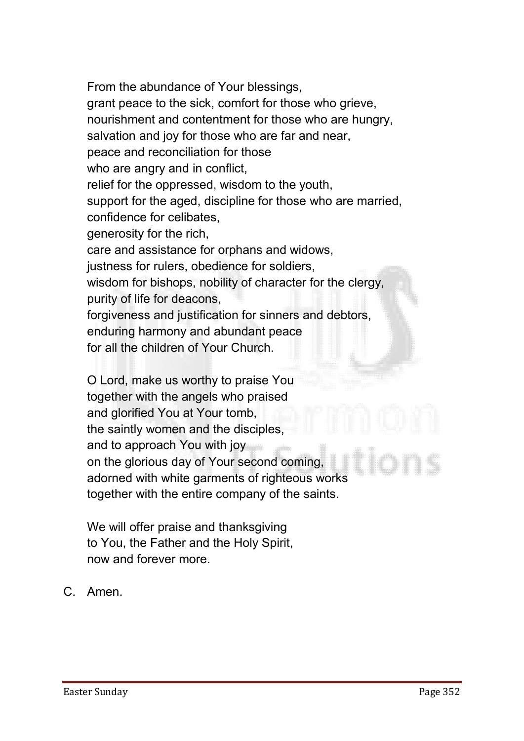From the abundance of Your blessings,
grant peace to the sick, comfort for those who grieve,
nourishment and contentment for those who are hungry,
salvation and joy for those who are far and near,
peace and reconciliation for those
who are angry and in conflict,
relief for the oppressed, wisdom to the youth,
support for the aged, discipline for those who are married,
confidence for celibates,
generosity for the rich,
care and assistance for orphans and widows,
justness for rulers, obedience for soldiers,
wisdom for bishops, nobility of character for the clergy,
purity of life for deacons,
forgiveness and justification for sinners and debtors,
enduring harmony and abundant peace
for all the children of Your Church.

O Lord, make us worthy to praise You
together with the angels who praised
and glorified You at Your tomb,
the saintly women and the disciples,
and to approach You with joy
on the glorious day of Your second coming,
adorned with white garments of righteous works
together with the entire company of the saints.

We will offer praise and thanksgiving
to You, the Father and the Holy Spirit,
now and forever more.

C. Amen.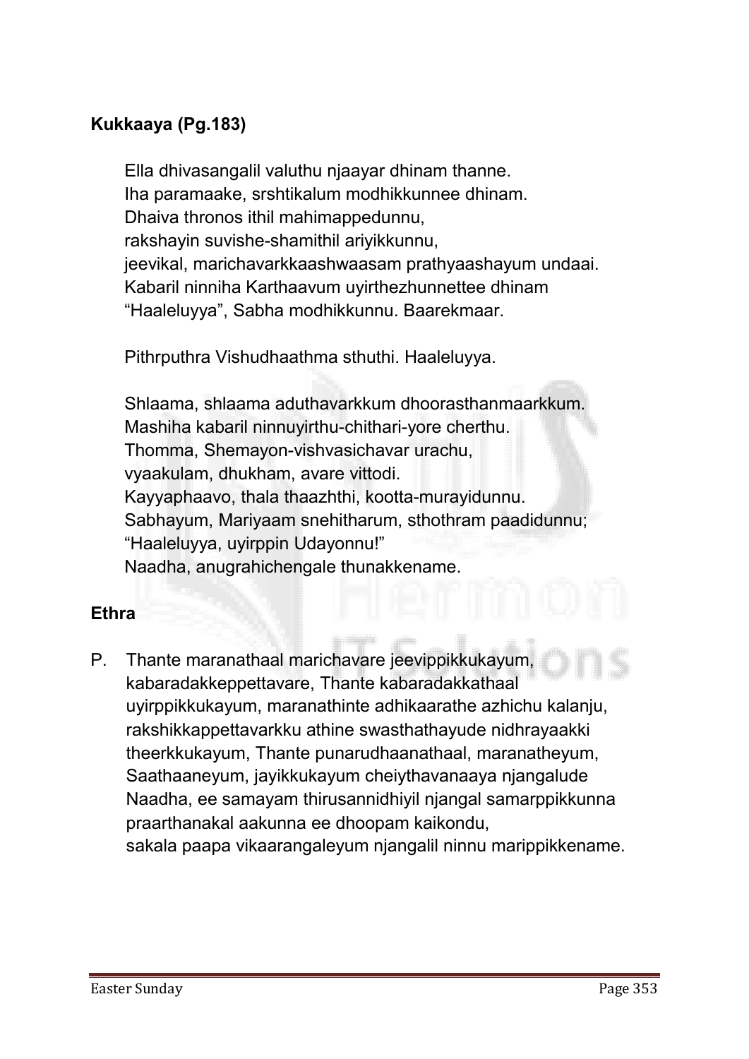**Kukkaaya (Pg.183)**

Ella dhivasangalil valuthu njaayar dhinam thanne.
Iha paramaake, srshtikalum modhikkunnee dhinam.
Dhaiva thronos ithil mahimappedunnu,
rakshayin suvishe-shamithil ariyikkunnu,
jeevikal, marichavarkkaashwaasam prathyaashayum undaai.
Kabaril ninniha Karthaavum uyirthezhunnettee dhinam
"Haaleluyya", Sabha modhikkunnu. Baarekmaar.

Pithrputhra Vishudhaathma sthuthi. Haaleluyya.

Shlaama, shlaama aduthavarkkum dhoorasthanmaarkkum.
Mashiha kabaril ninnuyirthu-chithari-yore cherthu.
Thomma, Shemayon-vishvasichavar urachu,
vyaakulam, dhukham, avare vittodi.
Kayyaphaavo, thala thaazhthi, kootta-murayidunnu.
Sabhayum, Mariyaam snehitharum, sthothram paadidunnu;
"Haaleluyya, uyirppin Udayonnu!"
Naadha, anugrahichengale thunakkename.

**Ethra**

P. Thante maranathaal marichavare jeevippikkukayum, kabaradakkeppettavare, Thante kabaradakkathaal uyirppikkukayum, maranathinte adhikaarathe azhichu kalanju, rakshikkappettavarkku athine swasthathayude nidhrayaakki theerkkukayum, Thante punarudhaanathaal, maranatheyum, Saathaaneyum, jayikkukayum cheiythavanaaya njangalude Naadha, ee samayam thirusannidhiyil njangal samarppikkunna praarthanakal aakunna ee dhoopam kaikondu, sakala paapa vikaarangaleyum njangalil ninnu marippikkename.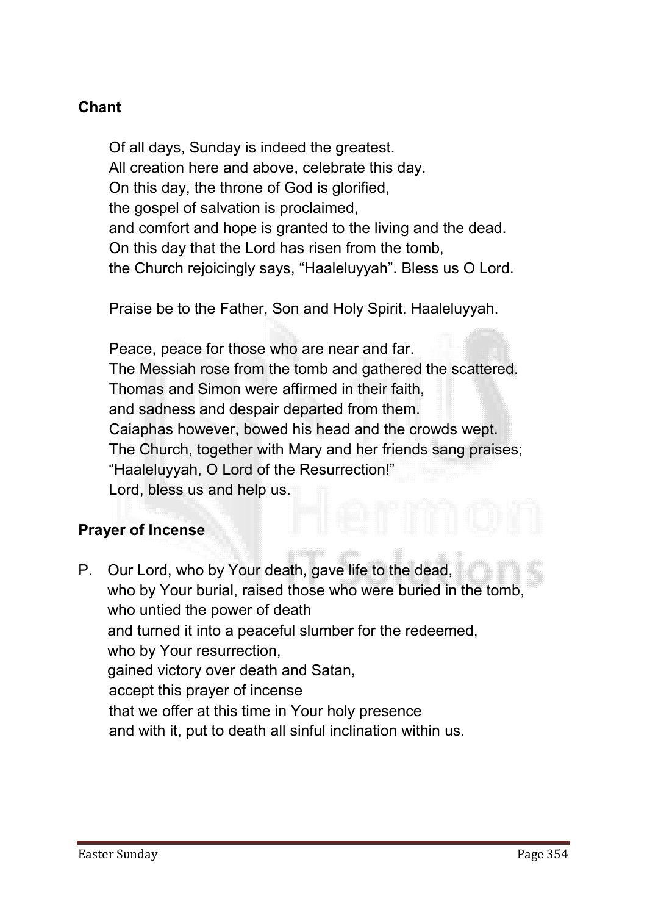**Chant**

Of all days, Sunday is indeed the greatest.
All creation here and above, celebrate this day.
On this day, the throne of God is glorified,
the gospel of salvation is proclaimed,
and comfort and hope is granted to the living and the dead.
On this day that the Lord has risen from the tomb,
the Church rejoicingly says, "Haaleluyyah". Bless us O Lord.

Praise be to the Father, Son and Holy Spirit. Haaleluyyah.

Peace, peace for those who are near and far.
The Messiah rose from the tomb and gathered the scattered.
Thomas and Simon were affirmed in their faith,
and sadness and despair departed from them.
Caiaphas however, bowed his head and the crowds wept.
The Church, together with Mary and her friends sang praises;
"Haaleluyyah, O Lord of the Resurrection!"
Lord, bless us and help us.

**Prayer of Incense**

P. Our Lord, who by Your death, gave life to the dead,
who by Your burial, raised those who were buried in the tomb,
who untied the power of death
and turned it into a peaceful slumber for the redeemed,
who by Your resurrection,
gained victory over death and Satan,
accept this prayer of incense
that we offer at this time in Your holy presence
and with it, put to death all sinful inclination within us.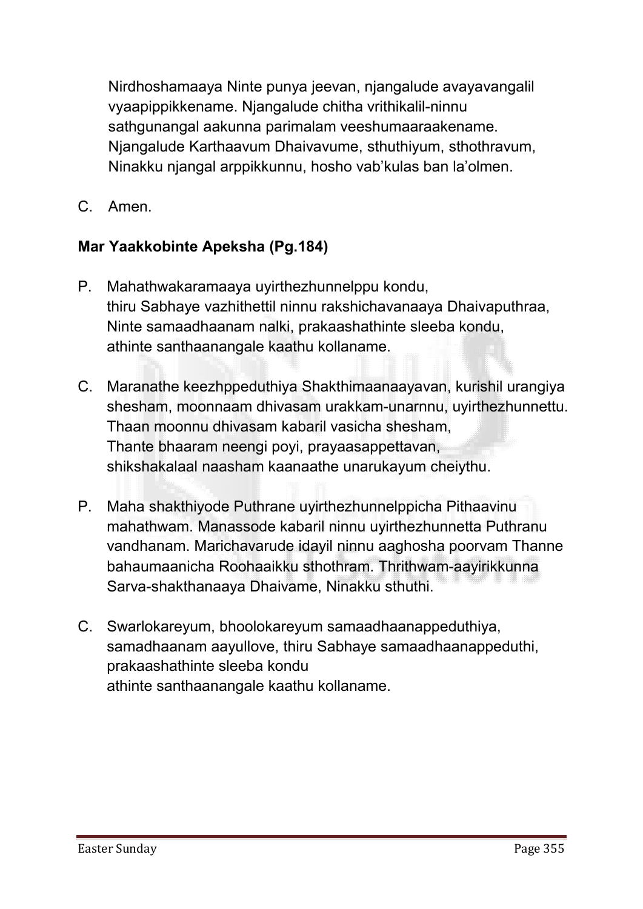Nirdhoshamaaya Ninte punya jeevan, njangalude avayavangalil vyaapippikkename. Njangalude chitha vrithikalil-ninnu sathgunangal aakunna parimalam veeshumaaraakename. Njangalude Karthaavum Dhaivavume, sthuthiyum, sthothravum, Ninakku njangal arppikkunnu, hosho vab'kulas ban la'olmen.

C. Amen.

**Mar Yaakkobinte Apeksha (Pg.184)**

P. Mahathwakaramaaya uyirthezhunnelppu kondu, thiru Sabhaye vazhithettil ninnu rakshichavanaaya Dhaivaputhraa, Ninte samaadhaanam nalki, prakaashathinte sleeba kondu, athinte santhaanangale kaathu kollaname.

C. Maranathe keezhppeduthiya Shakthimaanaayavan, kurishil urangiya shesham, moonnaam dhivasam urakkam-unarnnu, uyirthezhunnettu. Thaan moonnu dhivasam kabaril vasicha shesham, Thante bhaaram neengi poyi, prayaasappettavan, shikshakalaal naasham kaanaathe unarukayum cheiythu.

P. Maha shakthiyode Puthrane uyirthezhunnelppicha Pithaavinu mahathwam. Manassode kabaril ninnu uyirthezhunnetta Puthranu vandhanam. Marichavarude idayil ninnu aaghosha poorvam Thanne bahaumaanicha Roohaaikku sthothram. Thrithwam-aayirikkunna Sarva-shakthanaaya Dhaivame, Ninakku sthuthi.

C. Swarlokareyum, bhoolokareyum samaadhaanappeduthiya, samadhaanam aayullove, thiru Sabhaye samaadhaanappeduthi, prakaashathinte sleeba kondu athinte santhaanangale kaathu kollaname.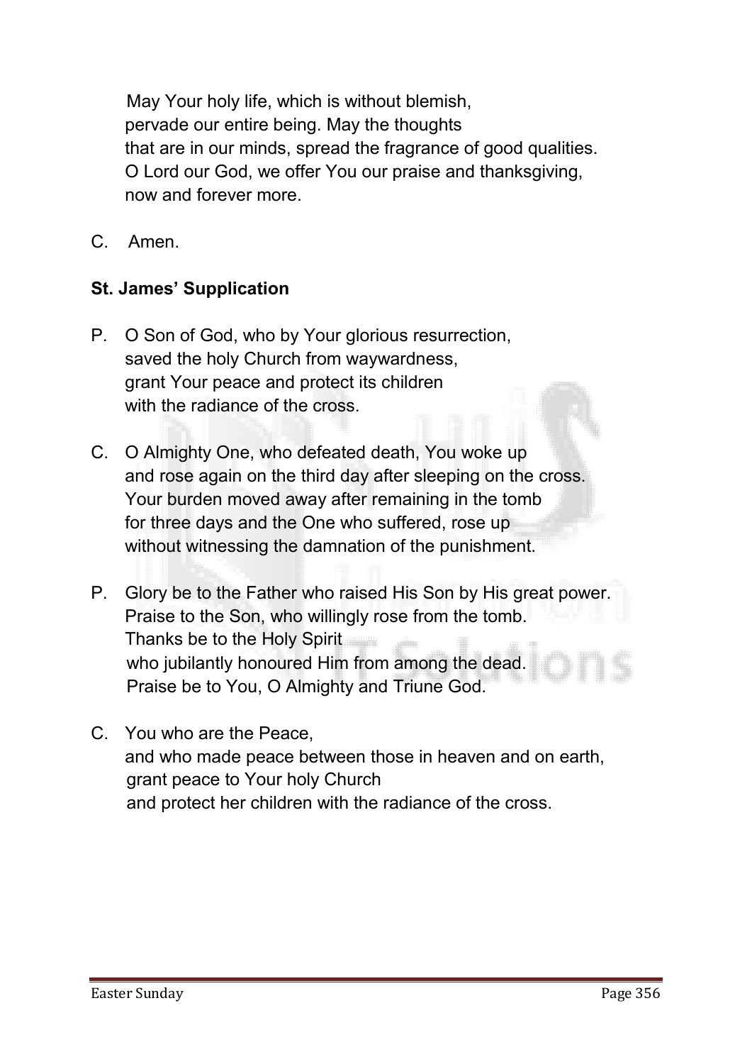May Your holy life, which is without blemish,
pervade our entire being. May the thoughts
that are in our minds, spread the fragrance of good qualities.
O Lord our God, we offer You our praise and thanksgiving,
now and forever more.

C. Amen.

**St. James' Supplication**

P. O Son of God, who by Your glorious resurrection,
saved the holy Church from waywardness,
grant Your peace and protect its children
with the radiance of the cross.

C. O Almighty One, who defeated death, You woke up
and rose again on the third day after sleeping on the cross.
Your burden moved away after remaining in the tomb
for three days and the One who suffered, rose up
without witnessing the damnation of the punishment.

P. Glory be to the Father who raised His Son by His great power.
Praise to the Son, who willingly rose from the tomb.
Thanks be to the Holy Spirit
who jubilantly honoured Him from among the dead.
Praise be to You, O Almighty and Triune God.

C. You who are the Peace,
and who made peace between those in heaven and on earth,
grant peace to Your holy Church
and protect her children with the radiance of the cross.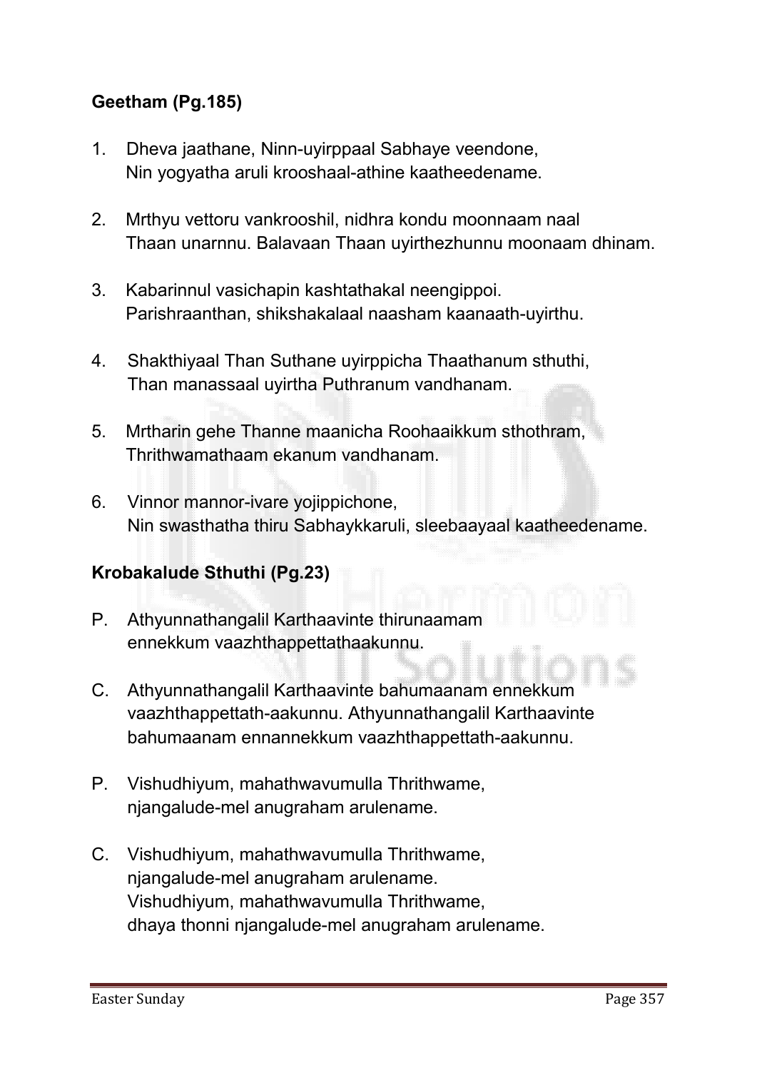**Geetham (Pg.185)**

1. Dheva jaathane, Ninn-uyirppaal Sabhaye veendone,
   Nin yogyatha aruli krooshaal-athine kaatheedename.

2. Mrthyu vettoru vankrooshil, nidhra kondu moonnaam naal
   Thaan unarnnu. Balavaan Thaan uyirthezhunnu moonaam dhinam.

3. Kabarinnul vasichapin kashtathakal neengippoi.
   Parishraanthan, shikshakalaal naasham kaanaath-uyirthu.

4. Shakthiyaal Than Suthane uyirppicha Thaathanum sthuthi,
   Than manassaal uyirtha Puthranum vandhanam.

5. Mrtharin gehe Thanne maanicha Roohaaikkum sthothram,
   Thrithwamathaam ekanum vandhanam.

6. Vinnor mannor-ivare yojippichone,
   Nin swasthatha thiru Sabhaykkaruli, sleebaayaal kaatheedename.

**Krobakalude Sthuthi (Pg.23)**

P. Athyunnathangalil Karthaavinte thirunaamam
   ennekkum vaazhthappettathaakunnu.

C. Athyunnathangalil Karthaavinte bahumaanam ennekkum
   vaazhthappettath-aakunnu. Athyunnathangalil Karthaavinte
   bahumaanam ennannekkum vaazhthappettath-aakunnu.

P. Vishudhiyum, mahathwavumulla Thrithwame,
   njangalude-mel anugraham arulename.

C. Vishudhiyum, mahathwavumulla Thrithwame,
   njangalude-mel anugraham arulename.
   Vishudhiyum, mahathwavumulla Thrithwame,
   dhaya thonni njangalude-mel anugraham arulename.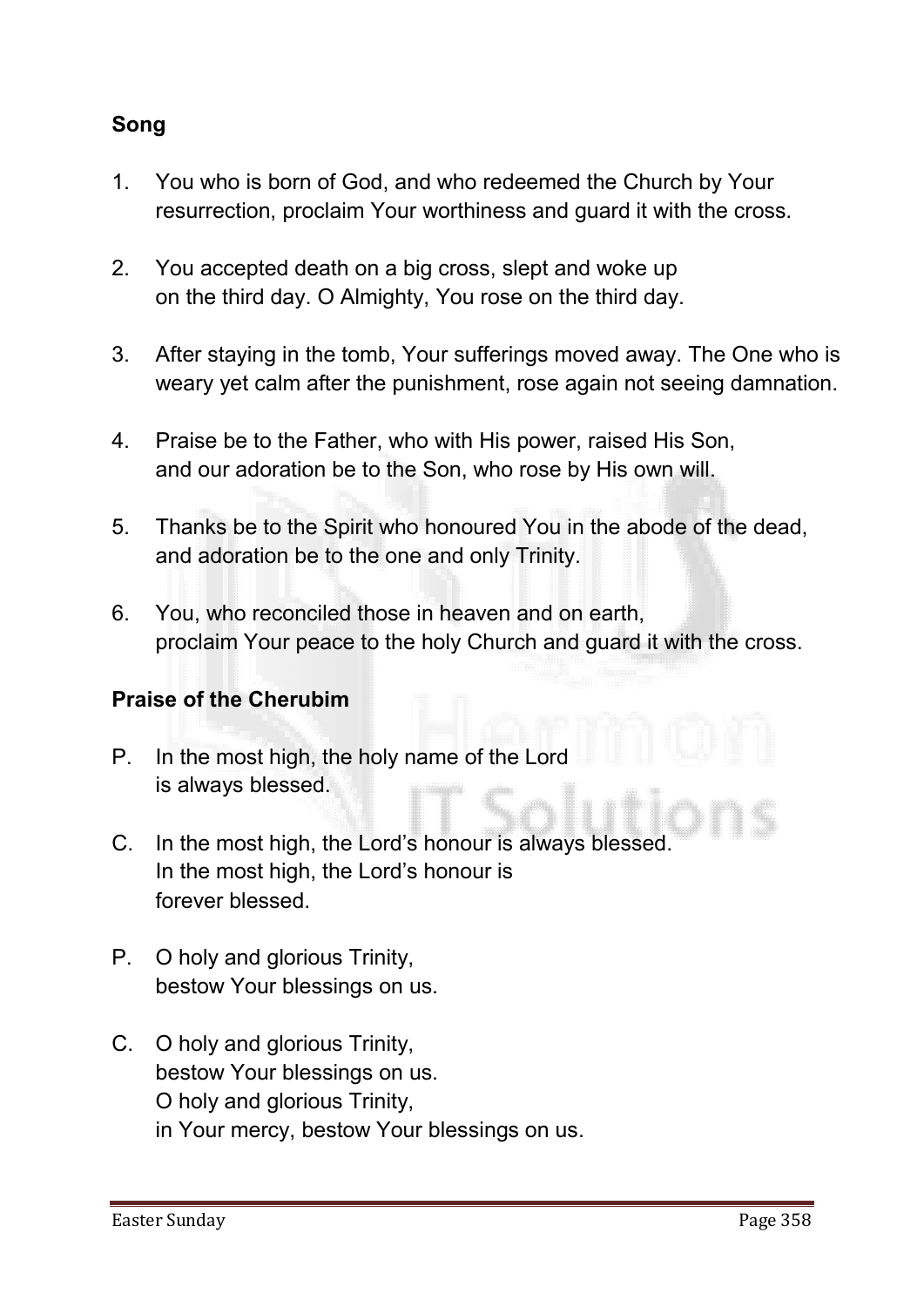**Song**

1. You who is born of God, and who redeemed the Church by Your resurrection, proclaim Your worthiness and guard it with the cross.

2. You accepted death on a big cross, slept and woke up on the third day. O Almighty, You rose on the third day.

3. After staying in the tomb, Your sufferings moved away. The One who is weary yet calm after the punishment, rose again not seeing damnation.

4. Praise be to the Father, who with His power, raised His Son, and our adoration be to the Son, who rose by His own will.

5. Thanks be to the Spirit who honoured You in the abode of the dead, and adoration be to the one and only Trinity.

6. You, who reconciled those in heaven and on earth, proclaim Your peace to the holy Church and guard it with the cross.

**Praise of the Cherubim**

P. In the most high, the holy name of the Lord is always blessed.

C. In the most high, the Lord's honour is always blessed. In the most high, the Lord's honour is forever blessed.

P. O holy and glorious Trinity, bestow Your blessings on us.

C. O holy and glorious Trinity, bestow Your blessings on us. O holy and glorious Trinity, in Your mercy, bestow Your blessings on us.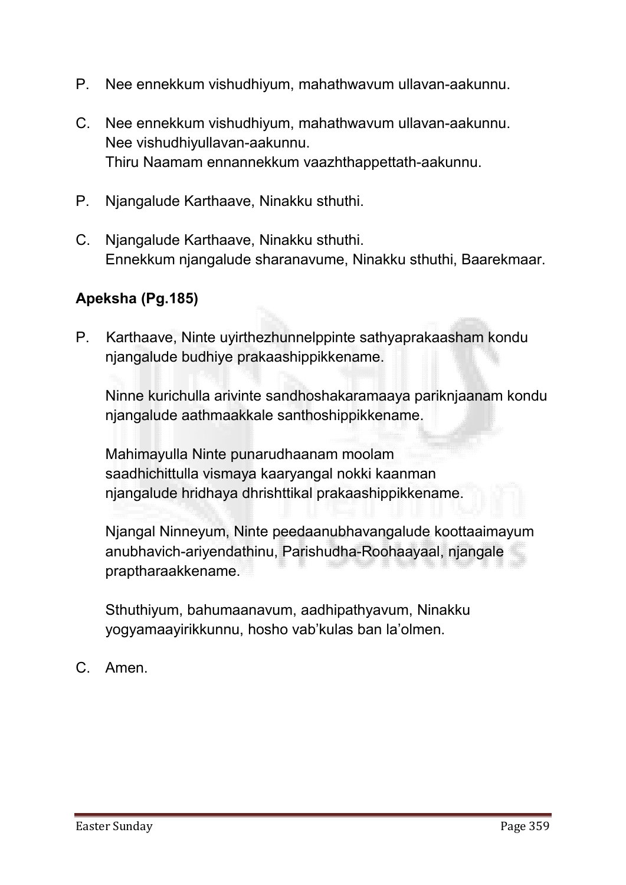P. Nee ennekkum vishudhiyum, mahathwavum ullavan-aakunnu.

C. Nee ennekkum vishudhiyum, mahathwavum ullavan-aakunnu.
Nee vishudhiyullavan-aakunnu.
Thiru Naamam ennannekkum vaazhthappettath-aakunnu.

P. Njangalude Karthaave, Ninakku sthuthi.

C. Njangalude Karthaave, Ninakku sthuthi.
Ennekkum njangalude sharanavume, Ninakku sthuthi, Baarekmaar.

**Apeksha (Pg.185)**

P. Karthaave, Ninte uyirthezhunnelppinte sathyaprakaasham kondu njangalude budhiye prakaashippikkename.

Ninne kurichulla arivinte sandhoshakaramaaya pariknjaanam kondu njangalude aathmaakkale santhoshippikkename.

Mahimayulla Ninte punarudhaanam moolam saadhichittulla vismaya kaaryangal nokki kaanman njangalude hridhaya dhrishttikal prakaashippikkename.

Njangal Ninneyum, Ninte peedaanubhavangalude koottaaimayum anubhavich-ariyendathinu, Parishudha-Roohaayaal, njangale praptharaakkename.

Sthuthiyum, bahumaanavum, aadhipathyavum, Ninakku yogyamaayirikkunnu, hosho vab'kulas ban la'olmen.

C. Amen.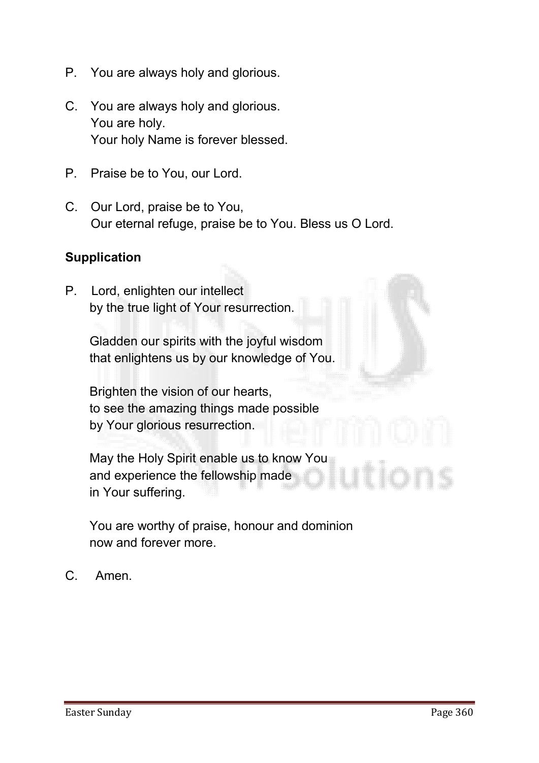P. You are always holy and glorious.

C. You are always holy and glorious.
You are holy.
Your holy Name is forever blessed.

P. Praise be to You, our Lord.

C. Our Lord, praise be to You,
Our eternal refuge, praise be to You. Bless us O Lord.

**Supplication**

P. Lord, enlighten our intellect
by the true light of Your resurrection.

Gladden our spirits with the joyful wisdom
that enlightens us by our knowledge of You.

Brighten the vision of our hearts,
to see the amazing things made possible
by Your glorious resurrection.

May the Holy Spirit enable us to know You
and experience the fellowship made
in Your suffering.

You are worthy of praise, honour and dominion
now and forever more.

C. Amen.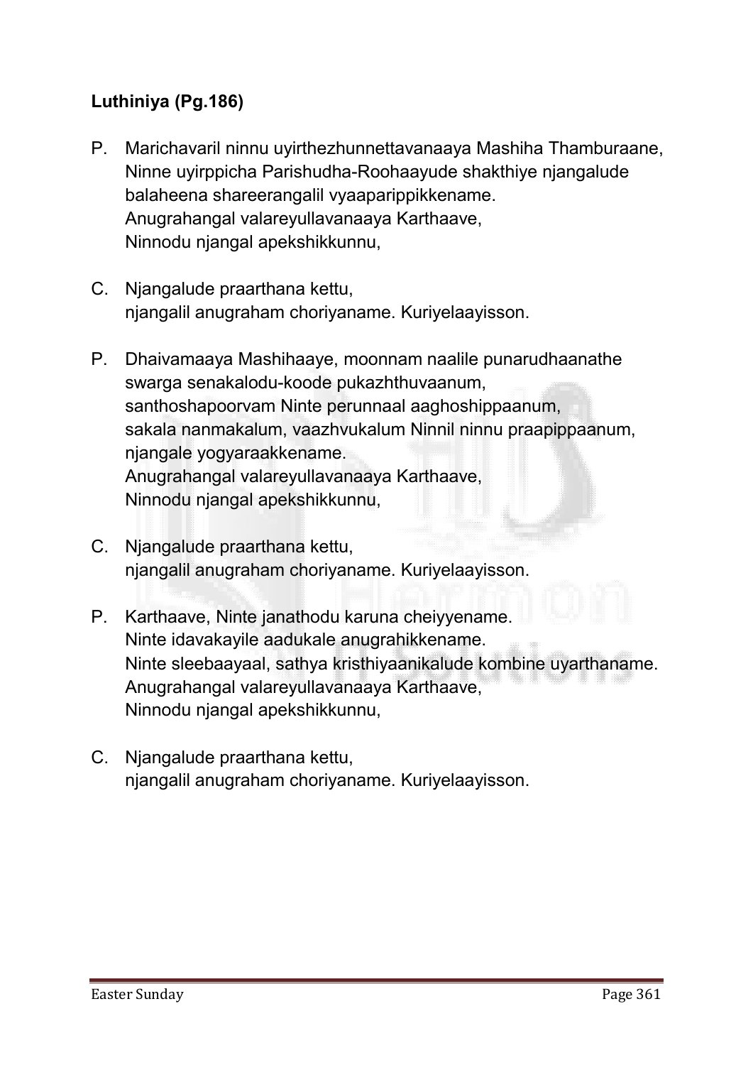**Luthiniya (Pg.186)**

P. Marichavaril ninnu uyirthezhunnettavanaaya Mashiha Thamburaane,
Ninne uyirppicha Parishudha-Roohaayude shakthiye njangalude balaheena shareerangalil vyaaparippikkename.
Anugrahangal valareyullavanaaya Karthaave,
Ninnodu njangal apekshikkunnu,

C. Njangalude praarthana kettu,
njangalil anugraham choriyaname. Kuriyelaayisson.

P. Dhaivamaaya Mashihaaye, moonnam naalile punarudhaanathe swarga senakalodu-koode pukazhthuvaanum,
santhoshapoorvam Ninte perunnaal aaghoshippaanum,
sakala nanmakalum, vaazhvukalum Ninnil ninnu praapippaanum,
njangale yogyaraakkename.
Anugrahangal valareyullavanaaya Karthaave,
Ninnodu njangal apekshikkunnu,

C. Njangalude praarthana kettu,
njangalil anugraham choriyaname. Kuriyelaayisson.

P. Karthaave, Ninte janathodu karuna cheiyyename.
Ninte idavakayile aadukale anugrahikkename.
Ninte sleebaayaal, sathya kristhiyaanikalude kombine uyarthaname.
Anugrahangal valareyullavanaaya Karthaave,
Ninnodu njangal apekshikkunnu,

C. Njangalude praarthana kettu,
njangalil anugraham choriyaname. Kuriyelaayisson.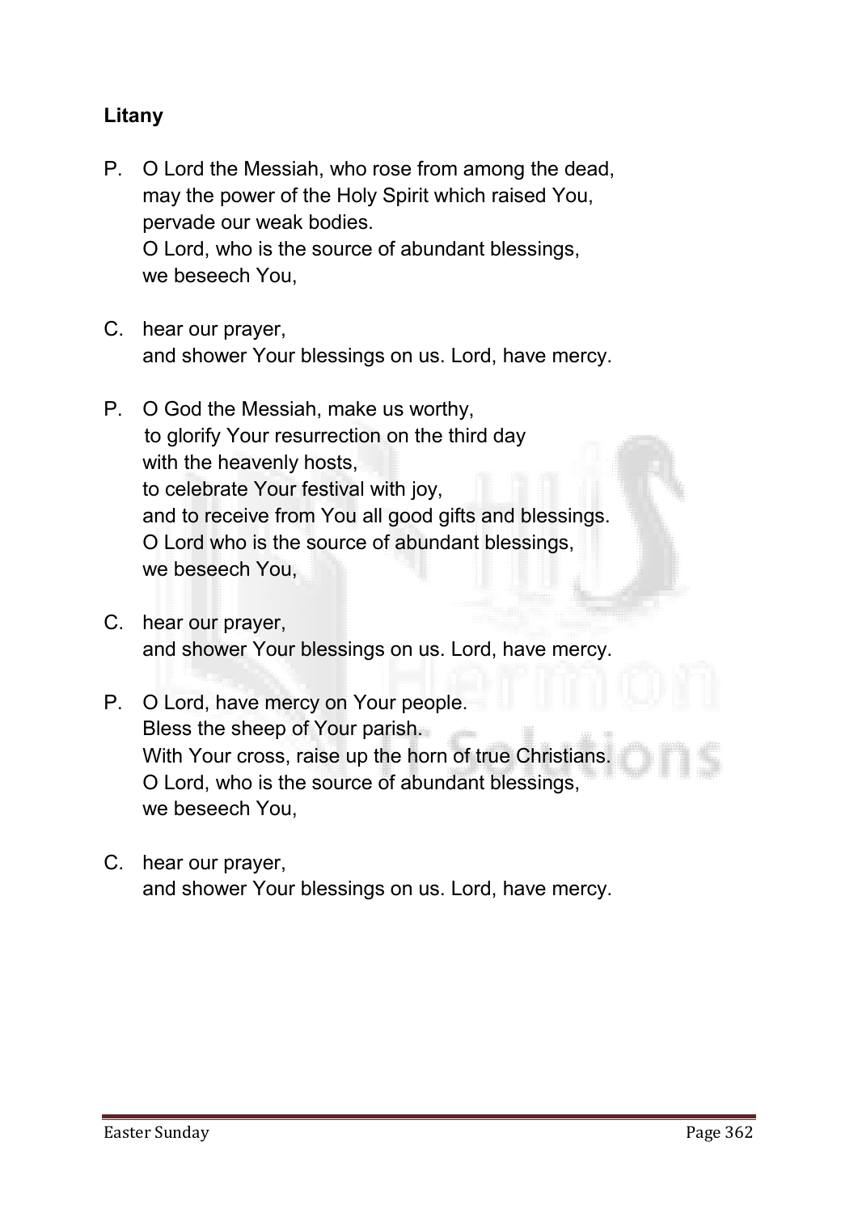## Litany

P. O Lord the Messiah, who rose from among the dead,
may the power of the Holy Spirit which raised You,
pervade our weak bodies.
O Lord, who is the source of abundant blessings,
we beseech You,

C. hear our prayer,
and shower Your blessings on us. Lord, have mercy.

P. O God the Messiah, make us worthy,
to glorify Your resurrection on the third day
with the heavenly hosts,
to celebrate Your festival with joy,
and to receive from You all good gifts and blessings.
O Lord who is the source of abundant blessings,
we beseech You,

C. hear our prayer,
and shower Your blessings on us. Lord, have mercy.

P. O Lord, have mercy on Your people.
Bless the sheep of Your parish.
With Your cross, raise up the horn of true Christians.
O Lord, who is the source of abundant blessings,
we beseech You,

C. hear our prayer,
and shower Your blessings on us. Lord, have mercy.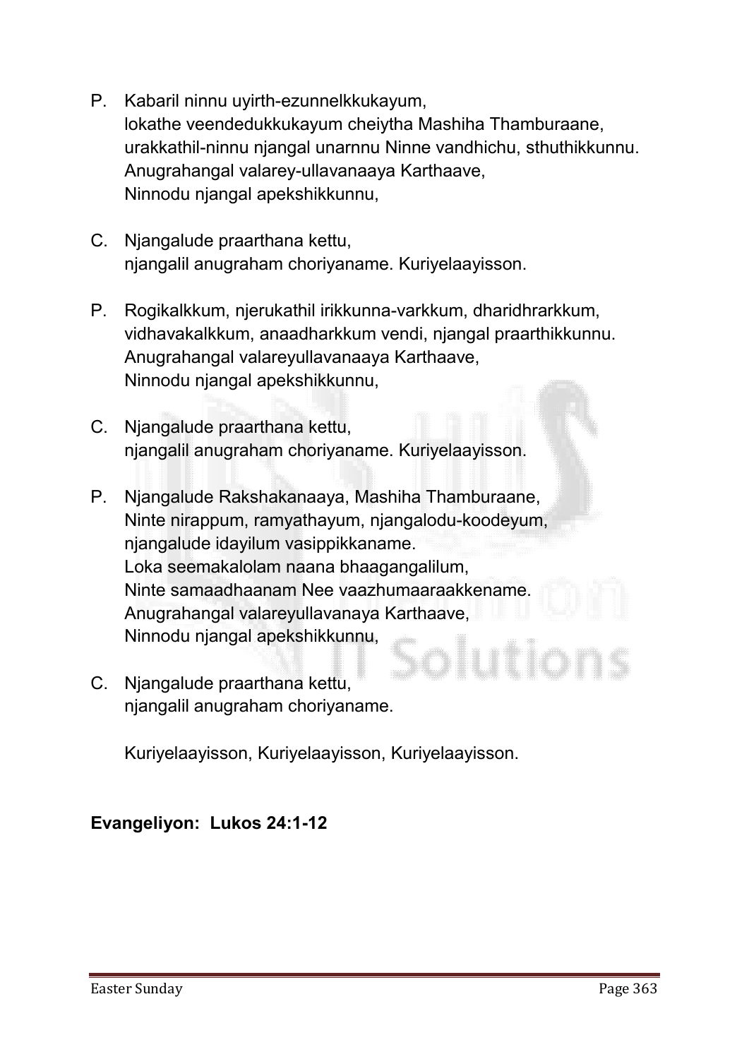P. Kabaril ninnu uyirth-ezunnelkkukayum,  
lokathe veendedukkukayum cheiytha Mashiha Thamburaane,  
urakkathil-ninnu njangal unarnnu Ninne vandhichu, sthuthikkunnu.  
Anugrahangal valarey-ullavanaaya Karthaave,  
Ninnodu njangal apekshikkunnu,

C. Njangalude praarthana kettu,  
njangalil anugraham choriyaname. Kuriyelaayisson.

P. Rogikalkkum, njerukathil irikkunna-varkkum, dharidhrarkkum,  
vidhavakalkkum, anaadharkkum vendi, njangal praarthikkunnu.  
Anugrahangal valareyullavanaaya Karthaave,  
Ninnodu njangal apekshikkunnu,

C. Njangalude praarthana kettu,  
njangalil anugraham choriyaname. Kuriyelaayisson.

P. Njangalude Rakshakanaaya, Mashiha Thamburaane,  
Ninte nirappum, ramyathayum, njangalodu-koodeyum,  
njangalude idayilum vasippikkaname.  
Loka seemakalolam naana bhaagangalilum,  
Ninte samaadhaanam Nee vaazhumaaraakkename.  
Anugrahangal valareyullavanaya Karthaave,  
Ninnodu njangal apekshikkunnu,

C. Njangalude praarthana kettu,  
njangalil anugraham choriyaname.

Kuriyelaayisson, Kuriyelaayisson, Kuriyelaayisson.

**Evangeliyon: Lukos 24:1-12**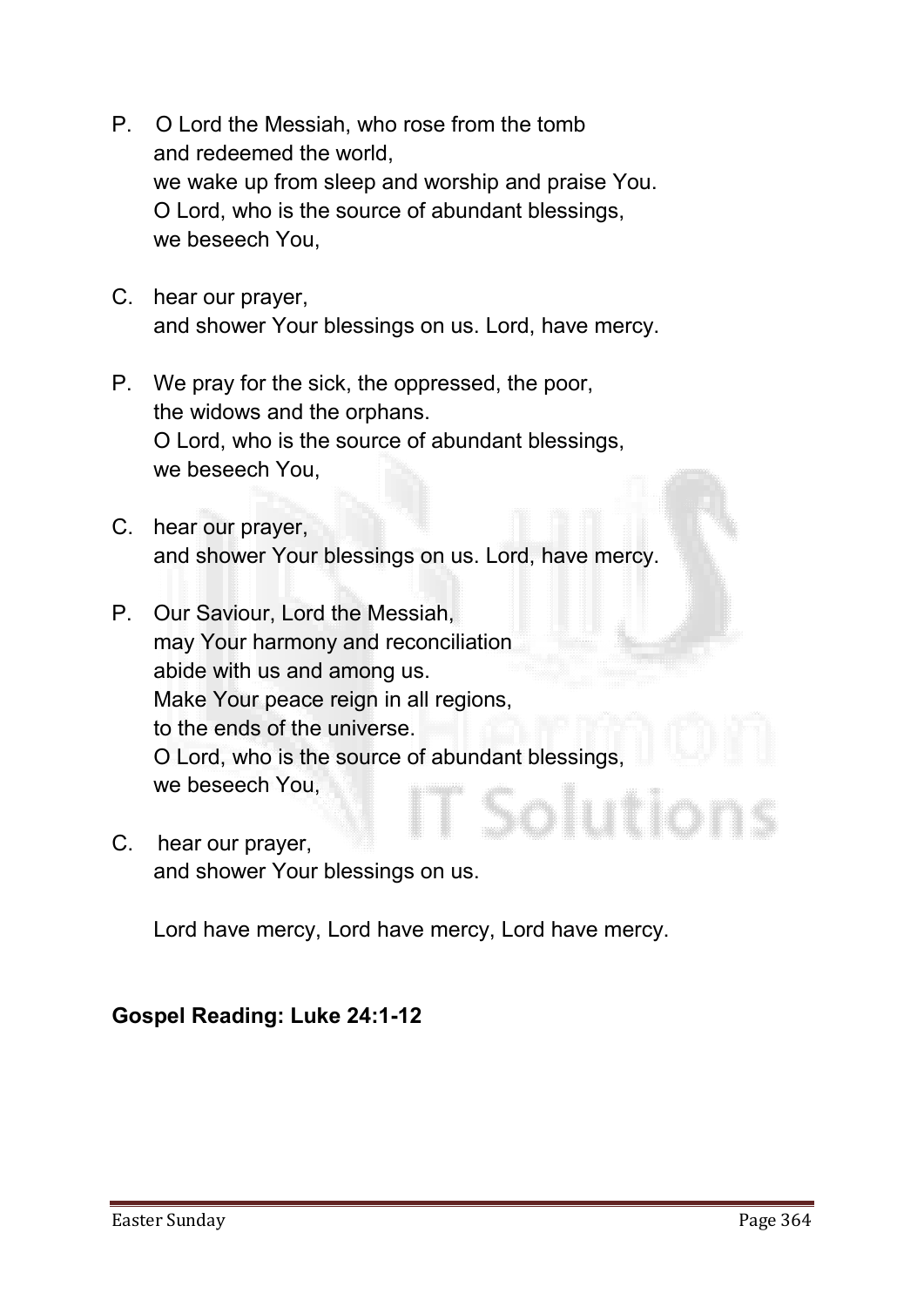P. O Lord the Messiah, who rose from the tomb
and redeemed the world,
we wake up from sleep and worship and praise You.
O Lord, who is the source of abundant blessings,
we beseech You,

C. hear our prayer,
and shower Your blessings on us. Lord, have mercy.

P. We pray for the sick, the oppressed, the poor,
the widows and the orphans.
O Lord, who is the source of abundant blessings,
we beseech You,

C. hear our prayer,
and shower Your blessings on us. Lord, have mercy.

P. Our Saviour, Lord the Messiah,
may Your harmony and reconciliation
abide with us and among us.
Make Your peace reign in all regions,
to the ends of the universe.
O Lord, who is the source of abundant blessings,
we beseech You,

C. hear our prayer,
and shower Your blessings on us.

Lord have mercy, Lord have mercy, Lord have mercy.

**Gospel Reading: Luke 24:1-12**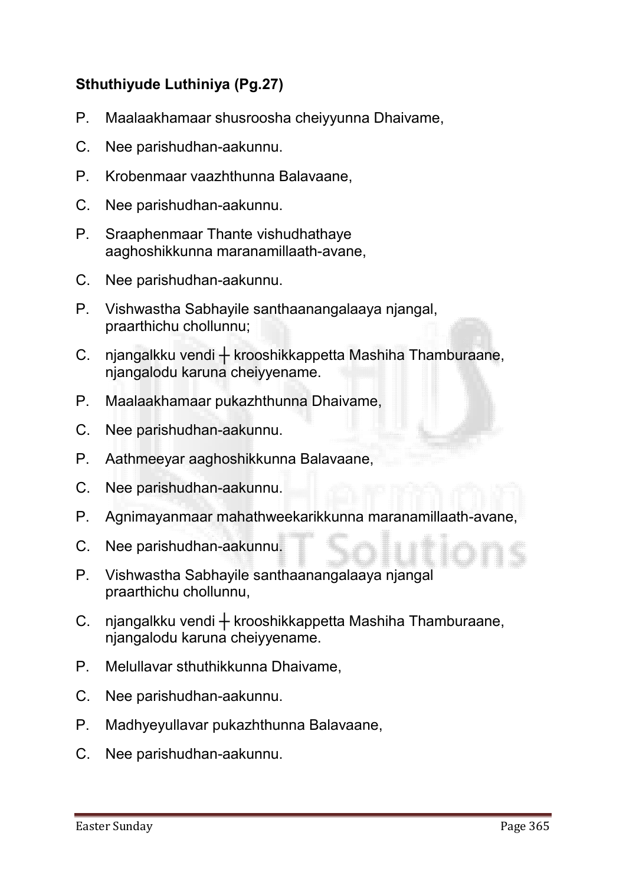**Sthuthiyude Luthiniya (Pg.27)**

P. Maalaakhamaar shusroosha cheiyyunna Dhaivame,

C. Nee parishudhan-aakunnu.

P. Krobenmaar vaazhthunna Balavaane,

C. Nee parishudhan-aakunnu.

P. Sraaphenmaar Thante vishudhathaye aaghoshikkunna maranamillaath-avane,

C. Nee parishudhan-aakunnu.

P. Vishwastha Sabhayile santhaanangalaaya njangal, praarthichu chollunnu;

C. njangalkku vendi ┼ krooshikkappetta Mashiha Thamburaane, njangalodu karuna cheiyyename.

P. Maalaakhamaar pukazhthunna Dhaivame,

C. Nee parishudhan-aakunnu.

P. Aathmeeyar aaghoshikkunna Balavaane,

C. Nee parishudhan-aakunnu.

P. Agnimayanmaar mahathweekarikkunna maranamillaath-avane,

C. Nee parishudhan-aakunnu.

P. Vishwastha Sabhayile santhaanangalaaya njangal praarthichu chollunnu,

C. njangalkku vendi ┼ krooshikkappetta Mashiha Thamburaane, njangalodu karuna cheiyyename.

P. Melullavar sthuthikkunna Dhaivame,

C. Nee parishudhan-aakunnu.

P. Madhyeyullavar pukazhthunna Balavaane,

C. Nee parishudhan-aakunnu.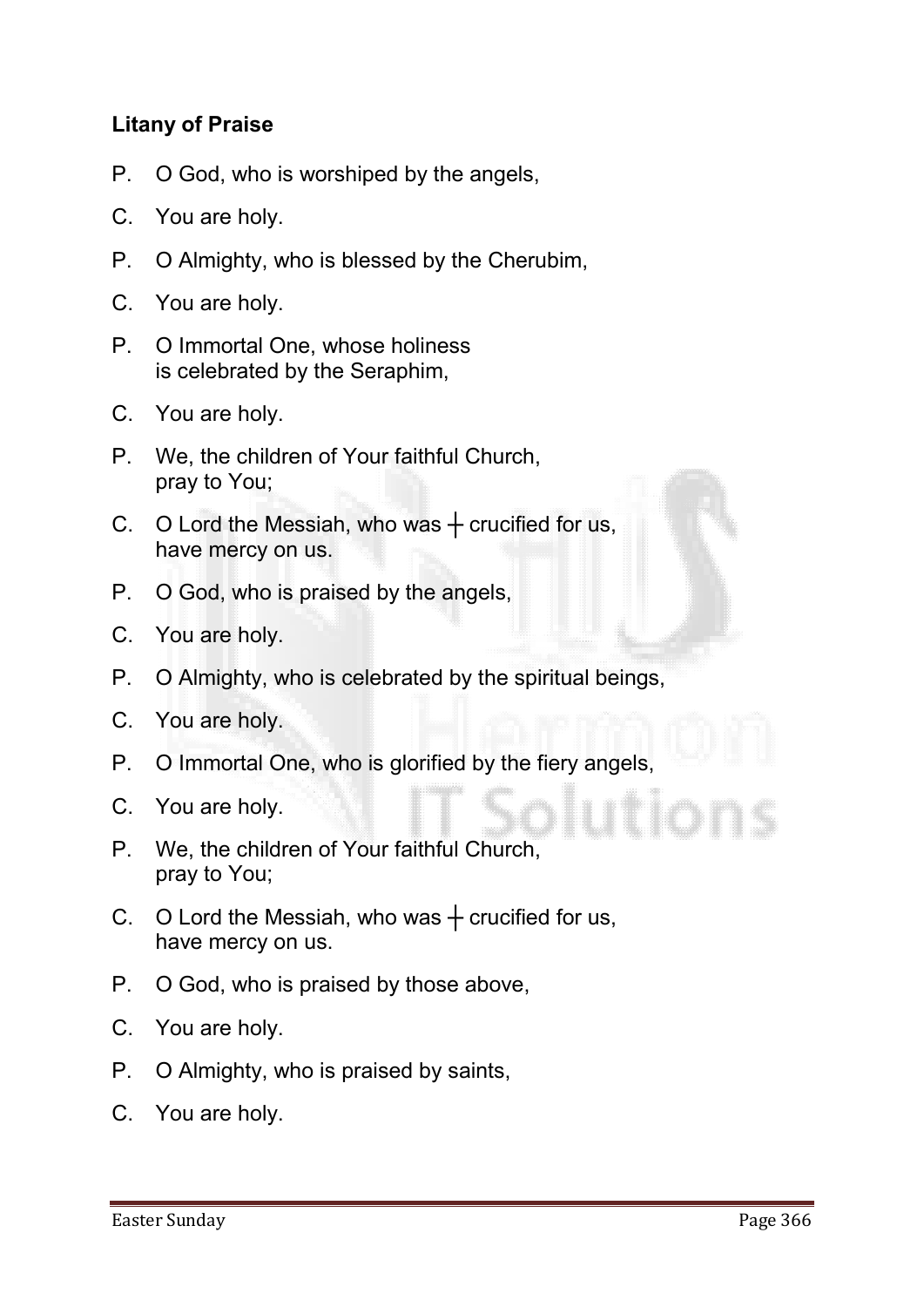**Litany of Praise**

P. O God, who is worshiped by the angels,

C. You are holy.

P. O Almighty, who is blessed by the Cherubim,

C. You are holy.

P. O Immortal One, whose holiness
is celebrated by the Seraphim,

C. You are holy.

P. We, the children of Your faithful Church,
pray to You;

C. O Lord the Messiah, who was ┼ crucified for us,
have mercy on us.

P. O God, who is praised by the angels,

C. You are holy.

P. O Almighty, who is celebrated by the spiritual beings,

C. You are holy.

P. O Immortal One, who is glorified by the fiery angels,

C. You are holy.

P. We, the children of Your faithful Church,
pray to You;

C. O Lord the Messiah, who was ┼ crucified for us,
have mercy on us.

P. O God, who is praised by those above,

C. You are holy.

P. O Almighty, who is praised by saints,

C. You are holy.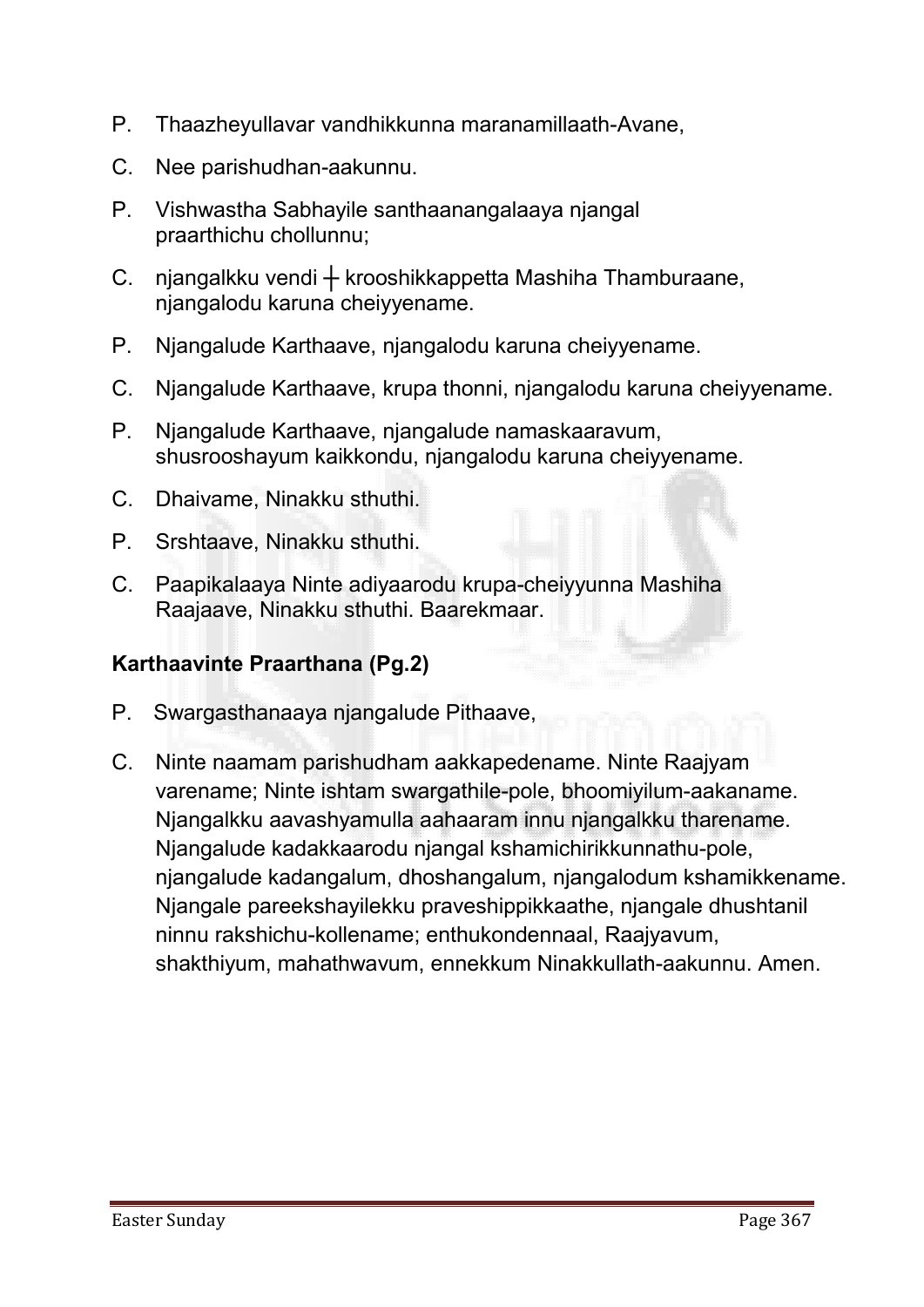P. Thaazheyullavar vandhikkunna maranamillaath-Avane,

C. Nee parishudhan-aakunnu.

P. Vishwastha Sabhayile santhaanangalaaya njangal praarthichu chollunnu;

C. njangalkku vendi ┼ krooshikkappetta Mashiha Thamburaane, njangalodu karuna cheiyyename.

P. Njangalude Karthaave, njangalodu karuna cheiyyename.

C. Njangalude Karthaave, krupa thonni, njangalodu karuna cheiyyename.

P. Njangalude Karthaave, njangalude namaskaaravum, shusrooshayum kaikkondu, njangalodu karuna cheiyyename.

C. Dhaivame, Ninakku sthuthi.

P. Srshtaave, Ninakku sthuthi.

C. Paapikalaaya Ninte adiyaarodu krupa-cheiyyunna Mashiha Raajaave, Ninakku sthuthi. Baarekmaar.

**Karthaavinte Praarthana (Pg.2)**

P. Swargasthanaaya njangalude Pithaave,

C. Ninte naamam parishudham aakkapedename. Ninte Raajyam varename; Ninte ishtam swargathile-pole, bhoomiyilum-aakaname. Njangalkku aavashyamulla aahaaram innu njangalkku tharename. Njangalude kadakkaarodu njangal kshamichirikkunnathu-pole, njangalude kadangalum, dhoshangalum, njangalodum kshamikkename. Njangale pareekshayilekku praveshippikkaathe, njangale dhushtanil ninnu rakshichu-kollename; enthukondennaal, Raajyavum, shakthiyum, mahathwavum, ennekkum Ninakkullath-aakunnu. Amen.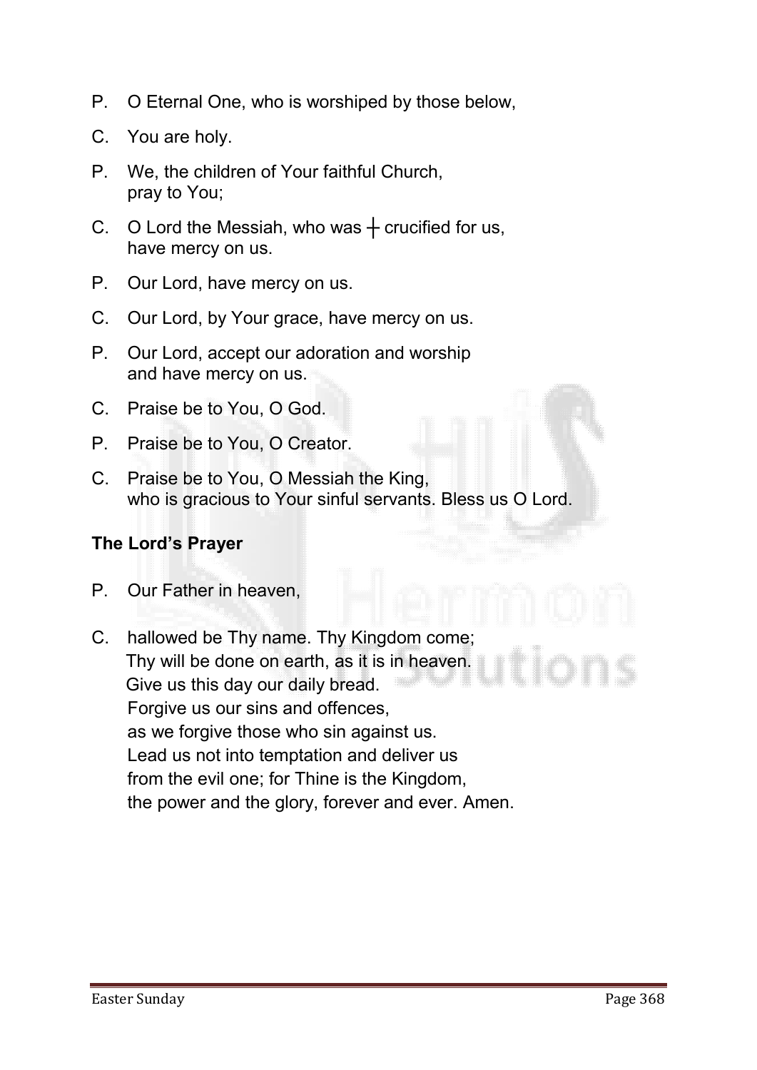P. O Eternal One, who is worshiped by those below,

C. You are holy.

P. We, the children of Your faithful Church,
pray to You;

C. O Lord the Messiah, who was ┼ crucified for us,
have mercy on us.

P. Our Lord, have mercy on us.

C. Our Lord, by Your grace, have mercy on us.

P. Our Lord, accept our adoration and worship
and have mercy on us.

C. Praise be to You, O God.

P. Praise be to You, O Creator.

C. Praise be to You, O Messiah the King,
who is gracious to Your sinful servants. Bless us O Lord.

**The Lord's Prayer**

P. Our Father in heaven,

C. hallowed be Thy name. Thy Kingdom come;
Thy will be done on earth, as it is in heaven.
Give us this day our daily bread.
Forgive us our sins and offences,
as we forgive those who sin against us.
Lead us not into temptation and deliver us
from the evil one; for Thine is the Kingdom,
the power and the glory, forever and ever. Amen.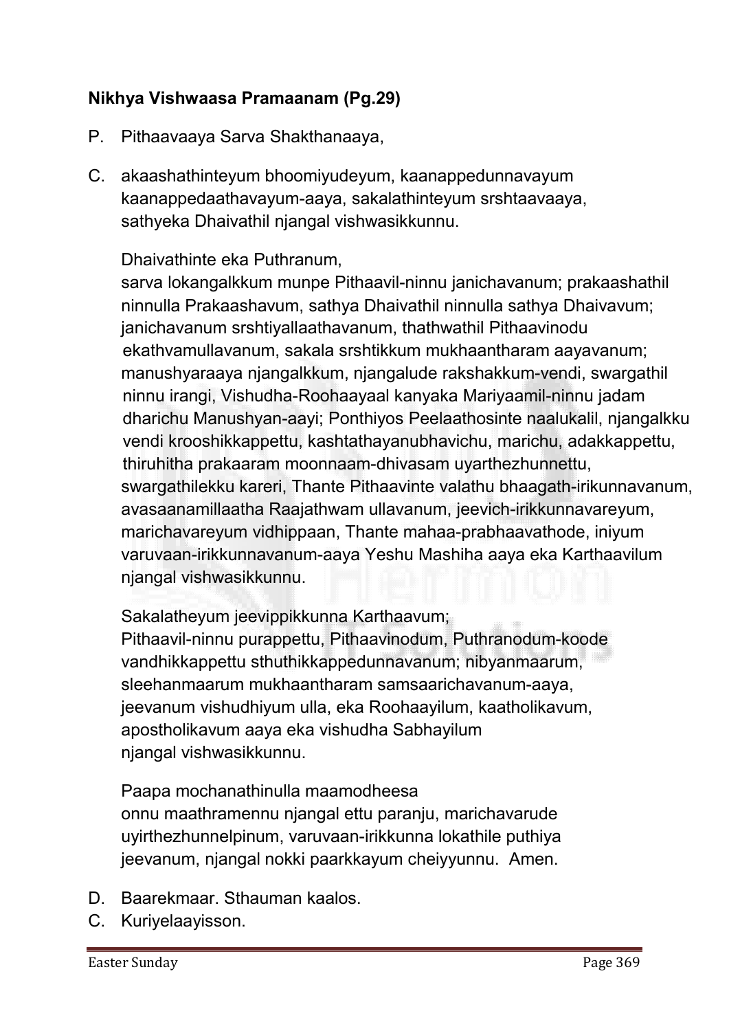**Nikhya Vishwaasa Pramaanam (Pg.29)**

P. Pithaavaaya Sarva Shakthanaaya,

C. akaashathinteyum bhoomiyudeyum, kaanappedunnavayum kaanappedaathavayum-aaya, sakalathinteyum srshtaavaaya, sathyeka Dhaivathil njangal vishwasikkunnu.

Dhaivathinte eka Puthranum,
sarva lokangalkkum munpe Pithaavil-ninnu janichavanum; prakaashathil ninnulla Prakaashavum, sathya Dhaivathil ninnulla sathya Dhaivavum; janichavanum srshtiyallaathavanum, thathwathil Pithaavinodu ekathvamullavanum, sakala srshtikkum mukhaantharam aayavanum; manushyaraaya njangalkkum, njangalude rakshakkum-vendi, swargathil ninnu irangi, Vishudha-Roohaayaal kanyaka Mariyaamil-ninnu jadam dharichu Manushyan-aayi; Ponthiyos Peelaathosinte naalukalil, njangalkku vendi krooshikkappettu, kashtathayanubhavichu, marichu, adakkappettu, thiruhitha prakaaram moonnaam-dhivasam uyarthezhunnettu, swargathilekku kareri, Thante Pithaavinte valathu bhaagath-irikunnavanum, avasaanamillaatha Raajathwam ullavanum, jeevich-irikkunnavareyum, marichavareyum vidhippaan, Thante mahaa-prabhaavathode, iniyum varuvaan-irikkunnavanum-aaya Yeshu Mashiha aaya eka Karthaavilum njangal vishwasikkunnu.

Sakalatheyum jeevippikkunna Karthaavum;
Pithaavil-ninnu purappettu, Pithaavinodum, Puthranodum-koode vandhikkappettu sthuthikkappedunnavanum; nibyanmaarum, sleehanmaarum mukhaantharam samsaarichavanum-aaya, jeevanum vishudhiyum ulla, eka Roohaayilum, kaatholikavum, apostholikavum aaya eka vishudha Sabhayilum njangal vishwasikkunnu.

Paapa mochanathinulla maamodheesa
onnu maathramennu njangal ettu paranju, marichavarude uyirthezhunnelpinum, varuvaan-irikkunna lokathile puthiya jeevanum, njangal nokki paarkkayum cheiyyunnu. Amen.

D. Baarekmaar. Sthauman kaalos.

C. Kuriyelaayisson.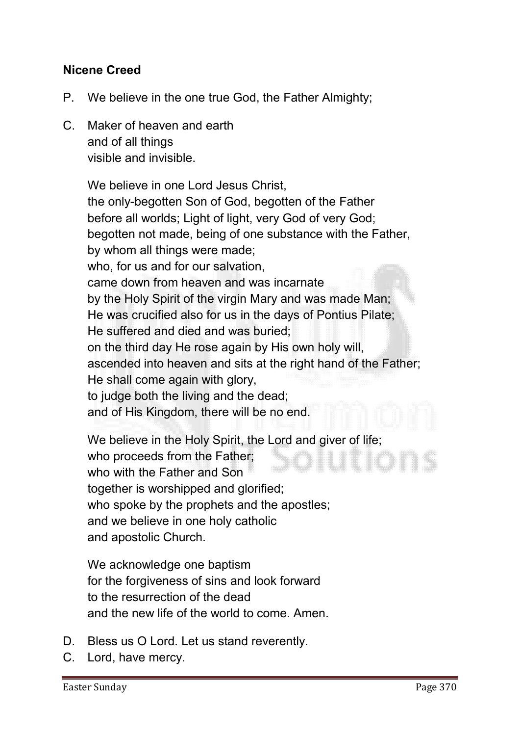**Nicene Creed**

P. We believe in the one true God, the Father Almighty;

C. Maker of heaven and earth
and of all things
visible and invisible.

We believe in one Lord Jesus Christ,
the only-begotten Son of God, begotten of the Father
before all worlds; Light of light, very God of very God;
begotten not made, being of one substance with the Father,
by whom all things were made;
who, for us and for our salvation,
came down from heaven and was incarnate
by the Holy Spirit of the virgin Mary and was made Man;
He was crucified also for us in the days of Pontius Pilate;
He suffered and died and was buried;
on the third day He rose again by His own holy will,
ascended into heaven and sits at the right hand of the Father;
He shall come again with glory,
to judge both the living and the dead;
and of His Kingdom, there will be no end.

We believe in the Holy Spirit, the Lord and giver of life;
who proceeds from the Father;
who with the Father and Son
together is worshipped and glorified;
who spoke by the prophets and the apostles;
and we believe in one holy catholic
and apostolic Church.

We acknowledge one baptism
for the forgiveness of sins and look forward
to the resurrection of the dead
and the new life of the world to come. Amen.

D. Bless us O Lord. Let us stand reverently.

C. Lord, have mercy.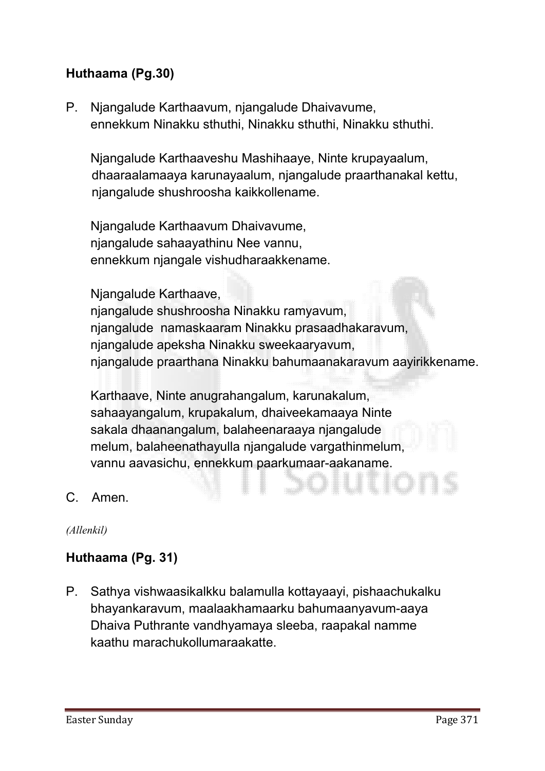**Huthaama (Pg.30)**

P. Njangalude Karthaavum, njangalude Dhaivavume,
ennekkum Ninakku sthuthi, Ninakku sthuthi, Ninakku sthuthi.

Njangalude Karthaaveshu Mashihaaye, Ninte krupayaalum,
dhaaraalamaaya karunayaalum, njangalude praarthanakal kettu,
njangalude shushroosha kaikkollename.

Njangalude Karthaavum Dhaivavume,
njangalude sahaayathinu Nee vannu,
ennekkum njangale vishudharaakkename.

Njangalude Karthaave,
njangalude shushroosha Ninakku ramyavum,
njangalude namaskaaram Ninakku prasaadhakaravum,
njangalude apeksha Ninakku sweekaaryavum,
njangalude praarthana Ninakku bahumaanakaravum aayirikkename.

Karthaave, Ninte anugrahangalum, karunakalum,
sahaayangalum, krupakalum, dhaiveekamaaya Ninte
sakala dhaanangalum, balaheenaraaya njangalude
melum, balaheenathayulla njangalude vargathinmelum,
vannu aavasichu, ennekkum paarkumaar-aakaname.

C. Amen.

*(Allenkil)*

**Huthaama (Pg. 31)**

P. Sathya vishwaasikalkku balamulla kottayaayi, pishaachukalku
bhayankaravum, maalaakhamaarku bahumaanyavum-aaya
Dhaiva Puthrante vandhyamaya sleeba, raapakal namme
kaathu marachukollumaraakatte.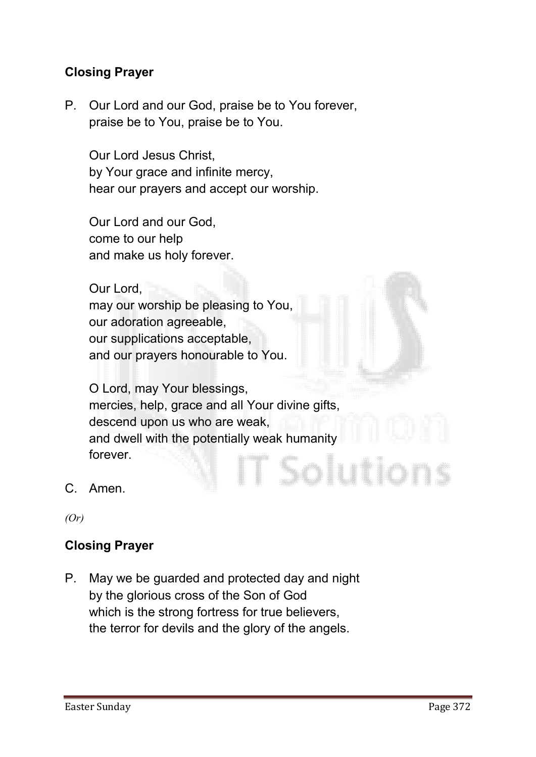**Closing Prayer**

P. Our Lord and our God, praise be to You forever,
praise be to You, praise be to You.

Our Lord Jesus Christ,
by Your grace and infinite mercy,
hear our prayers and accept our worship.

Our Lord and our God,
come to our help
and make us holy forever.

Our Lord,
may our worship be pleasing to You,
our adoration agreeable,
our supplications acceptable,
and our prayers honourable to You.

O Lord, may Your blessings,
mercies, help, grace and all Your divine gifts,
descend upon us who are weak,
and dwell with the potentially weak humanity
forever.

C. Amen.

*(Or)*

**Closing Prayer**

P. May we be guarded and protected day and night
by the glorious cross of the Son of God
which is the strong fortress for true believers,
the terror for devils and the glory of the angels.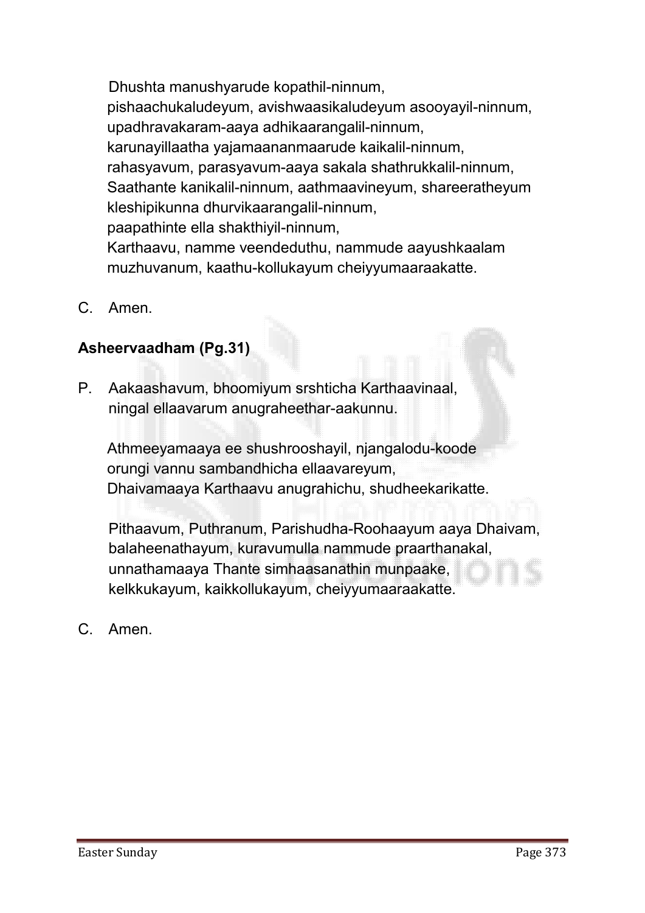Dhushta manushyarude kopathil-ninnum,
pishaachukaludeyum, avishwaasikaludeyum asooyayil-ninnum,
upadhravakaram-aaya adhikaarangalil-ninnum,
karunayillaatha yajamaananmaarude kaikalil-ninnum,
rahasyavum, parasyavum-aaya sakala shathrukkalil-ninnum,
Saathante kanikalil-ninnum, aathmaavineyum, shareeratheyum
kleshipikunna dhurvikaarangalil-ninnum,
paapathinte ella shakthiyil-ninnum,
Karthaavu, namme veendeduthu, nammude aayushkaalam
muzhuvanum, kaathu-kollukayum cheiyyumaaraakatte.

C. Amen.

**Asheervaadham (Pg.31)**

P. Aakaashavum, bhoomiyum srshticha Karthaavinaal,
ningal ellaavarum anugraheethar-aakunnu.

Athmeeyamaaya ee shushrooshayil, njangalodu-koode
orungi vannu sambandhicha ellaavareyum,
Dhaivamaaya Karthaavu anugrahichu, shudheekarikatte.

Pithaavum, Puthranum, Parishudha-Roohaayum aaya Dhaivam,
balaheenathayum, kuravumulla nammude praarthanakal,
unnathamaaya Thante simhaasanathin munpaake,
kelkkukayum, kaikkollukayum, cheiyyumaaraakatte.

C. Amen.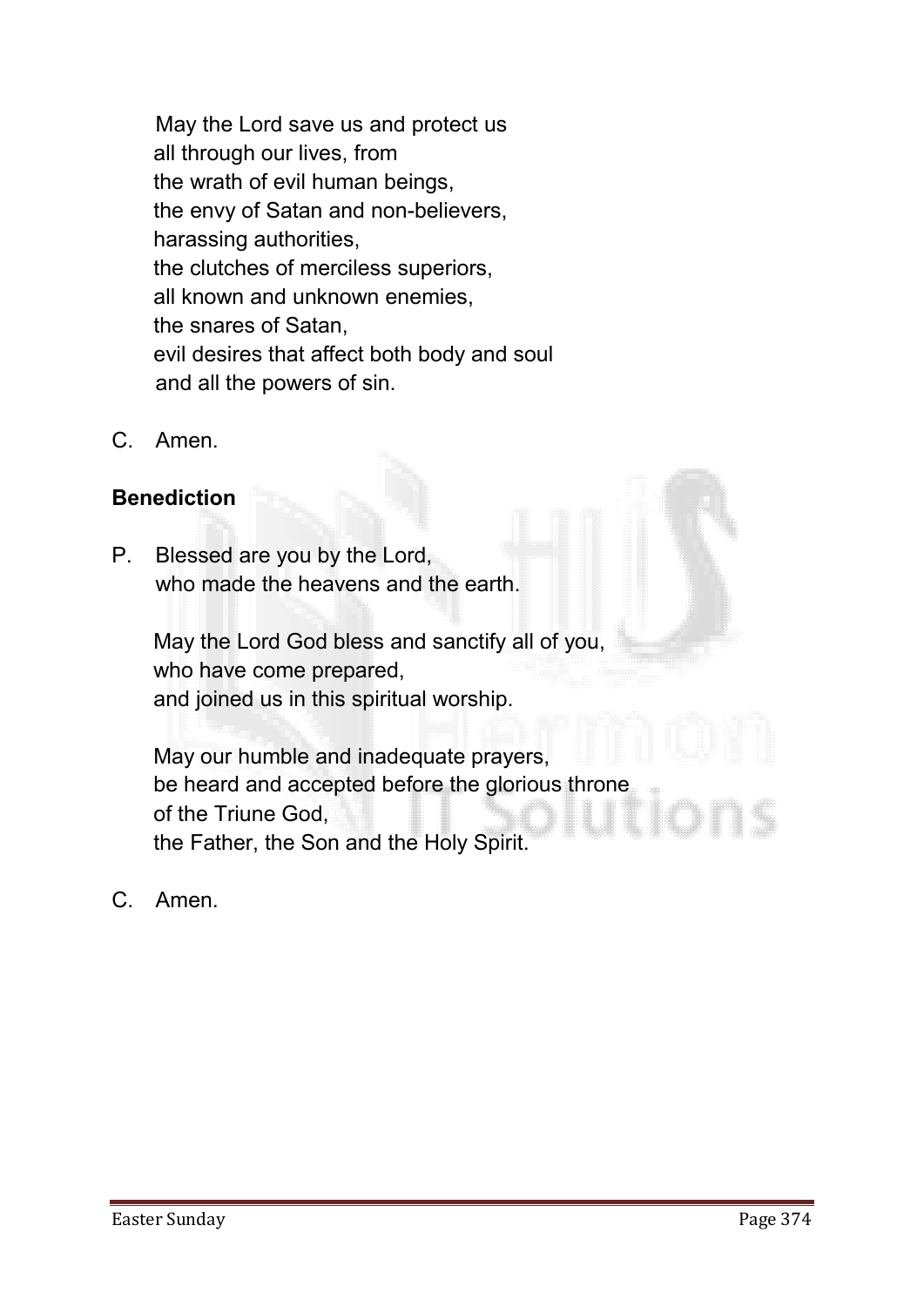May the Lord save us and protect us
all through our lives, from
the wrath of evil human beings,
the envy of Satan and non-believers,
harassing authorities,
the clutches of merciless superiors,
all known and unknown enemies,
the snares of Satan,
evil desires that affect both body and soul
and all the powers of sin.

C. Amen.

**Benediction**

P. Blessed are you by the Lord,
who made the heavens and the earth.

May the Lord God bless and sanctify all of you,
who have come prepared,
and joined us in this spiritual worship.

May our humble and inadequate prayers,
be heard and accepted before the glorious throne
of the Triune God,
the Father, the Son and the Holy Spirit.

C. Amen.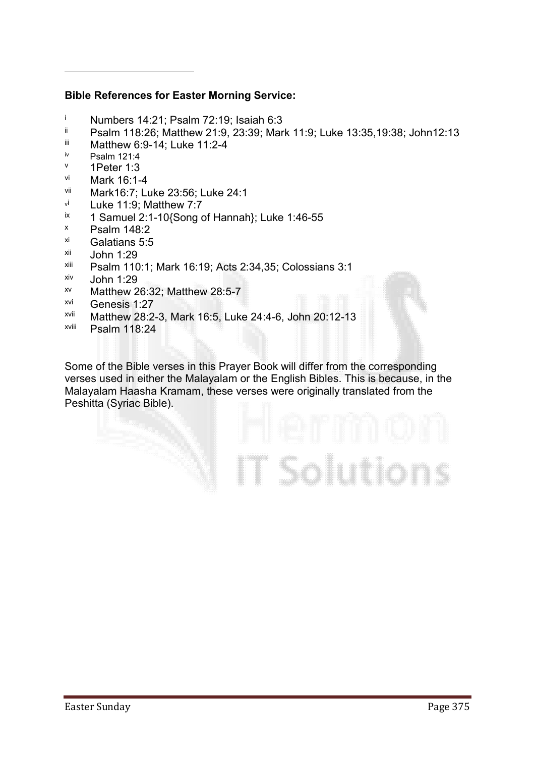**Bible References for Easter Morning Service:**

- [i] Numbers 14:21; Psalm 72:19; Isaiah 6:3
- [ii] Psalm 118:26; Matthew 21:9, 23:39; Mark 11:9; Luke 13:35,19:38; John12:13
- [iii] Matthew 6:9-14; Luke 11:2-4
- [iv] Psalm 121:4
- [v] 1Peter 1:3
- [vi] Mark 16:1-4
- [vii] Mark16:7; Luke 23:56; Luke 24:1
- [vi] Luke 11:9; Matthew 7:7
- [ix] 1 Samuel 2:1-10{Song of Hannah}; Luke 1:46-55
- [x] Psalm 148:2
- [xi] Galatians 5:5
- [xii] John 1:29
- [xiii] Psalm 110:1; Mark 16:19; Acts 2:34,35; Colossians 3:1
- [xiv] John 1:29
- [xv] Matthew 26:32; Matthew 28:5-7
- [xvi] Genesis 1:27
- [xvii] Matthew 28:2-3, Mark 16:5, Luke 24:4-6, John 20:12-13
- [xviii] Psalm 118:24

Some of the Bible verses in this Prayer Book will differ from the corresponding verses used in either the Malayalam or the English Bibles. This is because, in the Malayalam Haasha Kramam, these verses were originally translated from the Peshitta (Syriac Bible).